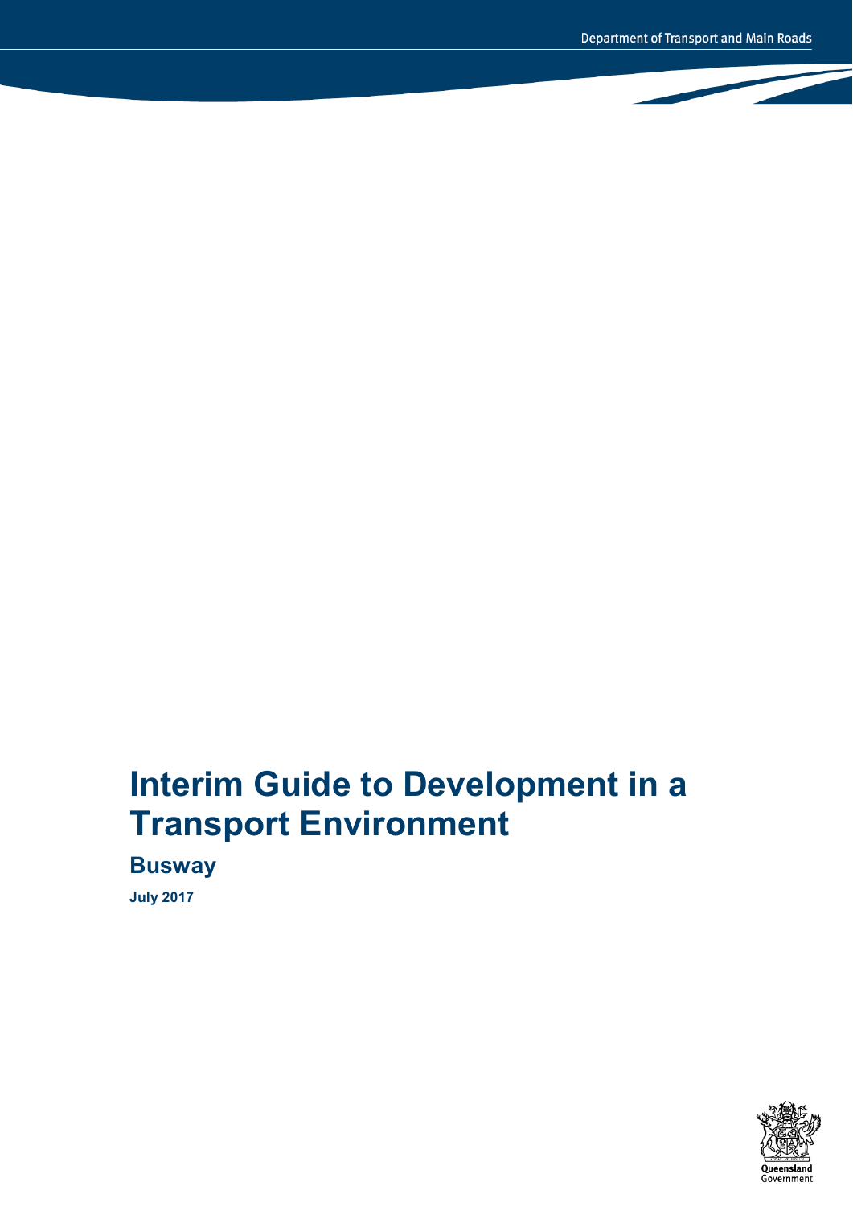Department of Transport and Main Roads

# Interim Guide to Development in a Transport Environment

## Busway

**July 2017**

Queensland Government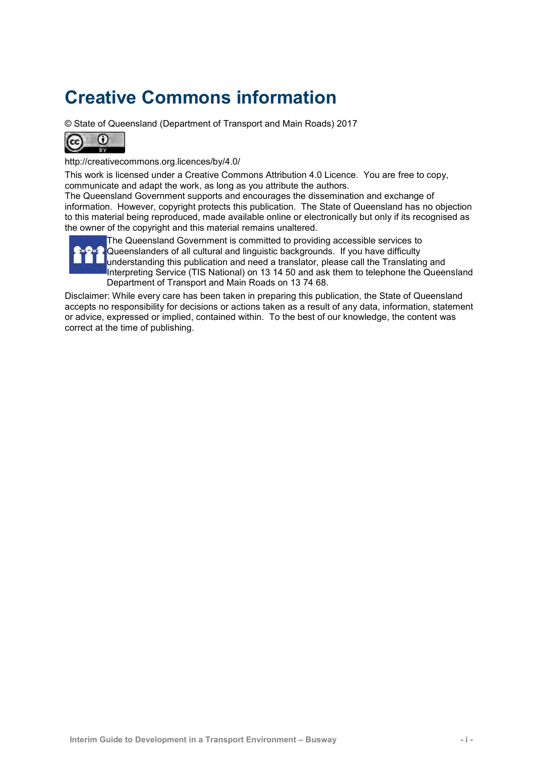# Creative Commons information

© State of Queensland (Department of Transport and Main Roads) 2017

http://creativecommons.org.licences/by/4.0/

This work is licensed under a Creative Commons Attribution 4.0 Licence. You are free to copy, communicate and adapt the work, as long as you attribute the authors.

The Queensland Government supports and encourages the dissemination and exchange of information. However, copyright protects this publication. The State of Queensland has no objection to this material being reproduced, made available online or electronically but only if its recognised as the owner of the copyright and this material remains unaltered.

The Queensland Government is committed to providing accessible services to Queenslanders of all cultural and linguistic backgrounds. If you have difficulty understanding this publication and need a translator, please call the Translating and Interpreting Service (TIS National) on 13 14 50 and ask them to telephone the Queensland Department of Transport and Main Roads on 13 74 68.

Disclaimer: While every care has been taken in preparing this publication, the State of Queensland accepts no responsibility for decisions or actions taken as a result of any data, information, statement or advice, expressed or implied, contained within. To the best of our knowledge, the content was correct at the time of publishing.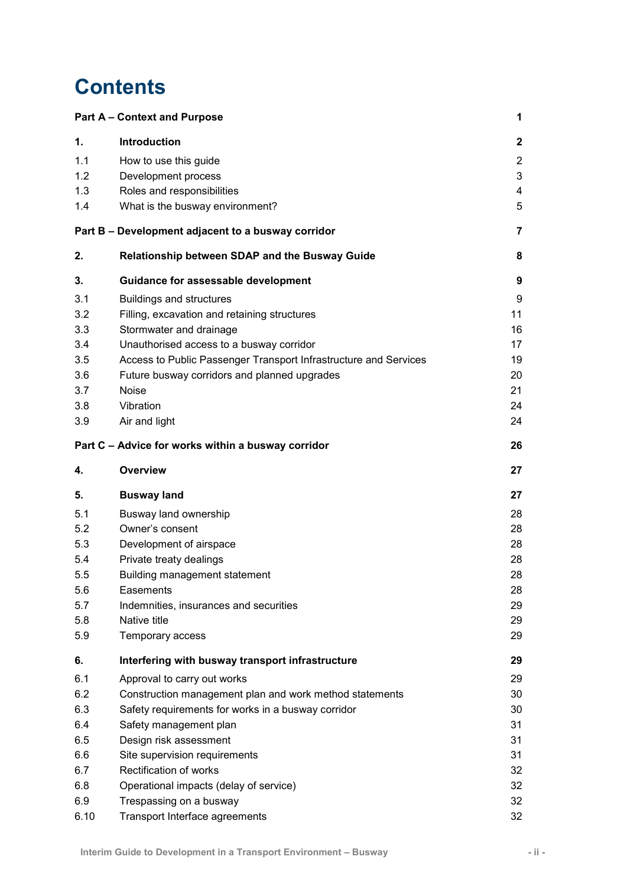# Contents

| | | |
|---|---|---|
| **Part A – Context and Purpose** | | **1** |
| **1.** | **Introduction** | **2** |
| 1.1 | How to use this guide | 2 |
| 1.2 | Development process | 3 |
| 1.3 | Roles and responsibilities | 4 |
| 1.4 | What is the busway environment? | 5 |
| **Part B – Development adjacent to a busway corridor** | | **7** |
| **2.** | **Relationship between SDAP and the Busway Guide** | **8** |
| **3.** | **Guidance for assessable development** | **9** |
| 3.1 | Buildings and structures | 9 |
| 3.2 | Filling, excavation and retaining structures | 11 |
| 3.3 | Stormwater and drainage | 16 |
| 3.4 | Unauthorised access to a busway corridor | 17 |
| 3.5 | Access to Public Passenger Transport Infrastructure and Services | 19 |
| 3.6 | Future busway corridors and planned upgrades | 20 |
| 3.7 | Noise | 21 |
| 3.8 | Vibration | 24 |
| 3.9 | Air and light | 24 |
| **Part C – Advice for works within a busway corridor** | | **26** |
| **4.** | **Overview** | **27** |
| **5.** | **Busway land** | **27** |
| 5.1 | Busway land ownership | 28 |
| 5.2 | Owner's consent | 28 |
| 5.3 | Development of airspace | 28 |
| 5.4 | Private treaty dealings | 28 |
| 5.5 | Building management statement | 28 |
| 5.6 | Easements | 28 |
| 5.7 | Indemnities, insurances and securities | 29 |
| 5.8 | Native title | 29 |
| 5.9 | Temporary access | 29 |
| **6.** | **Interfering with busway transport infrastructure** | **29** |
| 6.1 | Approval to carry out works | 29 |
| 6.2 | Construction management plan and work method statements | 30 |
| 6.3 | Safety requirements for works in a busway corridor | 30 |
| 6.4 | Safety management plan | 31 |
| 6.5 | Design risk assessment | 31 |
| 6.6 | Site supervision requirements | 31 |
| 6.7 | Rectification of works | 32 |
| 6.8 | Operational impacts (delay of service) | 32 |
| 6.9 | Trespassing on a busway | 32 |
| 6.10 | Transport Interface agreements | 32 |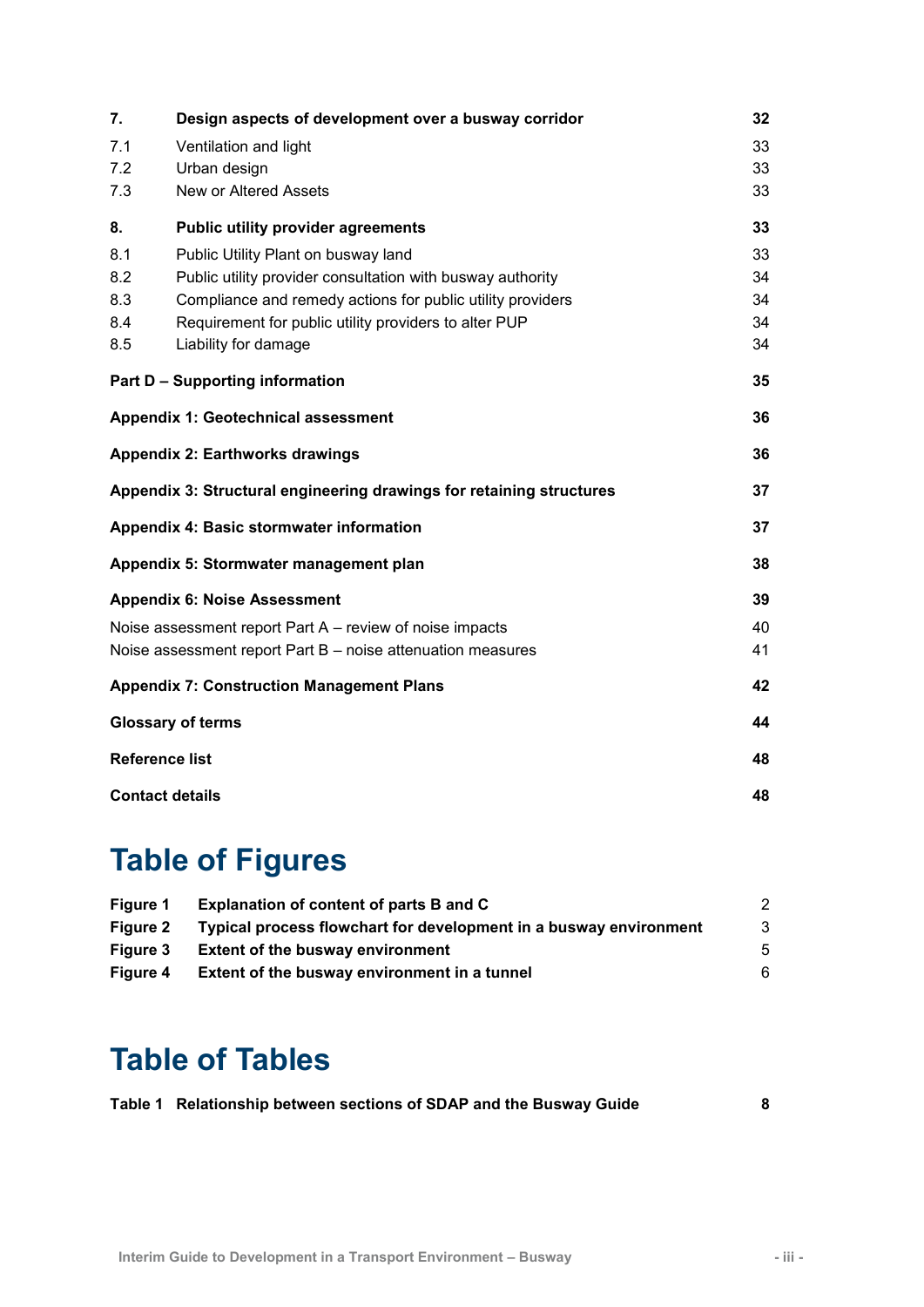| | | |
|---|---|---|
| **7.** | **Design aspects of development over a busway corridor** | **32** |
| 7.1 | Ventilation and light | 33 |
| 7.2 | Urban design | 33 |
| 7.3 | New or Altered Assets | 33 |
| **8.** | **Public utility provider agreements** | **33** |
| 8.1 | Public Utility Plant on busway land | 33 |
| 8.2 | Public utility provider consultation with busway authority | 34 |
| 8.3 | Compliance and remedy actions for public utility providers | 34 |
| 8.4 | Requirement for public utility providers to alter PUP | 34 |
| 8.5 | Liability for damage | 34 |

| | |
|---|---|
| **Part D – Supporting information** | **35** |
| **Appendix 1: Geotechnical assessment** | **36** |
| **Appendix 2: Earthworks drawings** | **36** |
| **Appendix 3: Structural engineering drawings for retaining structures** | **37** |
| **Appendix 4: Basic stormwater information** | **37** |
| **Appendix 5: Stormwater management plan** | **38** |
| **Appendix 6: Noise Assessment** | **39** |
| Noise assessment report Part A – review of noise impacts | 40 |
| Noise assessment report Part B – noise attenuation measures | 41 |
| **Appendix 7: Construction Management Plans** | **42** |
| **Glossary of terms** | **44** |
| **Reference list** | **48** |
| **Contact details** | **48** |

# Table of Figures

| | | |
|---|---|---|
| **Figure 1** | **Explanation of content of parts B and C** | 2 |
| **Figure 2** | **Typical process flowchart for development in a busway environment** | 3 |
| **Figure 3** | **Extent of the busway environment** | 5 |
| **Figure 4** | **Extent of the busway environment in a tunnel** | 6 |

# Table of Tables

| | | |
|---|---|---|
| **Table 1** | **Relationship between sections of SDAP and the Busway Guide** | **8** |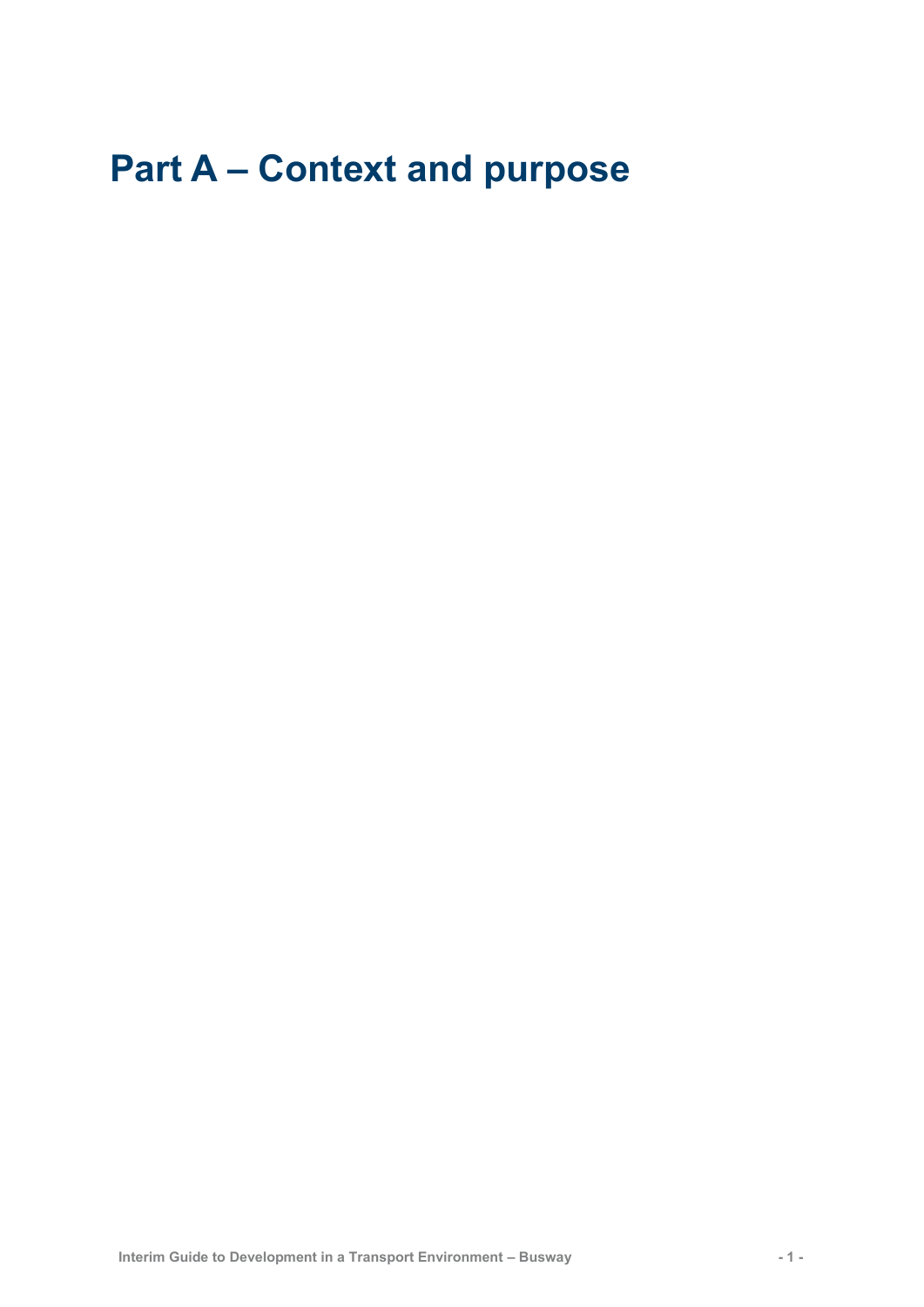# Part A – Context and purpose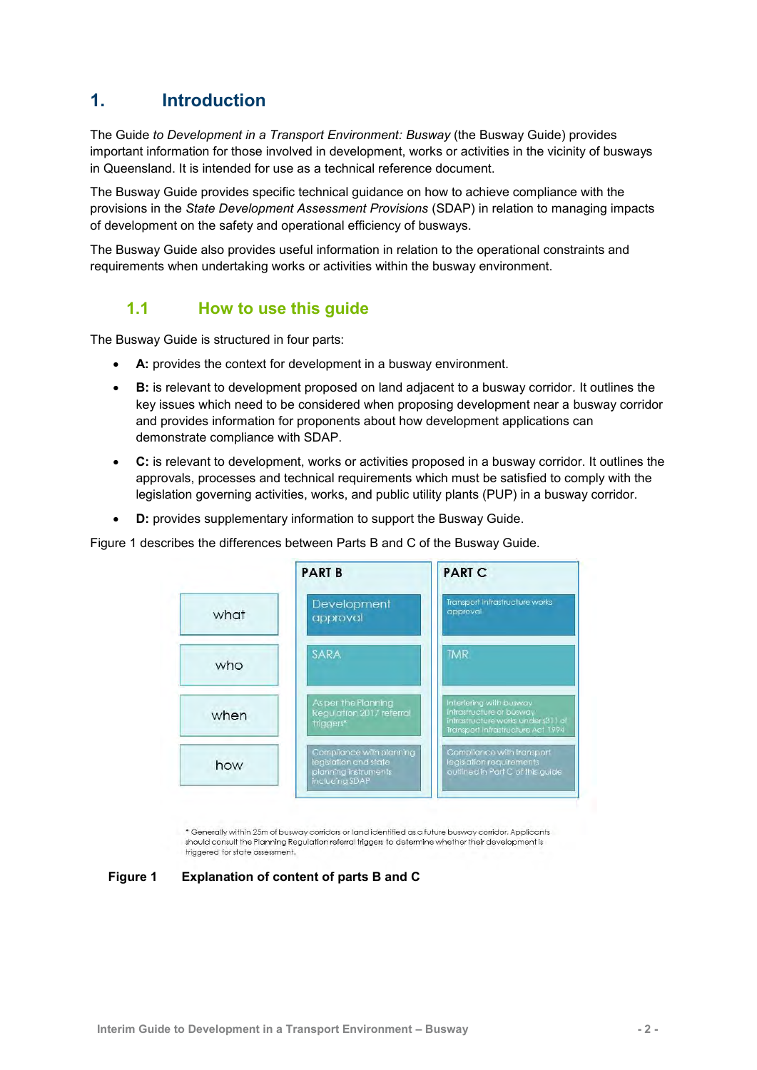# 1. Introduction

The Guide *to Development in a Transport Environment: Busway* (the Busway Guide) provides important information for those involved in development, works or activities in the vicinity of busways in Queensland. It is intended for use as a technical reference document.

The Busway Guide provides specific technical guidance on how to achieve compliance with the provisions in the *State Development Assessment Provisions* (SDAP) in relation to managing impacts of development on the safety and operational efficiency of busways.

The Busway Guide also provides useful information in relation to the operational constraints and requirements when undertaking works or activities within the busway environment.

## 1.1 How to use this guide

The Busway Guide is structured in four parts:

- **A:** provides the context for development in a busway environment.
- **B:** is relevant to development proposed on land adjacent to a busway corridor. It outlines the key issues which need to be considered when proposing development near a busway corridor and provides information for proponents about how development applications can demonstrate compliance with SDAP.
- **C:** is relevant to development, works or activities proposed in a busway corridor. It outlines the approvals, processes and technical requirements which must be satisfied to comply with the legislation governing activities, works, and public utility plants (PUP) in a busway corridor.
- **D:** provides supplementary information to support the Busway Guide.

Figure 1 describes the differences between Parts B and C of the Busway Guide.

| | PART B | PART C |
|---|---|---|
| what | Development approval | Transport infrastructure works approval |
| who | SARA | TMR |
| when | As per the Planning Regulation 2017 referral triggers* | Interfering with busway infrastructure or busway infrastructure works under s311 of Transport Infrastructure Act 1994 |
| how | Compliance with planning legislation and state planning instruments including SDAP | Compliance with transport legislation requirements outlined in Part C of this guide |

\* Generally within 25m of busway corridors or land identified as a future busway corridor. Applicants should consult the Planning Regulation referral triggers to determine whether their development is triggered for state assessment.

**Figure 1 Explanation of content of parts B and C**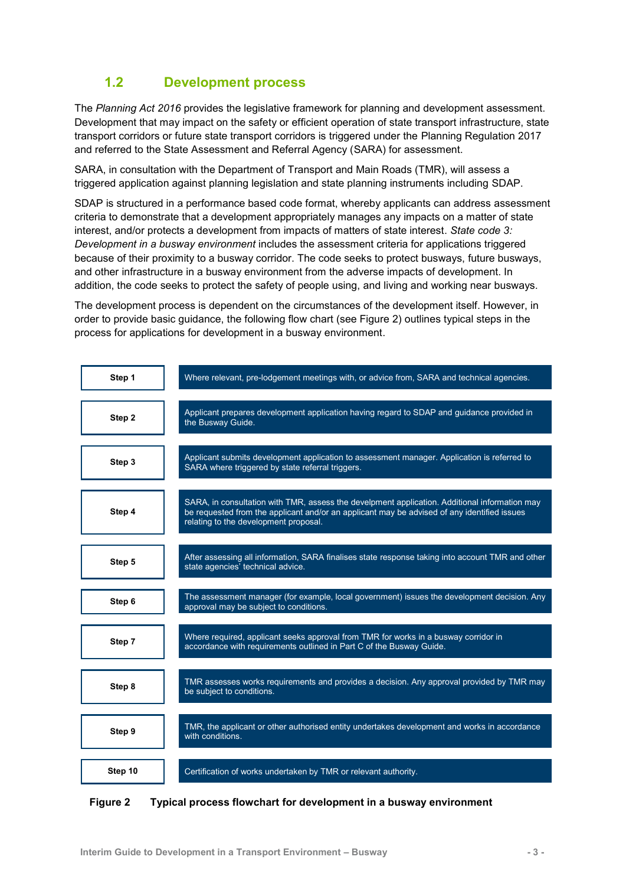## 1.2 Development process

The *Planning Act 2016* provides the legislative framework for planning and development assessment. Development that may impact on the safety or efficient operation of state transport infrastructure, state transport corridors or future state transport corridors is triggered under the Planning Regulation 2017 and referred to the State Assessment and Referral Agency (SARA) for assessment.

SARA, in consultation with the Department of Transport and Main Roads (TMR), will assess a triggered application against planning legislation and state planning instruments including SDAP.

SDAP is structured in a performance based code format, whereby applicants can address assessment criteria to demonstrate that a development appropriately manages any impacts on a matter of state interest, and/or protects a development from impacts of matters of state interest. *State code 3: Development in a busway environment* includes the assessment criteria for applications triggered because of their proximity to a busway corridor. The code seeks to protect busways, future busways, and other infrastructure in a busway environment from the adverse impacts of development. In addition, the code seeks to protect the safety of people using, and living and working near busways.

The development process is dependent on the circumstances of the development itself. However, in order to provide basic guidance, the following flow chart (see Figure 2) outlines typical steps in the process for applications for development in a busway environment.

| Step | Description |
|---|---|
| **Step 1** | Where relevant, pre-lodgement meetings with, or advice from, SARA and technical agencies. |
| **Step 2** | Applicant prepares development application having regard to SDAP and guidance provided in the Busway Guide. |
| **Step 3** | Applicant submits development application to assessment manager. Application is referred to SARA where triggered by state referral triggers. |
| **Step 4** | SARA, in consultation with TMR, assess the develpment application. Additional information may be requested from the applicant and/or an applicant may be advised of any identified issues relating to the development proposal. |
| **Step 5** | After assessing all information, SARA finalises state response taking into account TMR and other state agencies' technical advice. |
| **Step 6** | The assessment manager (for example, local government) issues the development decision. Any approval may be subject to conditions. |
| **Step 7** | Where required, applicant seeks approval from TMR for works in a busway corridor in accordance with requirements outlined in Part C of the Busway Guide. |
| **Step 8** | TMR assesses works requirements and provides a decision. Any approval provided by TMR may be subject to conditions. |
| **Step 9** | TMR, the applicant or other authorised entity undertakes development and works in accordance with conditions. |
| **Step 10** | Certification of works undertaken by TMR or relevant authority. |

**Figure 2 Typical process flowchart for development in a busway environment**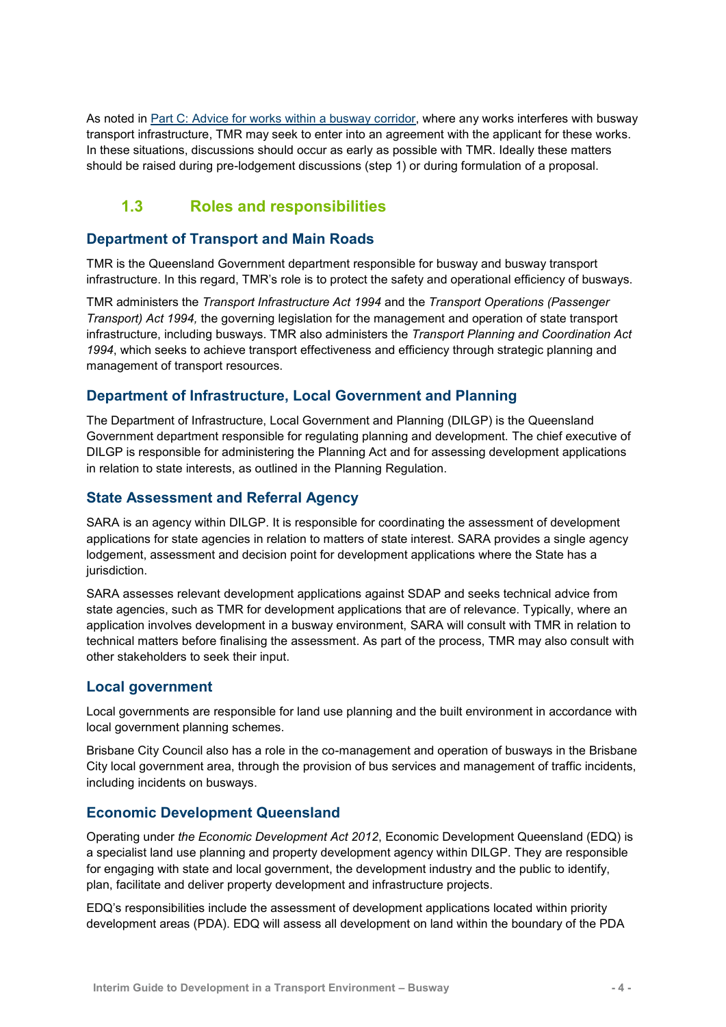As noted in [Part C: Advice for works within a busway corridor](), where any works interferes with busway transport infrastructure, TMR may seek to enter into an agreement with the applicant for these works. In these situations, discussions should occur as early as possible with TMR. Ideally these matters should be raised during pre-lodgement discussions (step 1) or during formulation of a proposal.

## 1.3 Roles and responsibilities

### Department of Transport and Main Roads

TMR is the Queensland Government department responsible for busway and busway transport infrastructure. In this regard, TMR's role is to protect the safety and operational efficiency of busways.

TMR administers the *Transport Infrastructure Act 1994* and the *Transport Operations (Passenger Transport) Act 1994,* the governing legislation for the management and operation of state transport infrastructure, including busways. TMR also administers the *Transport Planning and Coordination Act 1994*, which seeks to achieve transport effectiveness and efficiency through strategic planning and management of transport resources.

### Department of Infrastructure, Local Government and Planning

The Department of Infrastructure, Local Government and Planning (DILGP) is the Queensland Government department responsible for regulating planning and development. The chief executive of DILGP is responsible for administering the Planning Act and for assessing development applications in relation to state interests, as outlined in the Planning Regulation.

### State Assessment and Referral Agency

SARA is an agency within DILGP. It is responsible for coordinating the assessment of development applications for state agencies in relation to matters of state interest. SARA provides a single agency lodgement, assessment and decision point for development applications where the State has a jurisdiction.

SARA assesses relevant development applications against SDAP and seeks technical advice from state agencies, such as TMR for development applications that are of relevance. Typically, where an application involves development in a busway environment, SARA will consult with TMR in relation to technical matters before finalising the assessment. As part of the process, TMR may also consult with other stakeholders to seek their input.

### Local government

Local governments are responsible for land use planning and the built environment in accordance with local government planning schemes.

Brisbane City Council also has a role in the co-management and operation of busways in the Brisbane City local government area, through the provision of bus services and management of traffic incidents, including incidents on busways.

### Economic Development Queensland

Operating under *the Economic Development Act 2012*, Economic Development Queensland (EDQ) is a specialist land use planning and property development agency within DILGP. They are responsible for engaging with state and local government, the development industry and the public to identify, plan, facilitate and deliver property development and infrastructure projects.

EDQ's responsibilities include the assessment of development applications located within priority development areas (PDA). EDQ will assess all development on land within the boundary of the PDA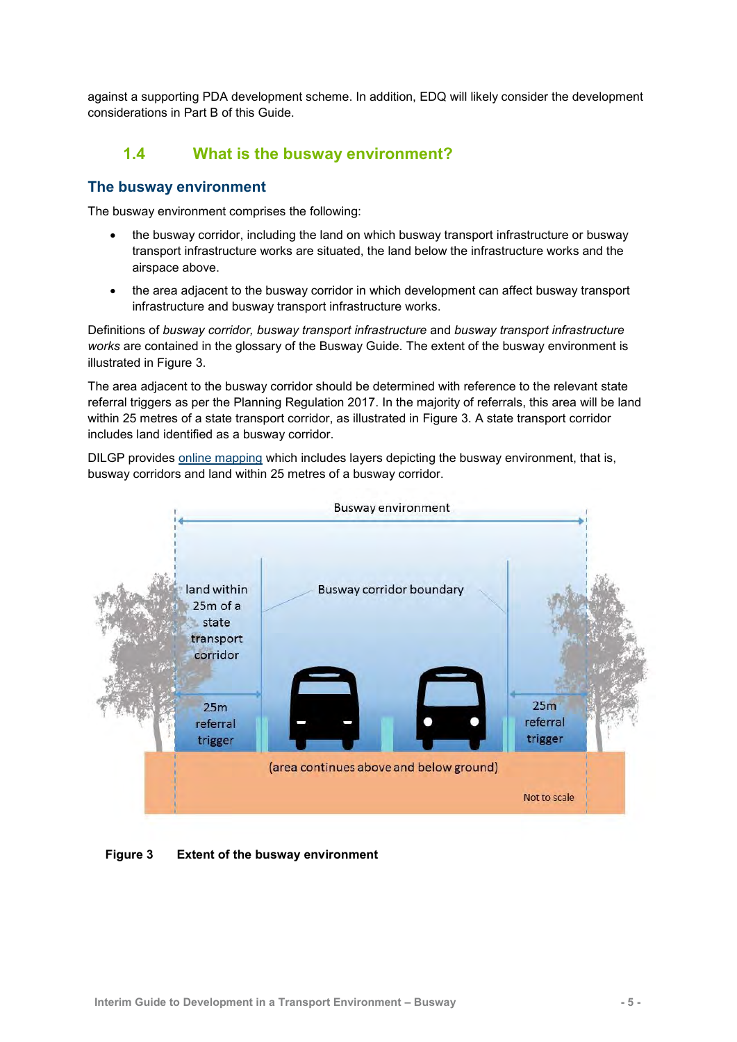against a supporting PDA development scheme. In addition, EDQ will likely consider the development considerations in Part B of this Guide.

## 1.4 What is the busway environment?

### The busway environment

The busway environment comprises the following:

- the busway corridor, including the land on which busway transport infrastructure or busway transport infrastructure works are situated, the land below the infrastructure works and the airspace above.
- the area adjacent to the busway corridor in which development can affect busway transport infrastructure and busway transport infrastructure works.

Definitions of *busway corridor, busway transport infrastructure* and *busway transport infrastructure works* are contained in the glossary of the Busway Guide. The extent of the busway environment is illustrated in Figure 3.

The area adjacent to the busway corridor should be determined with reference to the relevant state referral triggers as per the Planning Regulation 2017. In the majority of referrals, this area will be land within 25 metres of a state transport corridor, as illustrated in Figure 3. A state transport corridor includes land identified as a busway corridor.

DILGP provides online mapping which includes layers depicting the busway environment, that is, busway corridors and land within 25 metres of a busway corridor.

Busway environment

land within 25m of a state transport corridor

Busway corridor boundary

25m referral trigger

25m referral trigger

(area continues above and below ground)

Not to scale

**Figure 3 Extent of the busway environment**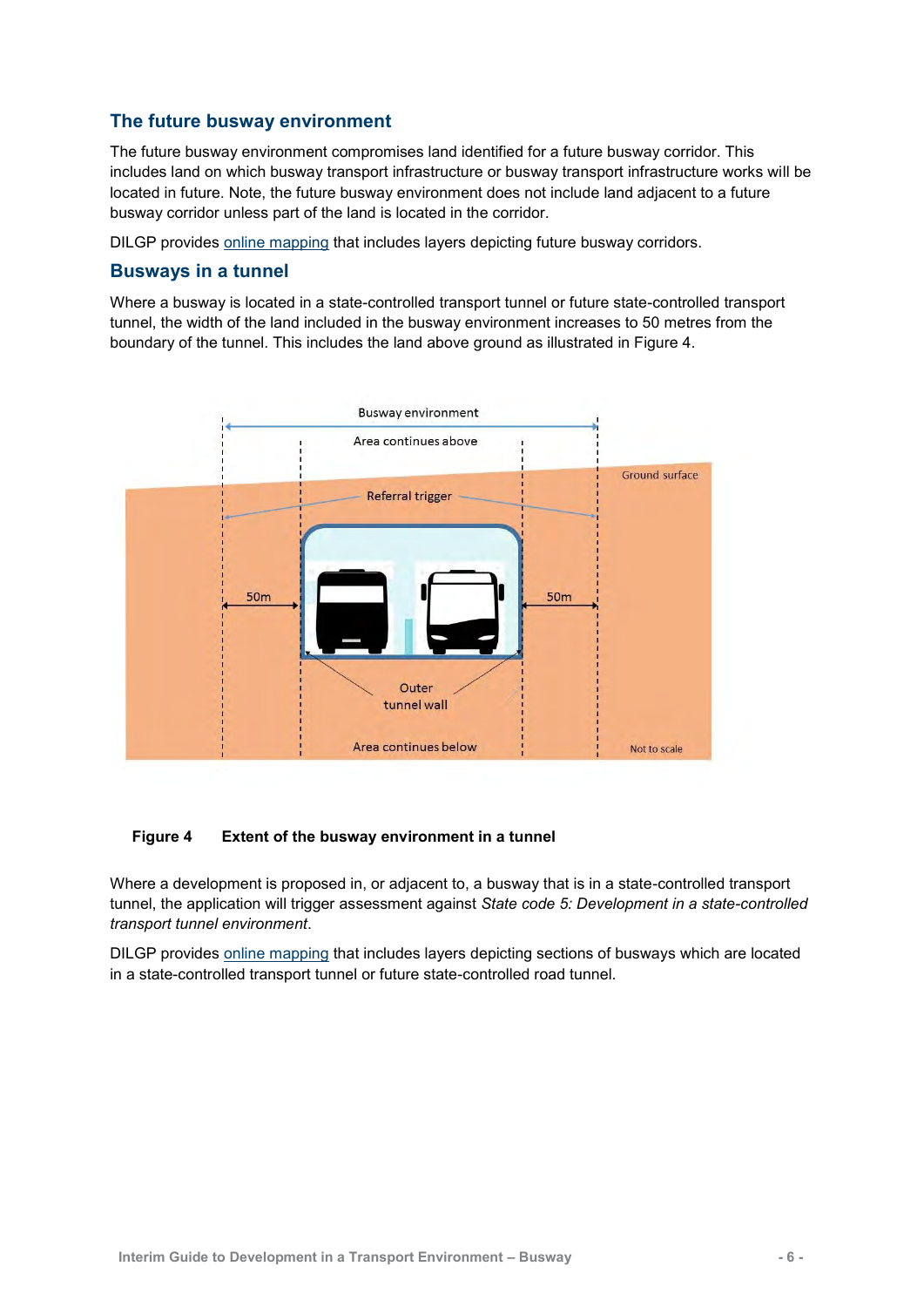## The future busway environment

The future busway environment compromises land identified for a future busway corridor. This includes land on which busway transport infrastructure or busway transport infrastructure works will be located in future. Note, the future busway environment does not include land adjacent to a future busway corridor unless part of the land is located in the corridor.

DILGP provides online mapping that includes layers depicting future busway corridors.

## Busways in a tunnel

Where a busway is located in a state-controlled transport tunnel or future state-controlled transport tunnel, the width of the land included in the busway environment increases to 50 metres from the boundary of the tunnel. This includes the land above ground as illustrated in Figure 4.

**Figure 4 Extent of the busway environment in a tunnel**

Where a development is proposed in, or adjacent to, a busway that is in a state-controlled transport tunnel, the application will trigger assessment against *State code 5: Development in a state-controlled transport tunnel environment*.

DILGP provides online mapping that includes layers depicting sections of busways which are located in a state-controlled transport tunnel or future state-controlled road tunnel.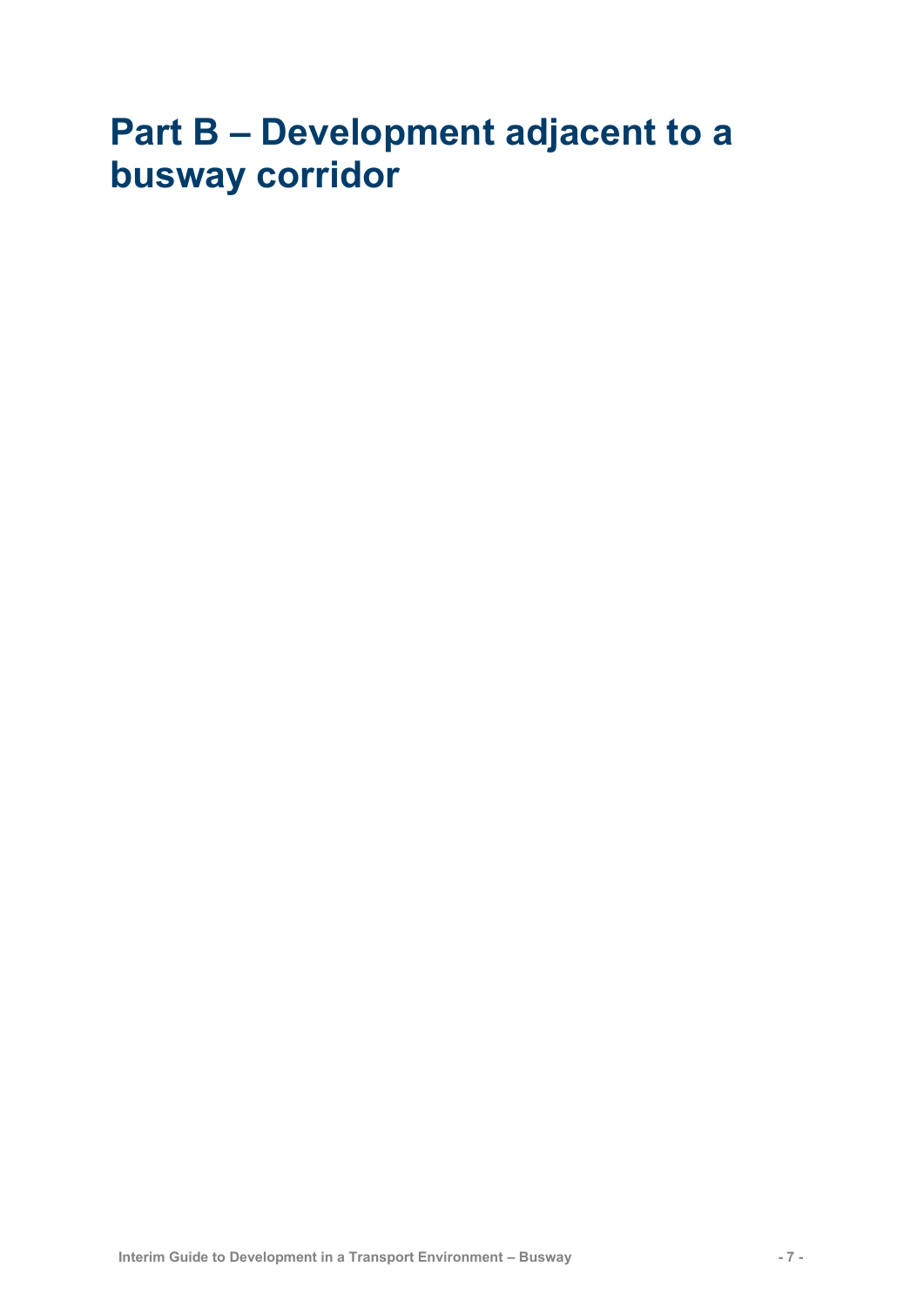# Part B – Development adjacent to a busway corridor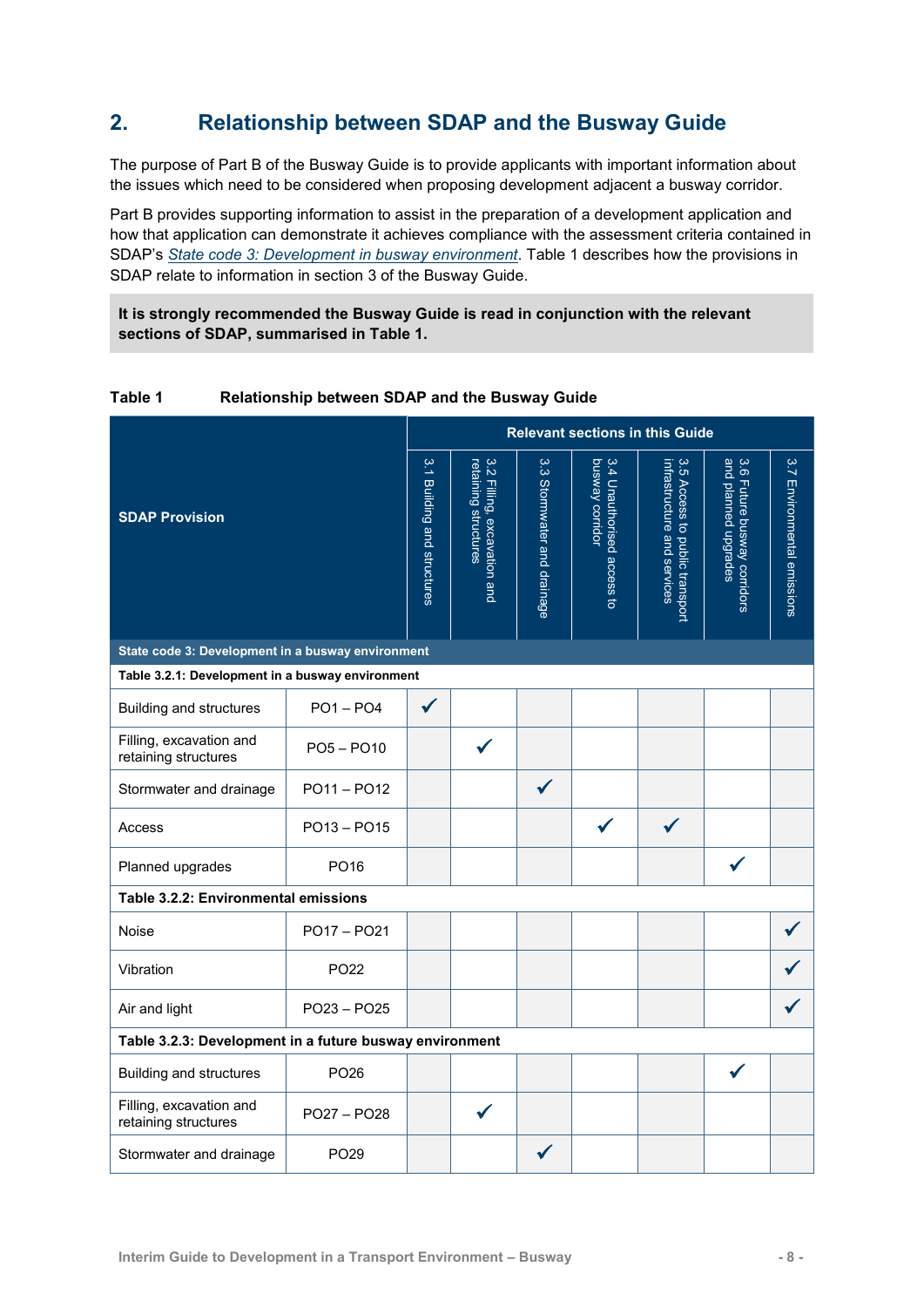## 2. Relationship between SDAP and the Busway Guide

The purpose of Part B of the Busway Guide is to provide applicants with important information about the issues which need to be considered when proposing development adjacent a busway corridor.

Part B provides supporting information to assist in the preparation of a development application and how that application can demonstrate it achieves compliance with the assessment criteria contained in SDAP's *State code 3: Development in busway environment*. Table 1 describes how the provisions in SDAP relate to information in section 3 of the Busway Guide.

**It is strongly recommended the Busway Guide is read in conjunction with the relevant sections of SDAP, summarised in Table 1.**

**Table 1 Relationship between SDAP and the Busway Guide**

| SDAP Provision | | Relevant sections in this Guide | | | | | | |
|---|---|---|---|---|---|---|---|---|
| | | 3.1 Building and structures | 3.2 Filling, excavation and retaining structures | 3.3 Stormwater and drainage | 3.4 Unauthorised access to busway corridor | 3.5 Access to public transport infrastructure and services | 3.6 Future busway corridors and planned upgrades | 3.7 Environmental emissions |
| **State code 3: Development in a busway environment** | | | | | | | | |
| **Table 3.2.1: Development in a busway environment** | | | | | | | | |
| Building and structures | PO1 – PO4 | ✓ | | | | | | |
| Filling, excavation and retaining structures | PO5 – PO10 | | ✓ | | | | | |
| Stormwater and drainage | PO11 – PO12 | | | ✓ | | | | |
| Access | PO13 – PO15 | | | | ✓ | ✓ | | |
| Planned upgrades | PO16 | | | | | | ✓ | |
| **Table 3.2.2: Environmental emissions** | | | | | | | | |
| Noise | PO17 – PO21 | | | | | | | ✓ |
| Vibration | PO22 | | | | | | | ✓ |
| Air and light | PO23 – PO25 | | | | | | | ✓ |
| **Table 3.2.3: Development in a future busway environment** | | | | | | | | |
| Building and structures | PO26 | | | | | | ✓ | |
| Filling, excavation and retaining structures | PO27 – PO28 | | ✓ | | | | | |
| Stormwater and drainage | PO29 | | | ✓ | | | | |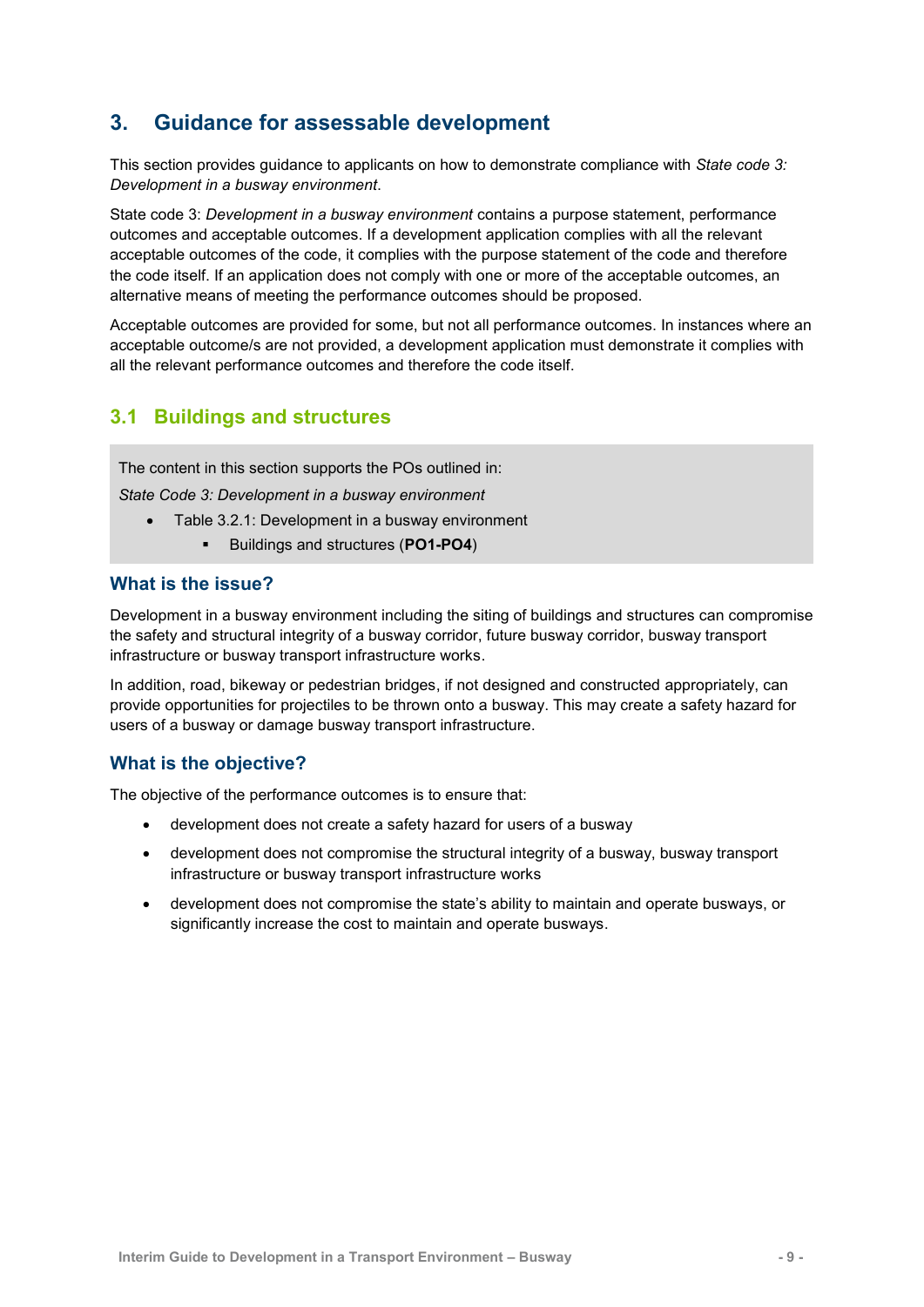# 3. Guidance for assessable development

This section provides guidance to applicants on how to demonstrate compliance with *State code 3: Development in a busway environment*.

State code 3: *Development in a busway environment* contains a purpose statement, performance outcomes and acceptable outcomes. If a development application complies with all the relevant acceptable outcomes of the code, it complies with the purpose statement of the code and therefore the code itself. If an application does not comply with one or more of the acceptable outcomes, an alternative means of meeting the performance outcomes should be proposed.

Acceptable outcomes are provided for some, but not all performance outcomes. In instances where an acceptable outcome/s are not provided, a development application must demonstrate it complies with all the relevant performance outcomes and therefore the code itself.

## 3.1 Buildings and structures

The content in this section supports the POs outlined in:

*State Code 3: Development in a busway environment*

- Table 3.2.1: Development in a busway environment
  - Buildings and structures (**PO1-PO4**)

### What is the issue?

Development in a busway environment including the siting of buildings and structures can compromise the safety and structural integrity of a busway corridor, future busway corridor, busway transport infrastructure or busway transport infrastructure works.

In addition, road, bikeway or pedestrian bridges, if not designed and constructed appropriately, can provide opportunities for projectiles to be thrown onto a busway. This may create a safety hazard for users of a busway or damage busway transport infrastructure.

### What is the objective?

The objective of the performance outcomes is to ensure that:

- development does not create a safety hazard for users of a busway
- development does not compromise the structural integrity of a busway, busway transport infrastructure or busway transport infrastructure works
- development does not compromise the state's ability to maintain and operate busways, or significantly increase the cost to maintain and operate busways.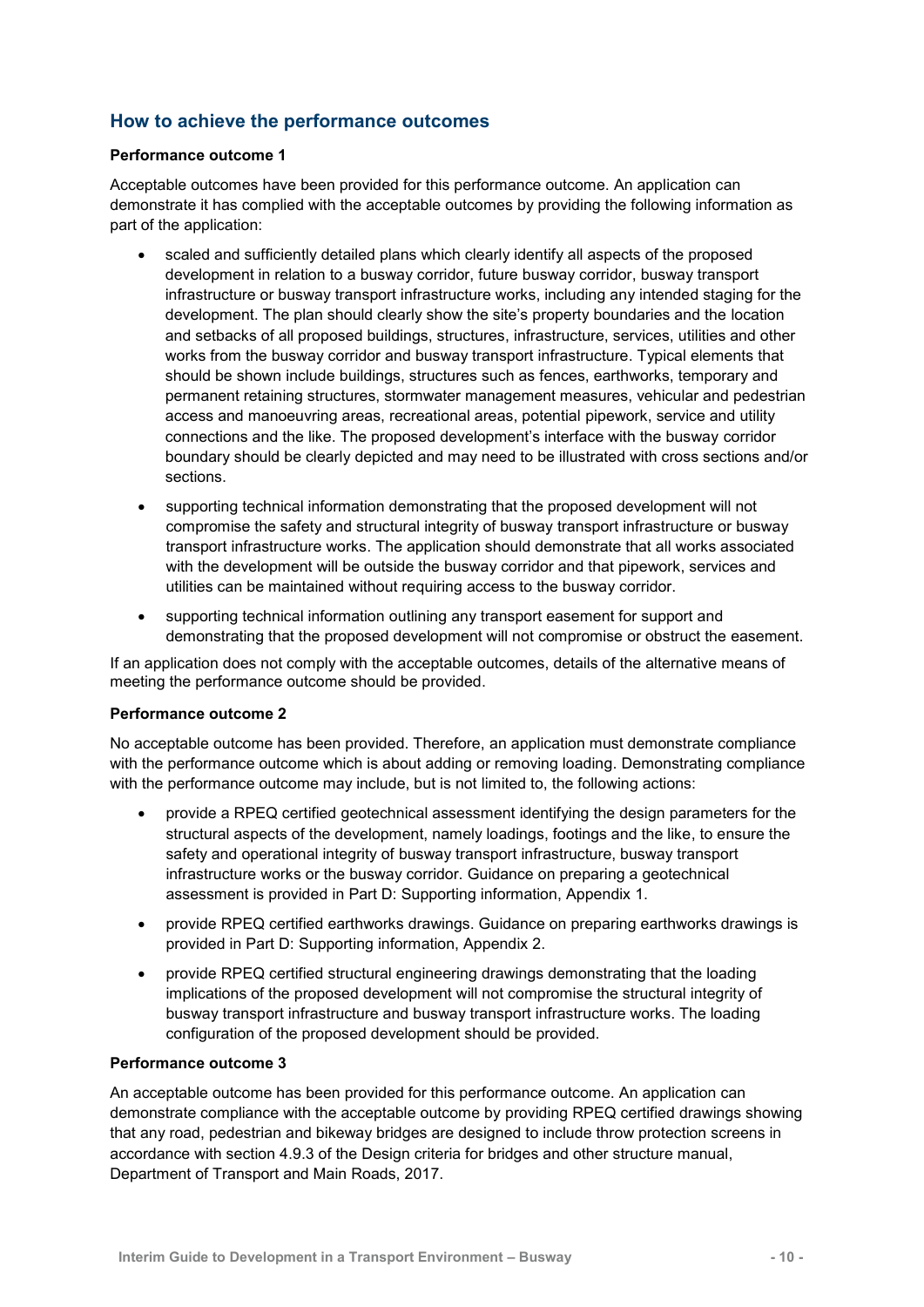## How to achieve the performance outcomes

**Performance outcome 1**

Acceptable outcomes have been provided for this performance outcome. An application can demonstrate it has complied with the acceptable outcomes by providing the following information as part of the application:

- scaled and sufficiently detailed plans which clearly identify all aspects of the proposed development in relation to a busway corridor, future busway corridor, busway transport infrastructure or busway transport infrastructure works, including any intended staging for the development. The plan should clearly show the site's property boundaries and the location and setbacks of all proposed buildings, structures, infrastructure, services, utilities and other works from the busway corridor and busway transport infrastructure. Typical elements that should be shown include buildings, structures such as fences, earthworks, temporary and permanent retaining structures, stormwater management measures, vehicular and pedestrian access and manoeuvring areas, recreational areas, potential pipework, service and utility connections and the like. The proposed development's interface with the busway corridor boundary should be clearly depicted and may need to be illustrated with cross sections and/or sections.
- supporting technical information demonstrating that the proposed development will not compromise the safety and structural integrity of busway transport infrastructure or busway transport infrastructure works. The application should demonstrate that all works associated with the development will be outside the busway corridor and that pipework, services and utilities can be maintained without requiring access to the busway corridor.
- supporting technical information outlining any transport easement for support and demonstrating that the proposed development will not compromise or obstruct the easement.

If an application does not comply with the acceptable outcomes, details of the alternative means of meeting the performance outcome should be provided.

**Performance outcome 2**

No acceptable outcome has been provided. Therefore, an application must demonstrate compliance with the performance outcome which is about adding or removing loading. Demonstrating compliance with the performance outcome may include, but is not limited to, the following actions:

- provide a RPEQ certified geotechnical assessment identifying the design parameters for the structural aspects of the development, namely loadings, footings and the like, to ensure the safety and operational integrity of busway transport infrastructure, busway transport infrastructure works or the busway corridor. Guidance on preparing a geotechnical assessment is provided in Part D: Supporting information, Appendix 1.
- provide RPEQ certified earthworks drawings. Guidance on preparing earthworks drawings is provided in Part D: Supporting information, Appendix 2.
- provide RPEQ certified structural engineering drawings demonstrating that the loading implications of the proposed development will not compromise the structural integrity of busway transport infrastructure and busway transport infrastructure works. The loading configuration of the proposed development should be provided.

**Performance outcome 3**

An acceptable outcome has been provided for this performance outcome. An application can demonstrate compliance with the acceptable outcome by providing RPEQ certified drawings showing that any road, pedestrian and bikeway bridges are designed to include throw protection screens in accordance with section 4.9.3 of the Design criteria for bridges and other structure manual, Department of Transport and Main Roads, 2017.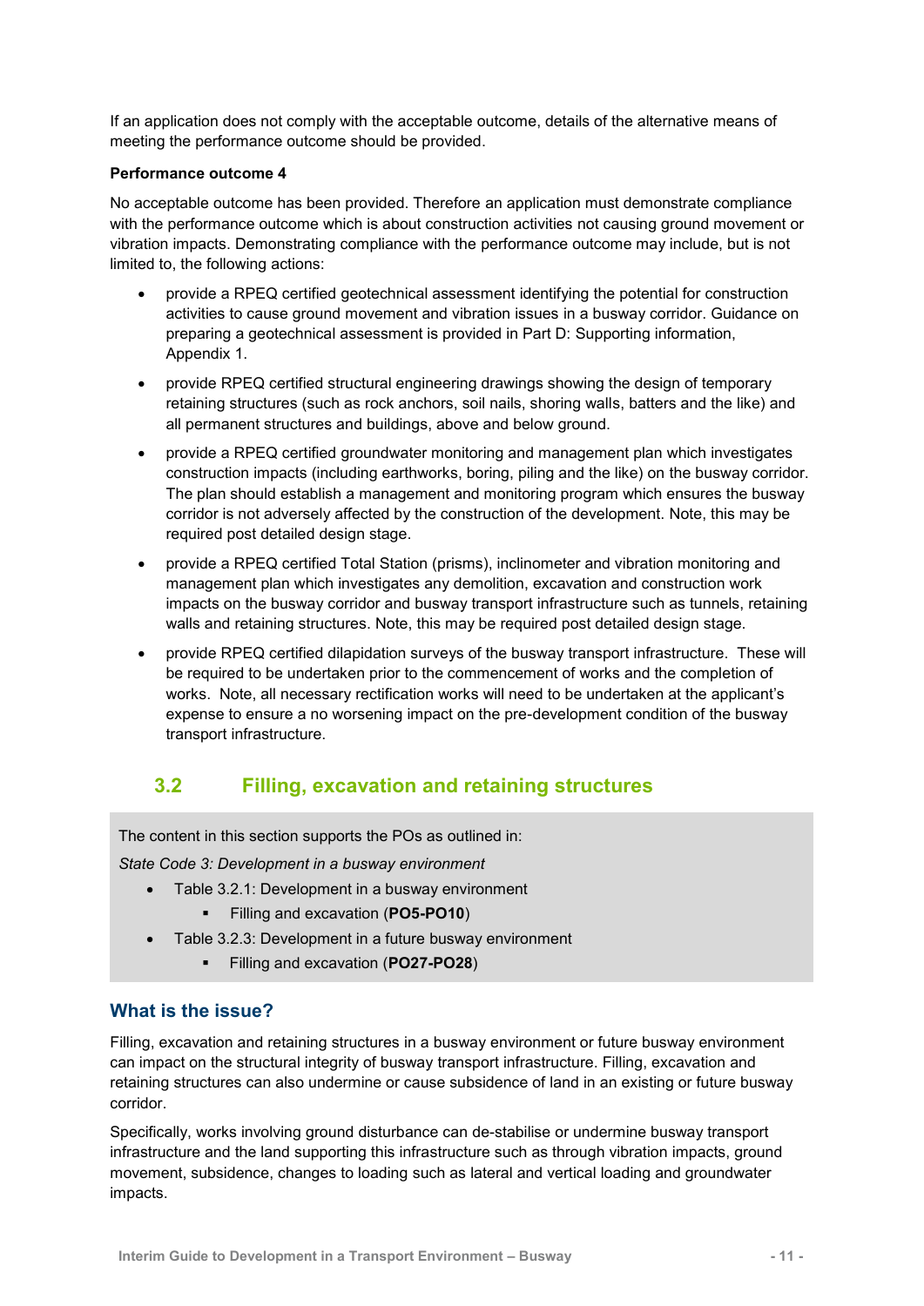If an application does not comply with the acceptable outcome, details of the alternative means of meeting the performance outcome should be provided.

**Performance outcome 4**

No acceptable outcome has been provided. Therefore an application must demonstrate compliance with the performance outcome which is about construction activities not causing ground movement or vibration impacts. Demonstrating compliance with the performance outcome may include, but is not limited to, the following actions:

- provide a RPEQ certified geotechnical assessment identifying the potential for construction activities to cause ground movement and vibration issues in a busway corridor. Guidance on preparing a geotechnical assessment is provided in Part D: Supporting information, Appendix 1.
- provide RPEQ certified structural engineering drawings showing the design of temporary retaining structures (such as rock anchors, soil nails, shoring walls, batters and the like) and all permanent structures and buildings, above and below ground.
- provide a RPEQ certified groundwater monitoring and management plan which investigates construction impacts (including earthworks, boring, piling and the like) on the busway corridor. The plan should establish a management and monitoring program which ensures the busway corridor is not adversely affected by the construction of the development. Note, this may be required post detailed design stage.
- provide a RPEQ certified Total Station (prisms), inclinometer and vibration monitoring and management plan which investigates any demolition, excavation and construction work impacts on the busway corridor and busway transport infrastructure such as tunnels, retaining walls and retaining structures. Note, this may be required post detailed design stage.
- provide RPEQ certified dilapidation surveys of the busway transport infrastructure. These will be required to be undertaken prior to the commencement of works and the completion of works. Note, all necessary rectification works will need to be undertaken at the applicant's expense to ensure a no worsening impact on the pre-development condition of the busway transport infrastructure.

## 3.2 Filling, excavation and retaining structures

The content in this section supports the POs as outlined in:

*State Code 3: Development in a busway environment*

- Table 3.2.1: Development in a busway environment
  - Filling and excavation (**PO5-PO10**)
- Table 3.2.3: Development in a future busway environment
  - Filling and excavation (**PO27-PO28**)

### What is the issue?

Filling, excavation and retaining structures in a busway environment or future busway environment can impact on the structural integrity of busway transport infrastructure. Filling, excavation and retaining structures can also undermine or cause subsidence of land in an existing or future busway corridor.

Specifically, works involving ground disturbance can de-stabilise or undermine busway transport infrastructure and the land supporting this infrastructure such as through vibration impacts, ground movement, subsidence, changes to loading such as lateral and vertical loading and groundwater impacts.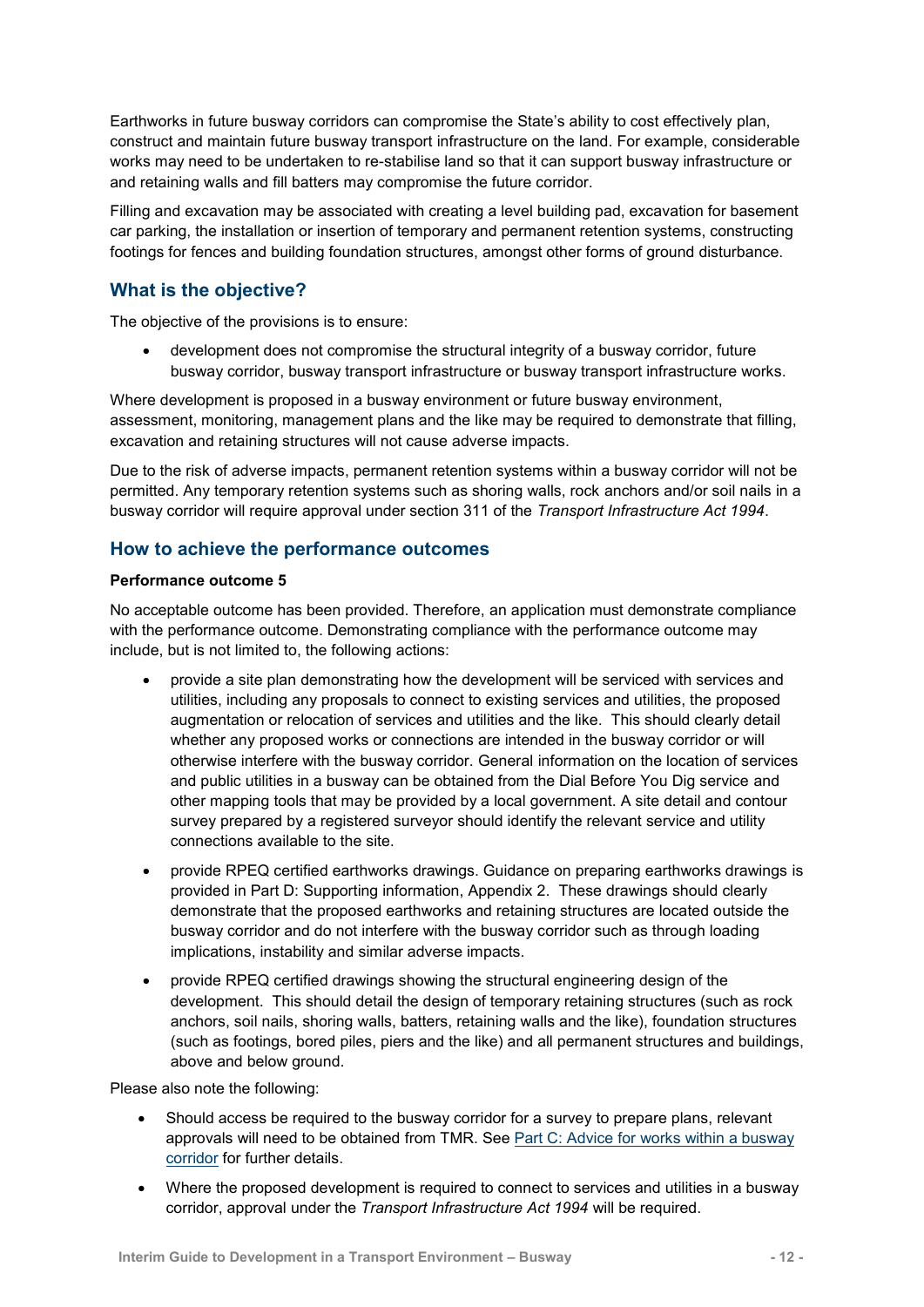Earthworks in future busway corridors can compromise the State's ability to cost effectively plan, construct and maintain future busway transport infrastructure on the land. For example, considerable works may need to be undertaken to re-stabilise land so that it can support busway infrastructure or and retaining walls and fill batters may compromise the future corridor.

Filling and excavation may be associated with creating a level building pad, excavation for basement car parking, the installation or insertion of temporary and permanent retention systems, constructing footings for fences and building foundation structures, amongst other forms of ground disturbance.

## What is the objective?

The objective of the provisions is to ensure:

- development does not compromise the structural integrity of a busway corridor, future busway corridor, busway transport infrastructure or busway transport infrastructure works.

Where development is proposed in a busway environment or future busway environment, assessment, monitoring, management plans and the like may be required to demonstrate that filling, excavation and retaining structures will not cause adverse impacts.

Due to the risk of adverse impacts, permanent retention systems within a busway corridor will not be permitted. Any temporary retention systems such as shoring walls, rock anchors and/or soil nails in a busway corridor will require approval under section 311 of the *Transport Infrastructure Act 1994*.

## How to achieve the performance outcomes

**Performance outcome 5**

No acceptable outcome has been provided. Therefore, an application must demonstrate compliance with the performance outcome. Demonstrating compliance with the performance outcome may include, but is not limited to, the following actions:

- provide a site plan demonstrating how the development will be serviced with services and utilities, including any proposals to connect to existing services and utilities, the proposed augmentation or relocation of services and utilities and the like. This should clearly detail whether any proposed works or connections are intended in the busway corridor or will otherwise interfere with the busway corridor. General information on the location of services and public utilities in a busway can be obtained from the Dial Before You Dig service and other mapping tools that may be provided by a local government. A site detail and contour survey prepared by a registered surveyor should identify the relevant service and utility connections available to the site.
- provide RPEQ certified earthworks drawings. Guidance on preparing earthworks drawings is provided in Part D: Supporting information, Appendix 2. These drawings should clearly demonstrate that the proposed earthworks and retaining structures are located outside the busway corridor and do not interfere with the busway corridor such as through loading implications, instability and similar adverse impacts.
- provide RPEQ certified drawings showing the structural engineering design of the development. This should detail the design of temporary retaining structures (such as rock anchors, soil nails, shoring walls, batters, retaining walls and the like), foundation structures (such as footings, bored piles, piers and the like) and all permanent structures and buildings, above and below ground.

Please also note the following:

- Should access be required to the busway corridor for a survey to prepare plans, relevant approvals will need to be obtained from TMR. See Part C: Advice for works within a busway corridor for further details.
- Where the proposed development is required to connect to services and utilities in a busway corridor, approval under the *Transport Infrastructure Act 1994* will be required.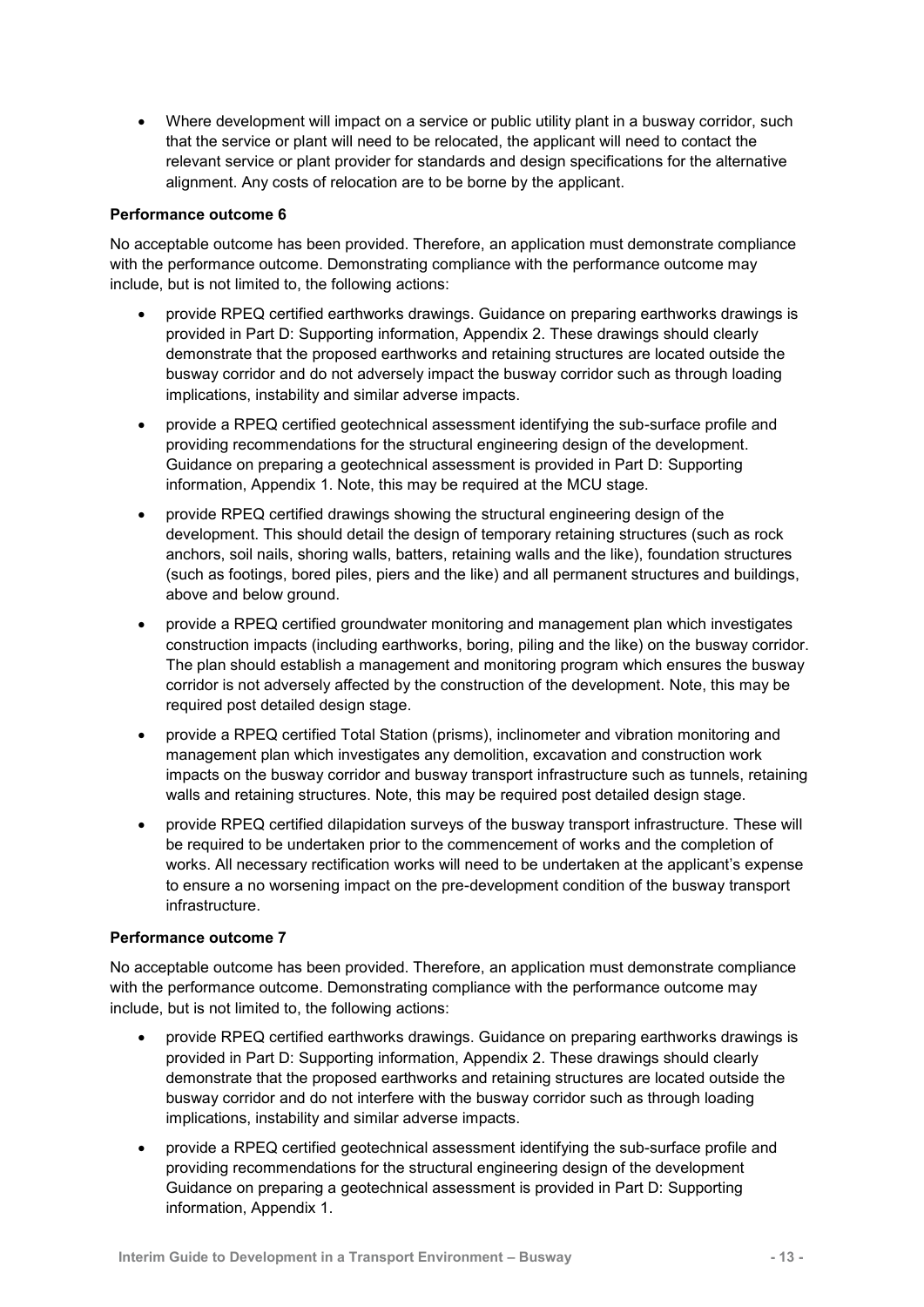- Where development will impact on a service or public utility plant in a busway corridor, such that the service or plant will need to be relocated, the applicant will need to contact the relevant service or plant provider for standards and design specifications for the alternative alignment. Any costs of relocation are to be borne by the applicant.

**Performance outcome 6**

No acceptable outcome has been provided. Therefore, an application must demonstrate compliance with the performance outcome. Demonstrating compliance with the performance outcome may include, but is not limited to, the following actions:

- provide RPEQ certified earthworks drawings. Guidance on preparing earthworks drawings is provided in Part D: Supporting information, Appendix 2. These drawings should clearly demonstrate that the proposed earthworks and retaining structures are located outside the busway corridor and do not adversely impact the busway corridor such as through loading implications, instability and similar adverse impacts.
- provide a RPEQ certified geotechnical assessment identifying the sub-surface profile and providing recommendations for the structural engineering design of the development. Guidance on preparing a geotechnical assessment is provided in Part D: Supporting information, Appendix 1. Note, this may be required at the MCU stage.
- provide RPEQ certified drawings showing the structural engineering design of the development. This should detail the design of temporary retaining structures (such as rock anchors, soil nails, shoring walls, batters, retaining walls and the like), foundation structures (such as footings, bored piles, piers and the like) and all permanent structures and buildings, above and below ground.
- provide a RPEQ certified groundwater monitoring and management plan which investigates construction impacts (including earthworks, boring, piling and the like) on the busway corridor. The plan should establish a management and monitoring program which ensures the busway corridor is not adversely affected by the construction of the development. Note, this may be required post detailed design stage.
- provide a RPEQ certified Total Station (prisms), inclinometer and vibration monitoring and management plan which investigates any demolition, excavation and construction work impacts on the busway corridor and busway transport infrastructure such as tunnels, retaining walls and retaining structures. Note, this may be required post detailed design stage.
- provide RPEQ certified dilapidation surveys of the busway transport infrastructure. These will be required to be undertaken prior to the commencement of works and the completion of works. All necessary rectification works will need to be undertaken at the applicant's expense to ensure a no worsening impact on the pre-development condition of the busway transport infrastructure.

**Performance outcome 7**

No acceptable outcome has been provided. Therefore, an application must demonstrate compliance with the performance outcome. Demonstrating compliance with the performance outcome may include, but is not limited to, the following actions:

- provide RPEQ certified earthworks drawings. Guidance on preparing earthworks drawings is provided in Part D: Supporting information, Appendix 2. These drawings should clearly demonstrate that the proposed earthworks and retaining structures are located outside the busway corridor and do not interfere with the busway corridor such as through loading implications, instability and similar adverse impacts.
- provide a RPEQ certified geotechnical assessment identifying the sub-surface profile and providing recommendations for the structural engineering design of the development Guidance on preparing a geotechnical assessment is provided in Part D: Supporting information, Appendix 1.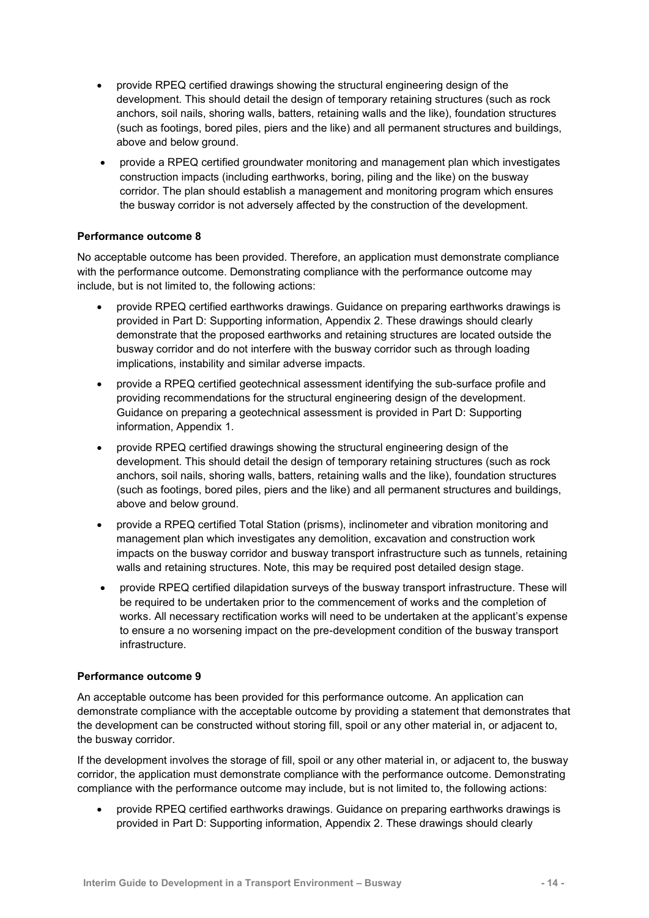- provide RPEQ certified drawings showing the structural engineering design of the development. This should detail the design of temporary retaining structures (such as rock anchors, soil nails, shoring walls, batters, retaining walls and the like), foundation structures (such as footings, bored piles, piers and the like) and all permanent structures and buildings, above and below ground.
- provide a RPEQ certified groundwater monitoring and management plan which investigates construction impacts (including earthworks, boring, piling and the like) on the busway corridor. The plan should establish a management and monitoring program which ensures the busway corridor is not adversely affected by the construction of the development.

**Performance outcome 8**

No acceptable outcome has been provided. Therefore, an application must demonstrate compliance with the performance outcome. Demonstrating compliance with the performance outcome may include, but is not limited to, the following actions:

- provide RPEQ certified earthworks drawings. Guidance on preparing earthworks drawings is provided in Part D: Supporting information, Appendix 2. These drawings should clearly demonstrate that the proposed earthworks and retaining structures are located outside the busway corridor and do not interfere with the busway corridor such as through loading implications, instability and similar adverse impacts.
- provide a RPEQ certified geotechnical assessment identifying the sub-surface profile and providing recommendations for the structural engineering design of the development. Guidance on preparing a geotechnical assessment is provided in Part D: Supporting information, Appendix 1.
- provide RPEQ certified drawings showing the structural engineering design of the development. This should detail the design of temporary retaining structures (such as rock anchors, soil nails, shoring walls, batters, retaining walls and the like), foundation structures (such as footings, bored piles, piers and the like) and all permanent structures and buildings, above and below ground.
- provide a RPEQ certified Total Station (prisms), inclinometer and vibration monitoring and management plan which investigates any demolition, excavation and construction work impacts on the busway corridor and busway transport infrastructure such as tunnels, retaining walls and retaining structures. Note, this may be required post detailed design stage.
- provide RPEQ certified dilapidation surveys of the busway transport infrastructure. These will be required to be undertaken prior to the commencement of works and the completion of works. All necessary rectification works will need to be undertaken at the applicant's expense to ensure a no worsening impact on the pre-development condition of the busway transport infrastructure.

**Performance outcome 9**

An acceptable outcome has been provided for this performance outcome. An application can demonstrate compliance with the acceptable outcome by providing a statement that demonstrates that the development can be constructed without storing fill, spoil or any other material in, or adjacent to, the busway corridor.

If the development involves the storage of fill, spoil or any other material in, or adjacent to, the busway corridor, the application must demonstrate compliance with the performance outcome. Demonstrating compliance with the performance outcome may include, but is not limited to, the following actions:

- provide RPEQ certified earthworks drawings. Guidance on preparing earthworks drawings is provided in Part D: Supporting information, Appendix 2. These drawings should clearly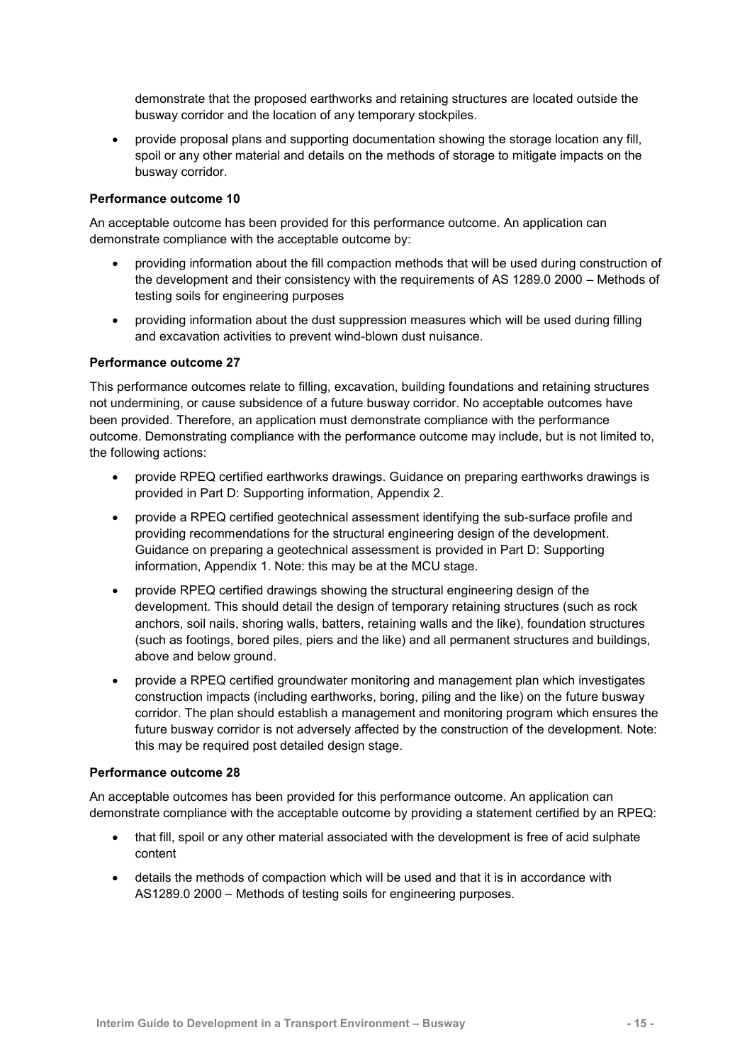demonstrate that the proposed earthworks and retaining structures are located outside the busway corridor and the location of any temporary stockpiles.

- provide proposal plans and supporting documentation showing the storage location any fill, spoil or any other material and details on the methods of storage to mitigate impacts on the busway corridor.

**Performance outcome 10**

An acceptable outcome has been provided for this performance outcome. An application can demonstrate compliance with the acceptable outcome by:

- providing information about the fill compaction methods that will be used during construction of the development and their consistency with the requirements of AS 1289.0 2000 – Methods of testing soils for engineering purposes
- providing information about the dust suppression measures which will be used during filling and excavation activities to prevent wind-blown dust nuisance.

**Performance outcome 27**

This performance outcomes relate to filling, excavation, building foundations and retaining structures not undermining, or cause subsidence of a future busway corridor. No acceptable outcomes have been provided. Therefore, an application must demonstrate compliance with the performance outcome. Demonstrating compliance with the performance outcome may include, but is not limited to, the following actions:

- provide RPEQ certified earthworks drawings. Guidance on preparing earthworks drawings is provided in Part D: Supporting information, Appendix 2.
- provide a RPEQ certified geotechnical assessment identifying the sub-surface profile and providing recommendations for the structural engineering design of the development. Guidance on preparing a geotechnical assessment is provided in Part D: Supporting information, Appendix 1. Note: this may be at the MCU stage.
- provide RPEQ certified drawings showing the structural engineering design of the development. This should detail the design of temporary retaining structures (such as rock anchors, soil nails, shoring walls, batters, retaining walls and the like), foundation structures (such as footings, bored piles, piers and the like) and all permanent structures and buildings, above and below ground.
- provide a RPEQ certified groundwater monitoring and management plan which investigates construction impacts (including earthworks, boring, piling and the like) on the future busway corridor. The plan should establish a management and monitoring program which ensures the future busway corridor is not adversely affected by the construction of the development. Note: this may be required post detailed design stage.

**Performance outcome 28**

An acceptable outcomes has been provided for this performance outcome. An application can demonstrate compliance with the acceptable outcome by providing a statement certified by an RPEQ:

- that fill, spoil or any other material associated with the development is free of acid sulphate content
- details the methods of compaction which will be used and that it is in accordance with AS1289.0 2000 – Methods of testing soils for engineering purposes.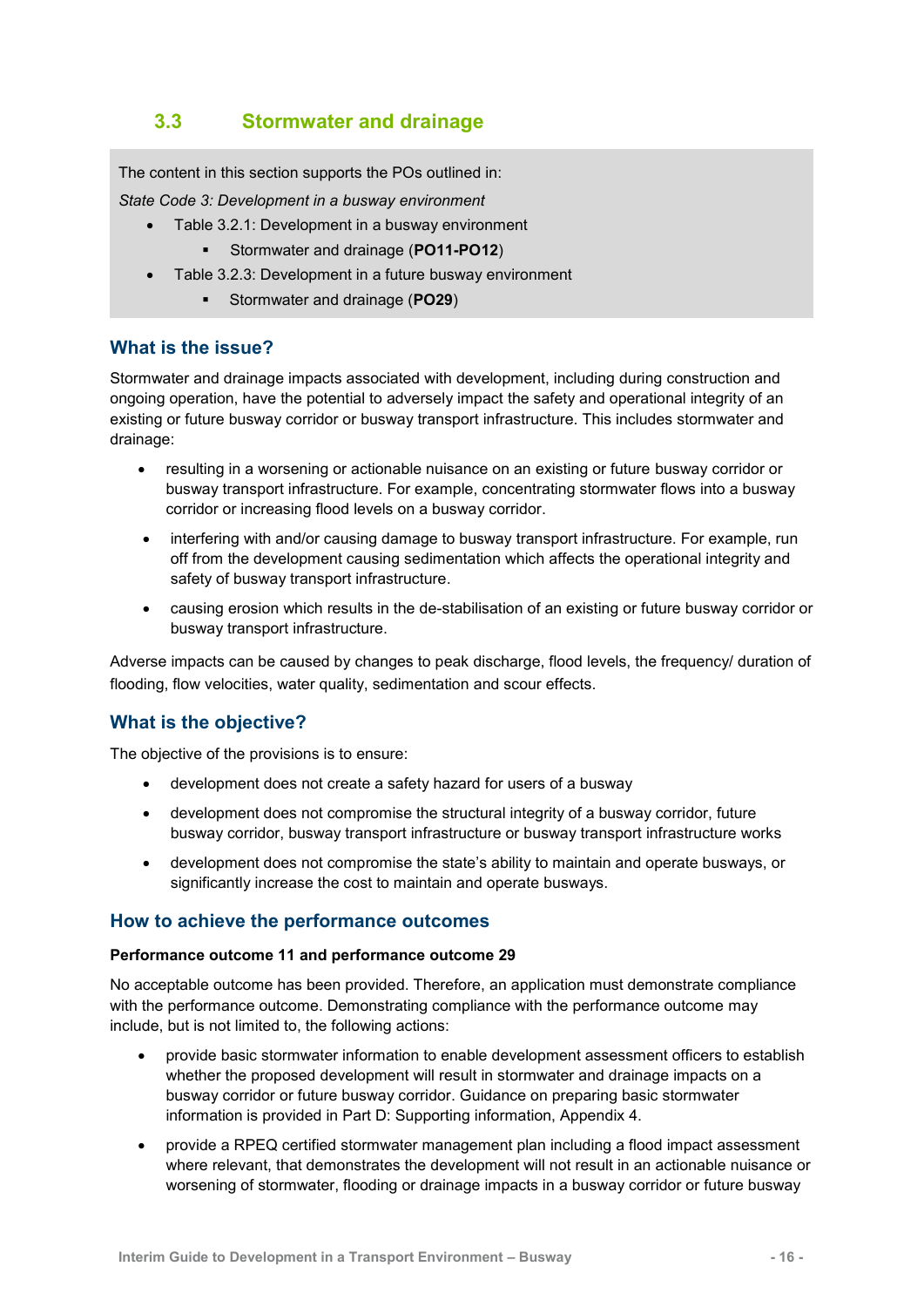## 3.3 Stormwater and drainage

The content in this section supports the POs outlined in:

*State Code 3: Development in a busway environment*

- Table 3.2.1: Development in a busway environment
  - Stormwater and drainage (**PO11-PO12**)
- Table 3.2.3: Development in a future busway environment
  - Stormwater and drainage (**PO29**)

### What is the issue?

Stormwater and drainage impacts associated with development, including during construction and ongoing operation, have the potential to adversely impact the safety and operational integrity of an existing or future busway corridor or busway transport infrastructure. This includes stormwater and drainage:

- resulting in a worsening or actionable nuisance on an existing or future busway corridor or busway transport infrastructure. For example, concentrating stormwater flows into a busway corridor or increasing flood levels on a busway corridor.
- interfering with and/or causing damage to busway transport infrastructure. For example, run off from the development causing sedimentation which affects the operational integrity and safety of busway transport infrastructure.
- causing erosion which results in the de-stabilisation of an existing or future busway corridor or busway transport infrastructure.

Adverse impacts can be caused by changes to peak discharge, flood levels, the frequency/ duration of flooding, flow velocities, water quality, sedimentation and scour effects.

### What is the objective?

The objective of the provisions is to ensure:

- development does not create a safety hazard for users of a busway
- development does not compromise the structural integrity of a busway corridor, future busway corridor, busway transport infrastructure or busway transport infrastructure works
- development does not compromise the state's ability to maintain and operate busways, or significantly increase the cost to maintain and operate busways.

### How to achieve the performance outcomes

**Performance outcome 11 and performance outcome 29**

No acceptable outcome has been provided. Therefore, an application must demonstrate compliance with the performance outcome. Demonstrating compliance with the performance outcome may include, but is not limited to, the following actions:

- provide basic stormwater information to enable development assessment officers to establish whether the proposed development will result in stormwater and drainage impacts on a busway corridor or future busway corridor. Guidance on preparing basic stormwater information is provided in Part D: Supporting information, Appendix 4.
- provide a RPEQ certified stormwater management plan including a flood impact assessment where relevant, that demonstrates the development will not result in an actionable nuisance or worsening of stormwater, flooding or drainage impacts in a busway corridor or future busway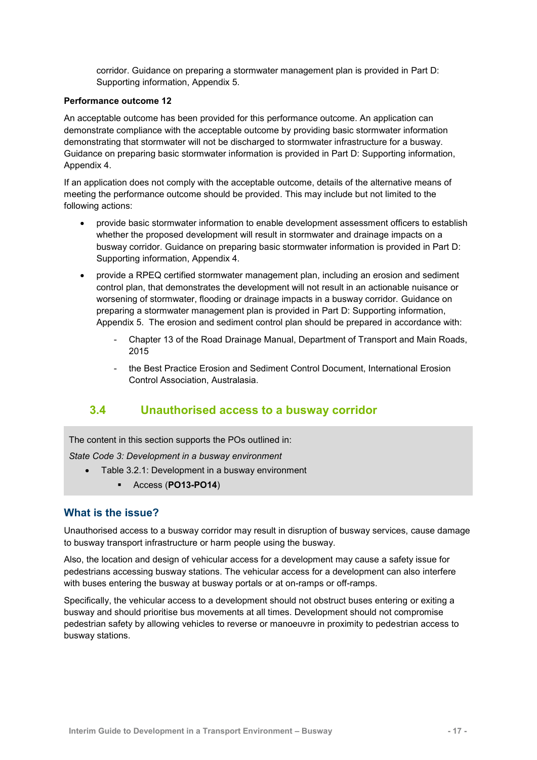corridor. Guidance on preparing a stormwater management plan is provided in Part D: Supporting information, Appendix 5.

**Performance outcome 12**

An acceptable outcome has been provided for this performance outcome. An application can demonstrate compliance with the acceptable outcome by providing basic stormwater information demonstrating that stormwater will not be discharged to stormwater infrastructure for a busway. Guidance on preparing basic stormwater information is provided in Part D: Supporting information, Appendix 4.

If an application does not comply with the acceptable outcome, details of the alternative means of meeting the performance outcome should be provided. This may include but not limited to the following actions:

- provide basic stormwater information to enable development assessment officers to establish whether the proposed development will result in stormwater and drainage impacts on a busway corridor. Guidance on preparing basic stormwater information is provided in Part D: Supporting information, Appendix 4.
- provide a RPEQ certified stormwater management plan, including an erosion and sediment control plan, that demonstrates the development will not result in an actionable nuisance or worsening of stormwater, flooding or drainage impacts in a busway corridor. Guidance on preparing a stormwater management plan is provided in Part D: Supporting information, Appendix 5. The erosion and sediment control plan should be prepared in accordance with:
  - Chapter 13 of the Road Drainage Manual, Department of Transport and Main Roads, 2015
  - the Best Practice Erosion and Sediment Control Document, International Erosion Control Association, Australasia.

## 3.4 Unauthorised access to a busway corridor

The content in this section supports the POs outlined in:

*State Code 3: Development in a busway environment*

- Table 3.2.1: Development in a busway environment
  - Access (**PO13-PO14**)

### What is the issue?

Unauthorised access to a busway corridor may result in disruption of busway services, cause damage to busway transport infrastructure or harm people using the busway.

Also, the location and design of vehicular access for a development may cause a safety issue for pedestrians accessing busway stations. The vehicular access for a development can also interfere with buses entering the busway at busway portals or at on-ramps or off-ramps.

Specifically, the vehicular access to a development should not obstruct buses entering or exiting a busway and should prioritise bus movements at all times. Development should not compromise pedestrian safety by allowing vehicles to reverse or manoeuvre in proximity to pedestrian access to busway stations.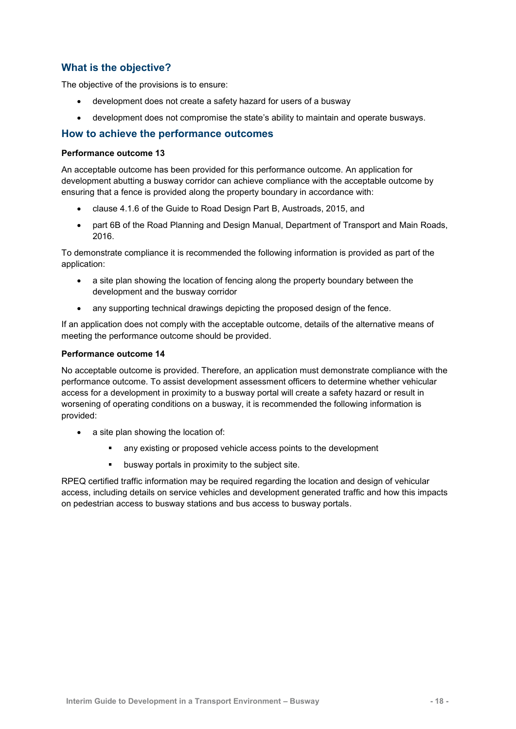## What is the objective?

The objective of the provisions is to ensure:

- development does not create a safety hazard for users of a busway
- development does not compromise the state's ability to maintain and operate busways.

## How to achieve the performance outcomes

**Performance outcome 13**

An acceptable outcome has been provided for this performance outcome. An application for development abutting a busway corridor can achieve compliance with the acceptable outcome by ensuring that a fence is provided along the property boundary in accordance with:

- clause 4.1.6 of the Guide to Road Design Part B, Austroads, 2015, and
- part 6B of the Road Planning and Design Manual, Department of Transport and Main Roads, 2016.

To demonstrate compliance it is recommended the following information is provided as part of the application:

- a site plan showing the location of fencing along the property boundary between the development and the busway corridor
- any supporting technical drawings depicting the proposed design of the fence.

If an application does not comply with the acceptable outcome, details of the alternative means of meeting the performance outcome should be provided.

**Performance outcome 14**

No acceptable outcome is provided. Therefore, an application must demonstrate compliance with the performance outcome. To assist development assessment officers to determine whether vehicular access for a development in proximity to a busway portal will create a safety hazard or result in worsening of operating conditions on a busway, it is recommended the following information is provided:

- a site plan showing the location of:
  - any existing or proposed vehicle access points to the development
  - busway portals in proximity to the subject site.

RPEQ certified traffic information may be required regarding the location and design of vehicular access, including details on service vehicles and development generated traffic and how this impacts on pedestrian access to busway stations and bus access to busway portals.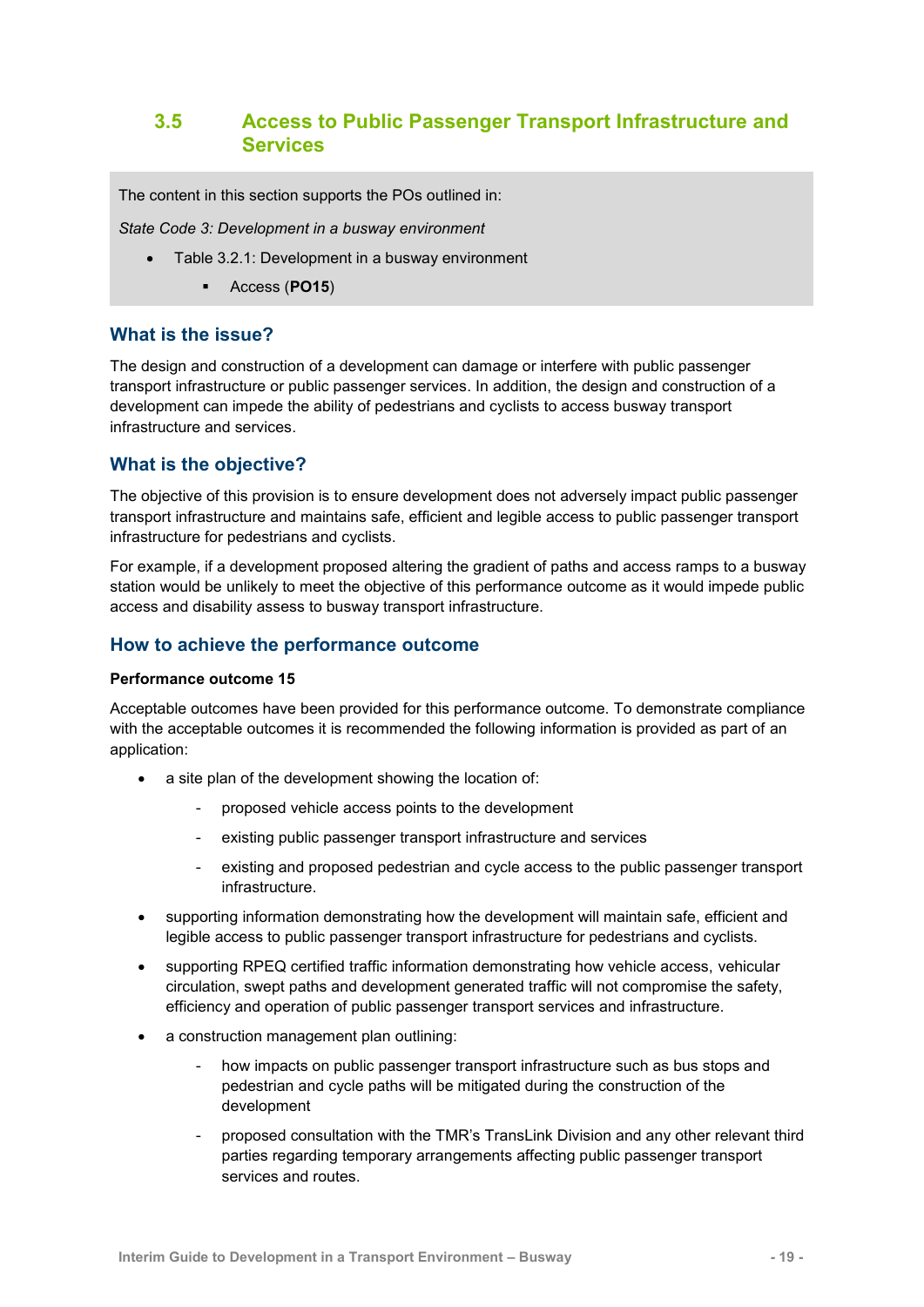## 3.5 Access to Public Passenger Transport Infrastructure and Services

The content in this section supports the POs outlined in:

*State Code 3: Development in a busway environment*

- Table 3.2.1: Development in a busway environment
  - Access (**PO15**)

### What is the issue?

The design and construction of a development can damage or interfere with public passenger transport infrastructure or public passenger services. In addition, the design and construction of a development can impede the ability of pedestrians and cyclists to access busway transport infrastructure and services.

### What is the objective?

The objective of this provision is to ensure development does not adversely impact public passenger transport infrastructure and maintains safe, efficient and legible access to public passenger transport infrastructure for pedestrians and cyclists.

For example, if a development proposed altering the gradient of paths and access ramps to a busway station would be unlikely to meet the objective of this performance outcome as it would impede public access and disability assess to busway transport infrastructure.

### How to achieve the performance outcome

**Performance outcome 15**

Acceptable outcomes have been provided for this performance outcome. To demonstrate compliance with the acceptable outcomes it is recommended the following information is provided as part of an application:

- a site plan of the development showing the location of:
  - proposed vehicle access points to the development
  - existing public passenger transport infrastructure and services
  - existing and proposed pedestrian and cycle access to the public passenger transport infrastructure.
- supporting information demonstrating how the development will maintain safe, efficient and legible access to public passenger transport infrastructure for pedestrians and cyclists.
- supporting RPEQ certified traffic information demonstrating how vehicle access, vehicular circulation, swept paths and development generated traffic will not compromise the safety, efficiency and operation of public passenger transport services and infrastructure.
- a construction management plan outlining:
  - how impacts on public passenger transport infrastructure such as bus stops and pedestrian and cycle paths will be mitigated during the construction of the development
  - proposed consultation with the TMR's TransLink Division and any other relevant third parties regarding temporary arrangements affecting public passenger transport services and routes.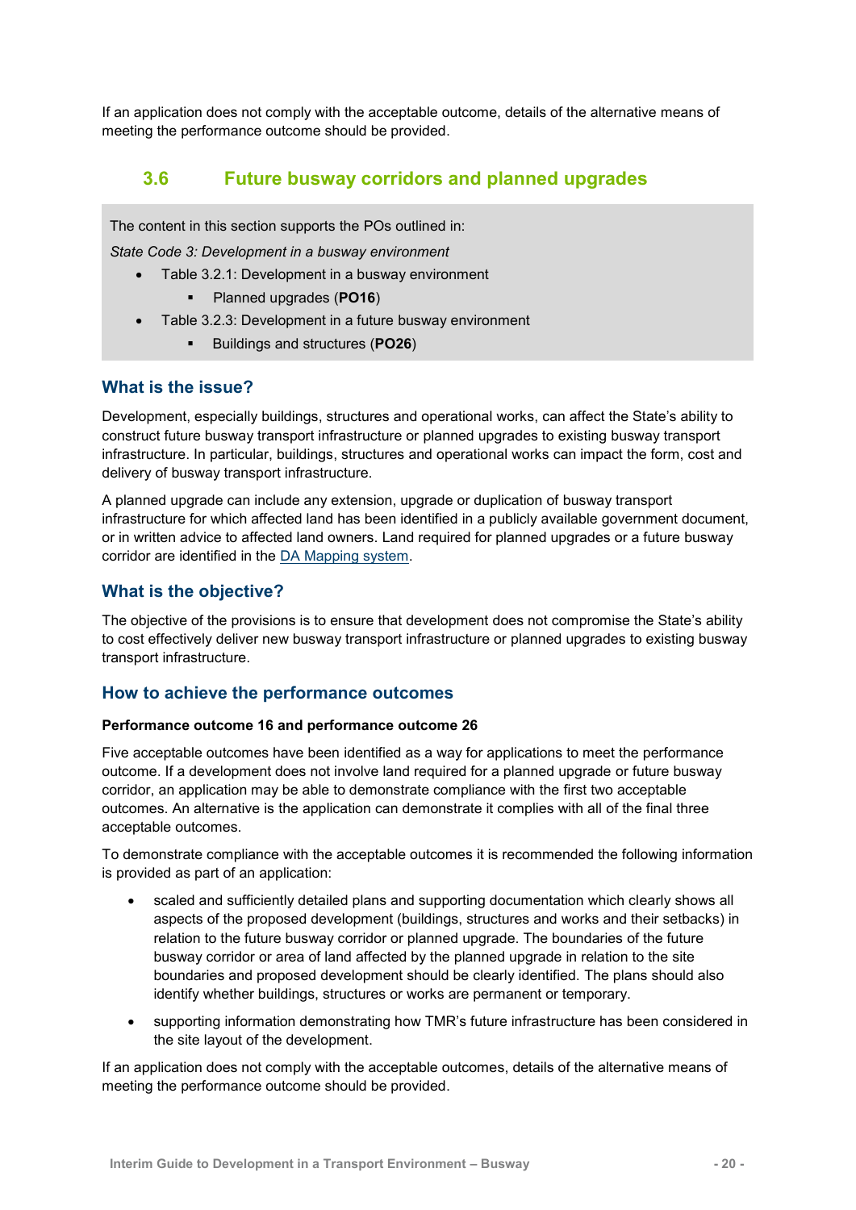If an application does not comply with the acceptable outcome, details of the alternative means of meeting the performance outcome should be provided.

## 3.6 Future busway corridors and planned upgrades

The content in this section supports the POs outlined in:

*State Code 3: Development in a busway environment*

- Table 3.2.1: Development in a busway environment
  - Planned upgrades (**PO16**)
- Table 3.2.3: Development in a future busway environment
  - Buildings and structures (**PO26**)

### What is the issue?

Development, especially buildings, structures and operational works, can affect the State's ability to construct future busway transport infrastructure or planned upgrades to existing busway transport infrastructure. In particular, buildings, structures and operational works can impact the form, cost and delivery of busway transport infrastructure.

A planned upgrade can include any extension, upgrade or duplication of busway transport infrastructure for which affected land has been identified in a publicly available government document, or in written advice to affected land owners. Land required for planned upgrades or a future busway corridor are identified in the DA Mapping system.

### What is the objective?

The objective of the provisions is to ensure that development does not compromise the State's ability to cost effectively deliver new busway transport infrastructure or planned upgrades to existing busway transport infrastructure.

### How to achieve the performance outcomes

**Performance outcome 16 and performance outcome 26**

Five acceptable outcomes have been identified as a way for applications to meet the performance outcome. If a development does not involve land required for a planned upgrade or future busway corridor, an application may be able to demonstrate compliance with the first two acceptable outcomes. An alternative is the application can demonstrate it complies with all of the final three acceptable outcomes.

To demonstrate compliance with the acceptable outcomes it is recommended the following information is provided as part of an application:

- scaled and sufficiently detailed plans and supporting documentation which clearly shows all aspects of the proposed development (buildings, structures and works and their setbacks) in relation to the future busway corridor or planned upgrade. The boundaries of the future busway corridor or area of land affected by the planned upgrade in relation to the site boundaries and proposed development should be clearly identified. The plans should also identify whether buildings, structures or works are permanent or temporary.
- supporting information demonstrating how TMR's future infrastructure has been considered in the site layout of the development.

If an application does not comply with the acceptable outcomes, details of the alternative means of meeting the performance outcome should be provided.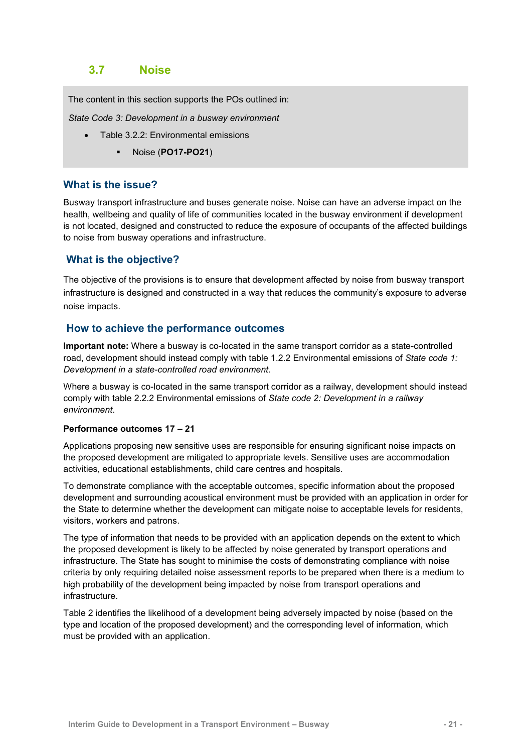## 3.7 Noise

The content in this section supports the POs outlined in:

*State Code 3: Development in a busway environment*

- Table 3.2.2: Environmental emissions
    - Noise (**PO17-PO21**)

### What is the issue?

Busway transport infrastructure and buses generate noise. Noise can have an adverse impact on the health, wellbeing and quality of life of communities located in the busway environment if development is not located, designed and constructed to reduce the exposure of occupants of the affected buildings to noise from busway operations and infrastructure.

### What is the objective?

The objective of the provisions is to ensure that development affected by noise from busway transport infrastructure is designed and constructed in a way that reduces the community's exposure to adverse noise impacts.

### How to achieve the performance outcomes

**Important note:** Where a busway is co-located in the same transport corridor as a state-controlled road, development should instead comply with table 1.2.2 Environmental emissions of *State code 1: Development in a state-controlled road environment*.

Where a busway is co-located in the same transport corridor as a railway, development should instead comply with table 2.2.2 Environmental emissions of *State code 2: Development in a railway environment*.

**Performance outcomes 17 – 21**

Applications proposing new sensitive uses are responsible for ensuring significant noise impacts on the proposed development are mitigated to appropriate levels. Sensitive uses are accommodation activities, educational establishments, child care centres and hospitals.

To demonstrate compliance with the acceptable outcomes, specific information about the proposed development and surrounding acoustical environment must be provided with an application in order for the State to determine whether the development can mitigate noise to acceptable levels for residents, visitors, workers and patrons.

The type of information that needs to be provided with an application depends on the extent to which the proposed development is likely to be affected by noise generated by transport operations and infrastructure. The State has sought to minimise the costs of demonstrating compliance with noise criteria by only requiring detailed noise assessment reports to be prepared when there is a medium to high probability of the development being impacted by noise from transport operations and infrastructure.

Table 2 identifies the likelihood of a development being adversely impacted by noise (based on the type and location of the proposed development) and the corresponding level of information, which must be provided with an application.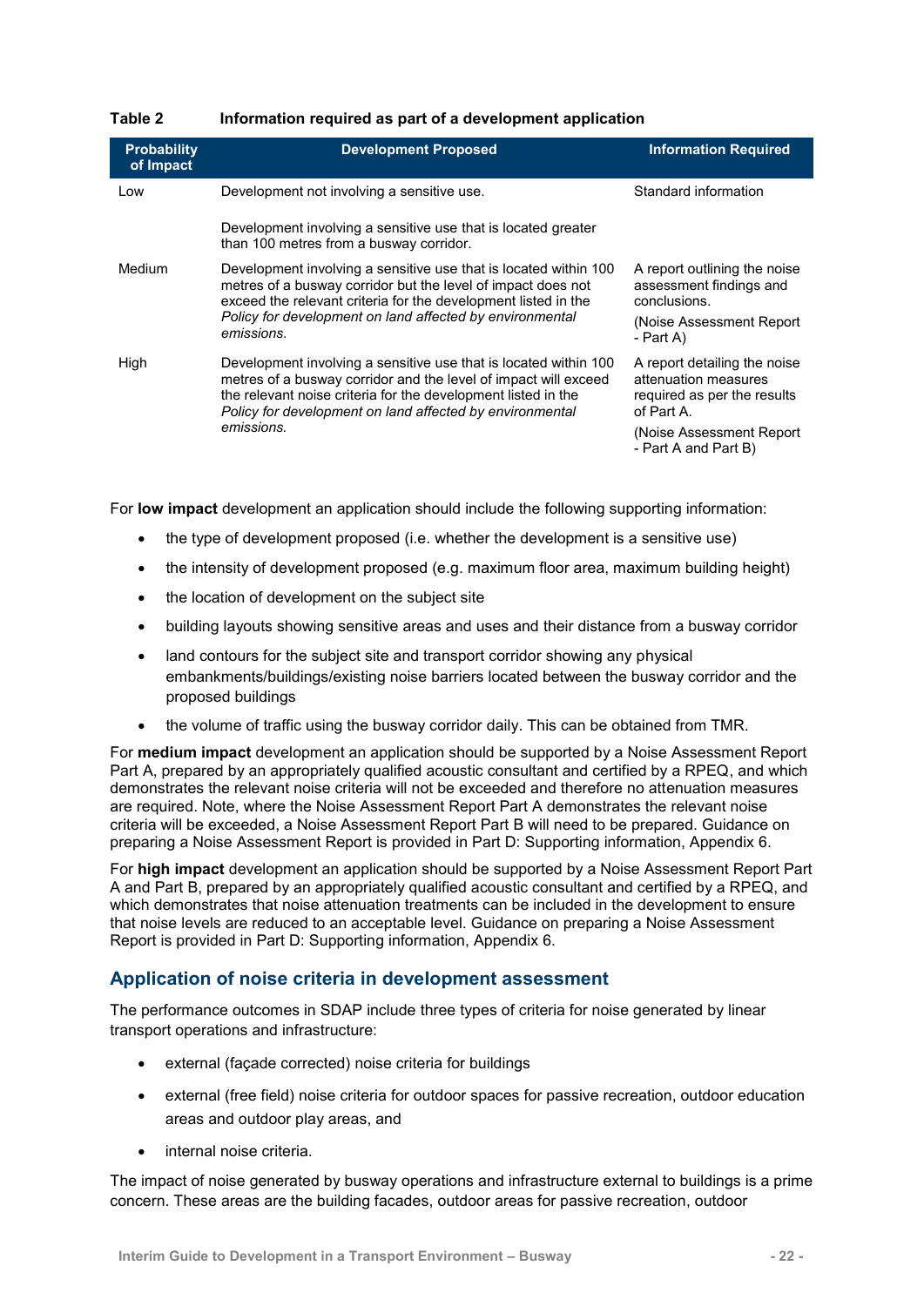**Table 2 Information required as part of a development application**

| Probability of Impact | Development Proposed | Information Required |
|---|---|---|
| Low | Development not involving a sensitive use.<br><br>Development involving a sensitive use that is located greater than 100 metres from a busway corridor. | Standard information |
| Medium | Development involving a sensitive use that is located within 100 metres of a busway corridor but the level of impact does not exceed the relevant criteria for the development listed in the *Policy for development on land affected by environmental emissions*. | A report outlining the noise assessment findings and conclusions.<br><br>(Noise Assessment Report - Part A) |
| High | Development involving a sensitive use that is located within 100 metres of a busway corridor and the level of impact will exceed the relevant noise criteria for the development listed in the *Policy for development on land affected by environmental emissions.* | A report detailing the noise attenuation measures required as per the results of Part A.<br><br>(Noise Assessment Report - Part A and Part B) |

For **low impact** development an application should include the following supporting information:

- the type of development proposed (i.e. whether the development is a sensitive use)
- the intensity of development proposed (e.g. maximum floor area, maximum building height)
- the location of development on the subject site
- building layouts showing sensitive areas and uses and their distance from a busway corridor
- land contours for the subject site and transport corridor showing any physical embankments/buildings/existing noise barriers located between the busway corridor and the proposed buildings
- the volume of traffic using the busway corridor daily. This can be obtained from TMR.

For **medium impact** development an application should be supported by a Noise Assessment Report Part A, prepared by an appropriately qualified acoustic consultant and certified by a RPEQ, and which demonstrates the relevant noise criteria will not be exceeded and therefore no attenuation measures are required. Note, where the Noise Assessment Report Part A demonstrates the relevant noise criteria will be exceeded, a Noise Assessment Report Part B will need to be prepared. Guidance on preparing a Noise Assessment Report is provided in Part D: Supporting information, Appendix 6.

For **high impact** development an application should be supported by a Noise Assessment Report Part A and Part B, prepared by an appropriately qualified acoustic consultant and certified by a RPEQ, and which demonstrates that noise attenuation treatments can be included in the development to ensure that noise levels are reduced to an acceptable level. Guidance on preparing a Noise Assessment Report is provided in Part D: Supporting information, Appendix 6.

## Application of noise criteria in development assessment

The performance outcomes in SDAP include three types of criteria for noise generated by linear transport operations and infrastructure:

- external (façade corrected) noise criteria for buildings
- external (free field) noise criteria for outdoor spaces for passive recreation, outdoor education areas and outdoor play areas, and
- internal noise criteria.

The impact of noise generated by busway operations and infrastructure external to buildings is a prime concern. These areas are the building facades, outdoor areas for passive recreation, outdoor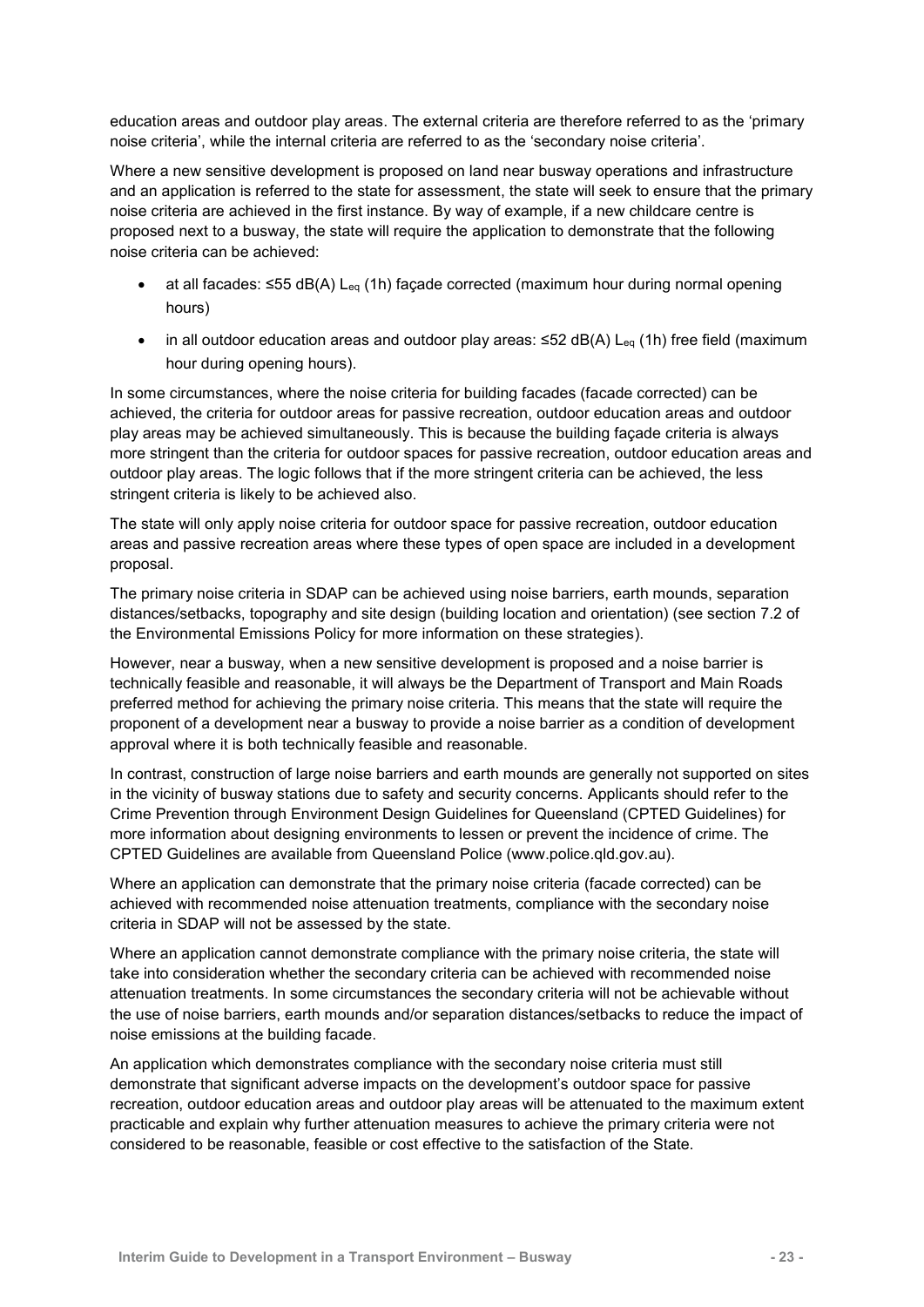education areas and outdoor play areas. The external criteria are therefore referred to as the 'primary noise criteria', while the internal criteria are referred to as the 'secondary noise criteria'.

Where a new sensitive development is proposed on land near busway operations and infrastructure and an application is referred to the state for assessment, the state will seek to ensure that the primary noise criteria are achieved in the first instance. By way of example, if a new childcare centre is proposed next to a busway, the state will require the application to demonstrate that the following noise criteria can be achieved:

- at all facades: ≤55 dB(A) $L_{eq}$ (1h) façade corrected (maximum hour during normal opening hours)
- in all outdoor education areas and outdoor play areas: ≤52 dB(A) $L_{eq}$ (1h) free field (maximum hour during opening hours).

In some circumstances, where the noise criteria for building facades (facade corrected) can be achieved, the criteria for outdoor areas for passive recreation, outdoor education areas and outdoor play areas may be achieved simultaneously. This is because the building façade criteria is always more stringent than the criteria for outdoor spaces for passive recreation, outdoor education areas and outdoor play areas. The logic follows that if the more stringent criteria can be achieved, the less stringent criteria is likely to be achieved also.

The state will only apply noise criteria for outdoor space for passive recreation, outdoor education areas and passive recreation areas where these types of open space are included in a development proposal.

The primary noise criteria in SDAP can be achieved using noise barriers, earth mounds, separation distances/setbacks, topography and site design (building location and orientation) (see section 7.2 of the Environmental Emissions Policy for more information on these strategies).

However, near a busway, when a new sensitive development is proposed and a noise barrier is technically feasible and reasonable, it will always be the Department of Transport and Main Roads preferred method for achieving the primary noise criteria. This means that the state will require the proponent of a development near a busway to provide a noise barrier as a condition of development approval where it is both technically feasible and reasonable.

In contrast, construction of large noise barriers and earth mounds are generally not supported on sites in the vicinity of busway stations due to safety and security concerns. Applicants should refer to the Crime Prevention through Environment Design Guidelines for Queensland (CPTED Guidelines) for more information about designing environments to lessen or prevent the incidence of crime. The CPTED Guidelines are available from Queensland Police (www.police.qld.gov.au).

Where an application can demonstrate that the primary noise criteria (facade corrected) can be achieved with recommended noise attenuation treatments, compliance with the secondary noise criteria in SDAP will not be assessed by the state.

Where an application cannot demonstrate compliance with the primary noise criteria, the state will take into consideration whether the secondary criteria can be achieved with recommended noise attenuation treatments. In some circumstances the secondary criteria will not be achievable without the use of noise barriers, earth mounds and/or separation distances/setbacks to reduce the impact of noise emissions at the building facade.

An application which demonstrates compliance with the secondary noise criteria must still demonstrate that significant adverse impacts on the development's outdoor space for passive recreation, outdoor education areas and outdoor play areas will be attenuated to the maximum extent practicable and explain why further attenuation measures to achieve the primary criteria were not considered to be reasonable, feasible or cost effective to the satisfaction of the State.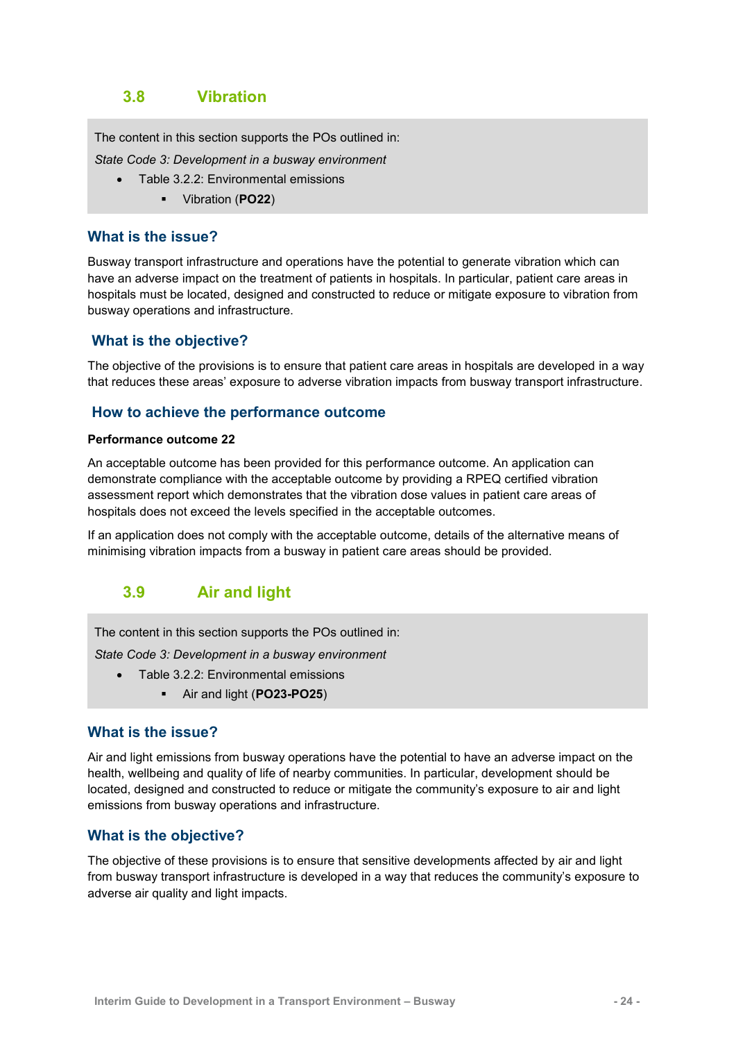## 3.8 Vibration

The content in this section supports the POs outlined in:

*State Code 3: Development in a busway environment*

- Table 3.2.2: Environmental emissions
  - Vibration (**PO22**)

### What is the issue?

Busway transport infrastructure and operations have the potential to generate vibration which can have an adverse impact on the treatment of patients in hospitals. In particular, patient care areas in hospitals must be located, designed and constructed to reduce or mitigate exposure to vibration from busway operations and infrastructure.

### What is the objective?

The objective of the provisions is to ensure that patient care areas in hospitals are developed in a way that reduces these areas' exposure to adverse vibration impacts from busway transport infrastructure.

### How to achieve the performance outcome

**Performance outcome 22**

An acceptable outcome has been provided for this performance outcome. An application can demonstrate compliance with the acceptable outcome by providing a RPEQ certified vibration assessment report which demonstrates that the vibration dose values in patient care areas of hospitals does not exceed the levels specified in the acceptable outcomes.

If an application does not comply with the acceptable outcome, details of the alternative means of minimising vibration impacts from a busway in patient care areas should be provided.

## 3.9 Air and light

The content in this section supports the POs outlined in:

*State Code 3: Development in a busway environment*

- Table 3.2.2: Environmental emissions
  - Air and light (**PO23-PO25**)

### What is the issue?

Air and light emissions from busway operations have the potential to have an adverse impact on the health, wellbeing and quality of life of nearby communities. In particular, development should be located, designed and constructed to reduce or mitigate the community's exposure to air and light emissions from busway operations and infrastructure.

### What is the objective?

The objective of these provisions is to ensure that sensitive developments affected by air and light from busway transport infrastructure is developed in a way that reduces the community's exposure to adverse air quality and light impacts.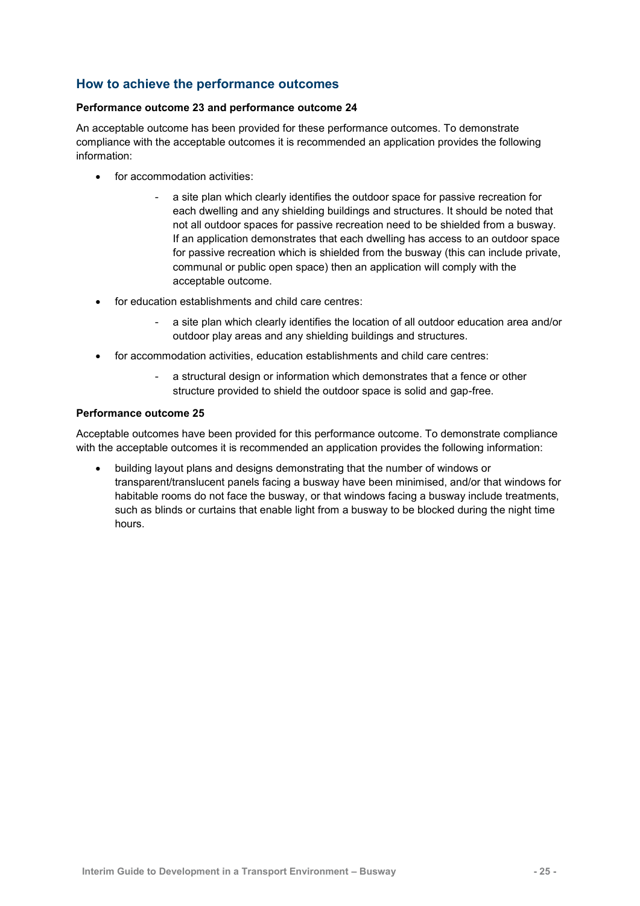## How to achieve the performance outcomes

**Performance outcome 23 and performance outcome 24**

An acceptable outcome has been provided for these performance outcomes. To demonstrate compliance with the acceptable outcomes it is recommended an application provides the following information:

- for accommodation activities:
  - a site plan which clearly identifies the outdoor space for passive recreation for each dwelling and any shielding buildings and structures. It should be noted that not all outdoor spaces for passive recreation need to be shielded from a busway. If an application demonstrates that each dwelling has access to an outdoor space for passive recreation which is shielded from the busway (this can include private, communal or public open space) then an application will comply with the acceptable outcome.
- for education establishments and child care centres:
  - a site plan which clearly identifies the location of all outdoor education area and/or outdoor play areas and any shielding buildings and structures.
- for accommodation activities, education establishments and child care centres:
  - a structural design or information which demonstrates that a fence or other structure provided to shield the outdoor space is solid and gap-free.

**Performance outcome 25**

Acceptable outcomes have been provided for this performance outcome. To demonstrate compliance with the acceptable outcomes it is recommended an application provides the following information:

- building layout plans and designs demonstrating that the number of windows or transparent/translucent panels facing a busway have been minimised, and/or that windows for habitable rooms do not face the busway, or that windows facing a busway include treatments, such as blinds or curtains that enable light from a busway to be blocked during the night time hours.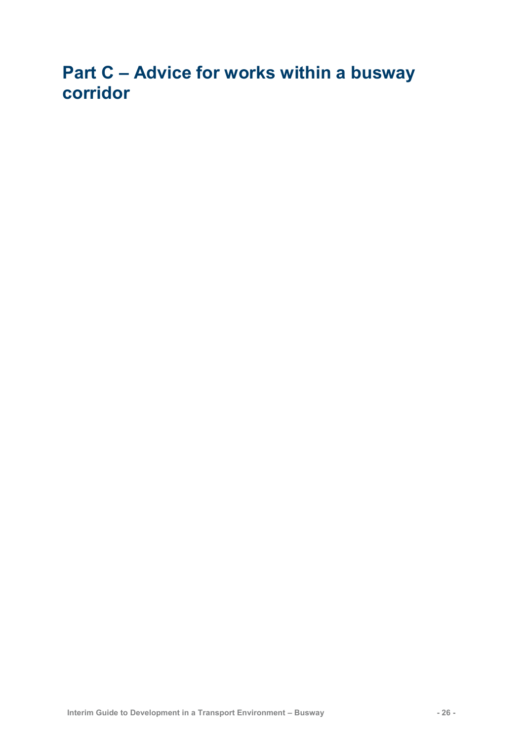# Part C – Advice for works within a busway corridor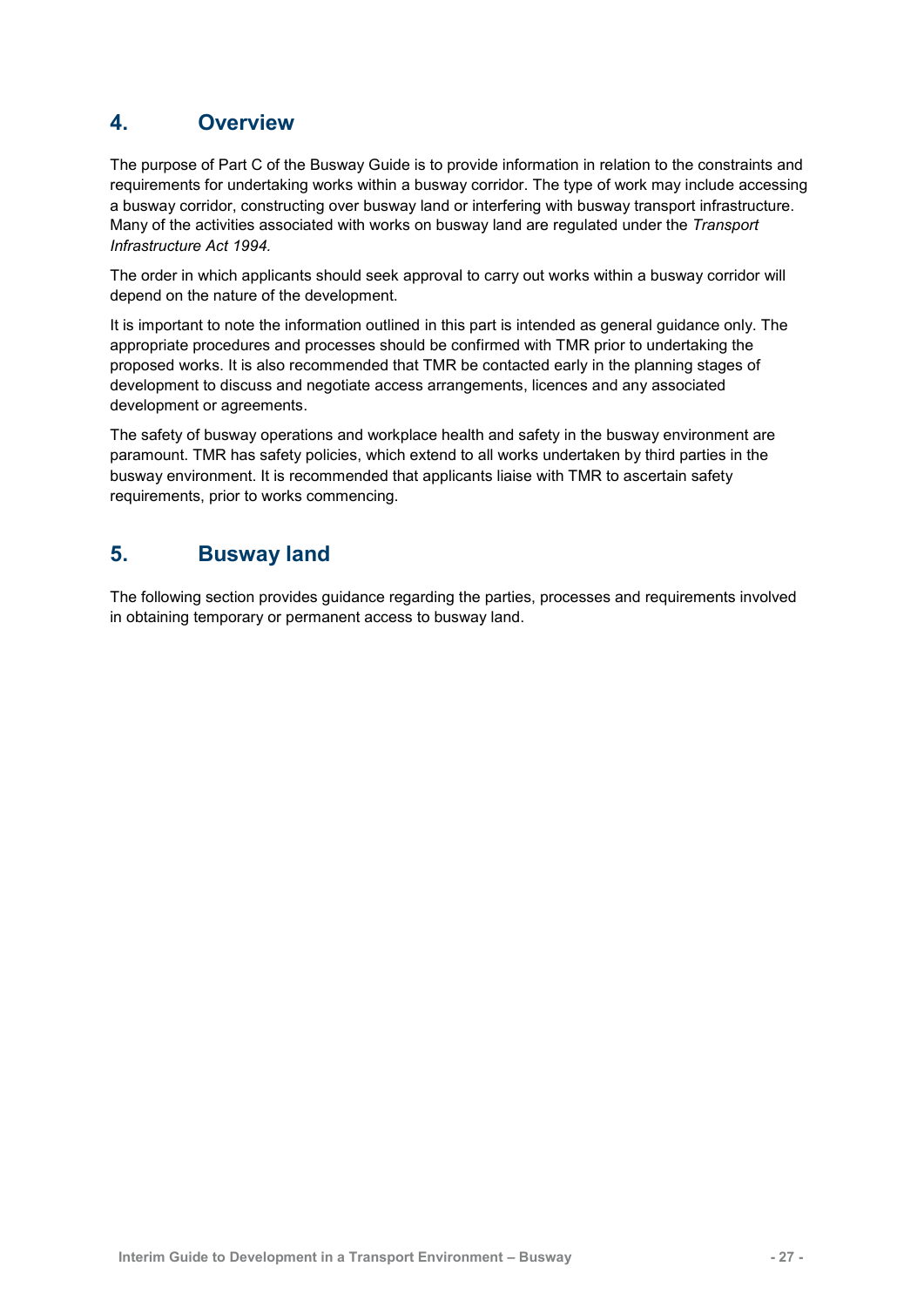## 4. Overview

The purpose of Part C of the Busway Guide is to provide information in relation to the constraints and requirements for undertaking works within a busway corridor. The type of work may include accessing a busway corridor, constructing over busway land or interfering with busway transport infrastructure. Many of the activities associated with works on busway land are regulated under the *Transport Infrastructure Act 1994.*

The order in which applicants should seek approval to carry out works within a busway corridor will depend on the nature of the development.

It is important to note the information outlined in this part is intended as general guidance only. The appropriate procedures and processes should be confirmed with TMR prior to undertaking the proposed works. It is also recommended that TMR be contacted early in the planning stages of development to discuss and negotiate access arrangements, licences and any associated development or agreements.

The safety of busway operations and workplace health and safety in the busway environment are paramount. TMR has safety policies, which extend to all works undertaken by third parties in the busway environment. It is recommended that applicants liaise with TMR to ascertain safety requirements, prior to works commencing.

## 5. Busway land

The following section provides guidance regarding the parties, processes and requirements involved in obtaining temporary or permanent access to busway land.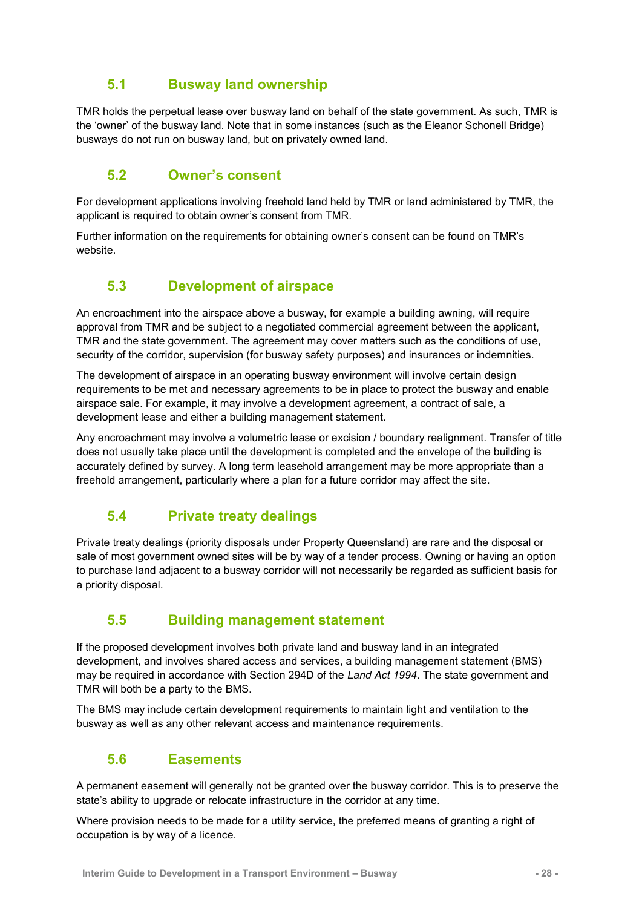## 5.1 Busway land ownership

TMR holds the perpetual lease over busway land on behalf of the state government. As such, TMR is the 'owner' of the busway land. Note that in some instances (such as the Eleanor Schonell Bridge) busways do not run on busway land, but on privately owned land.

## 5.2 Owner's consent

For development applications involving freehold land held by TMR or land administered by TMR, the applicant is required to obtain owner's consent from TMR.

Further information on the requirements for obtaining owner's consent can be found on TMR's website.

## 5.3 Development of airspace

An encroachment into the airspace above a busway, for example a building awning, will require approval from TMR and be subject to a negotiated commercial agreement between the applicant, TMR and the state government. The agreement may cover matters such as the conditions of use, security of the corridor, supervision (for busway safety purposes) and insurances or indemnities.

The development of airspace in an operating busway environment will involve certain design requirements to be met and necessary agreements to be in place to protect the busway and enable airspace sale. For example, it may involve a development agreement, a contract of sale, a development lease and either a building management statement.

Any encroachment may involve a volumetric lease or excision / boundary realignment. Transfer of title does not usually take place until the development is completed and the envelope of the building is accurately defined by survey. A long term leasehold arrangement may be more appropriate than a freehold arrangement, particularly where a plan for a future corridor may affect the site.

## 5.4 Private treaty dealings

Private treaty dealings (priority disposals under Property Queensland) are rare and the disposal or sale of most government owned sites will be by way of a tender process. Owning or having an option to purchase land adjacent to a busway corridor will not necessarily be regarded as sufficient basis for a priority disposal.

## 5.5 Building management statement

If the proposed development involves both private land and busway land in an integrated development, and involves shared access and services, a building management statement (BMS) may be required in accordance with Section 294D of the *Land Act 1994*. The state government and TMR will both be a party to the BMS.

The BMS may include certain development requirements to maintain light and ventilation to the busway as well as any other relevant access and maintenance requirements.

## 5.6 Easements

A permanent easement will generally not be granted over the busway corridor. This is to preserve the state's ability to upgrade or relocate infrastructure in the corridor at any time.

Where provision needs to be made for a utility service, the preferred means of granting a right of occupation is by way of a licence.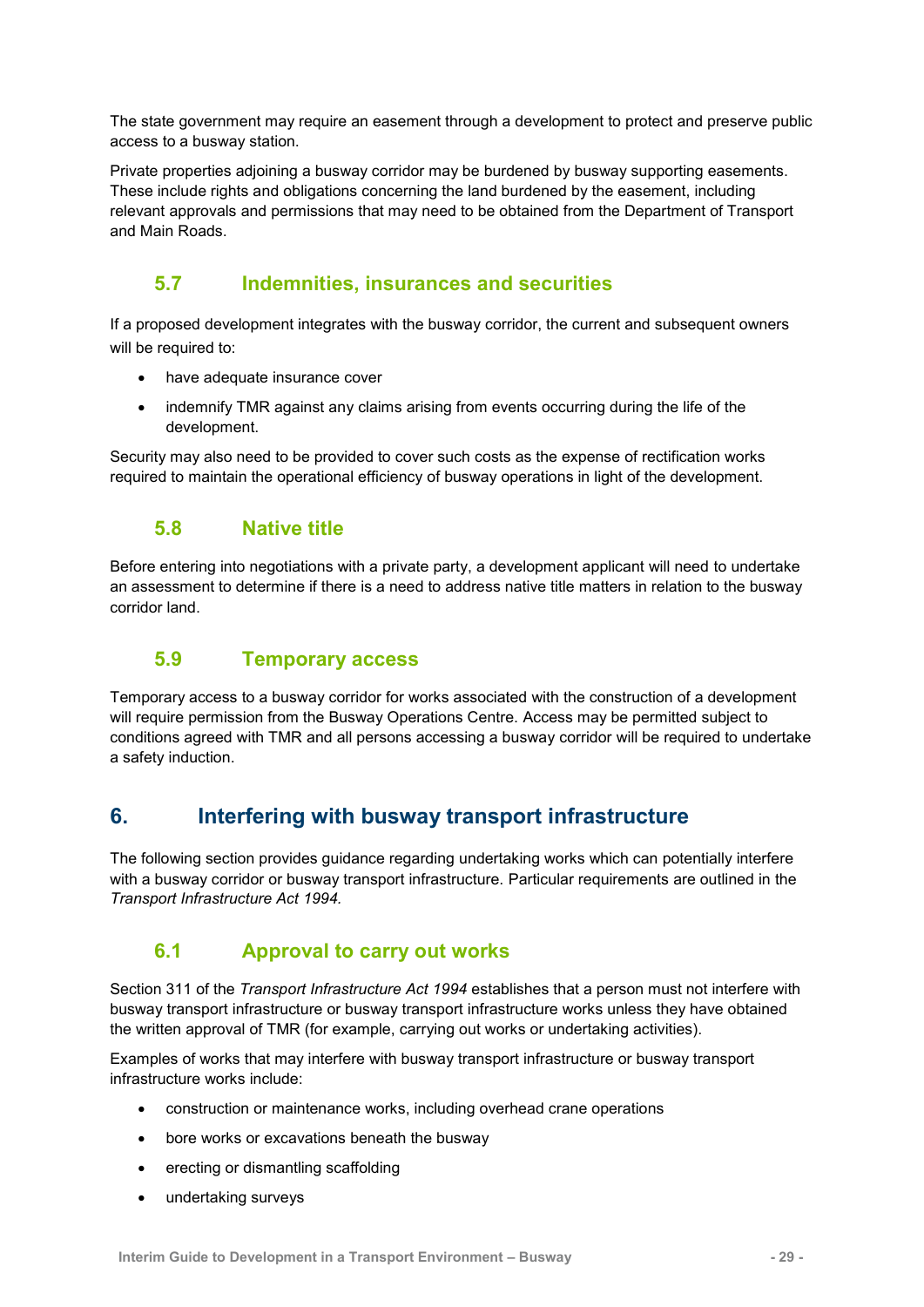The state government may require an easement through a development to protect and preserve public access to a busway station.

Private properties adjoining a busway corridor may be burdened by busway supporting easements. These include rights and obligations concerning the land burdened by the easement, including relevant approvals and permissions that may need to be obtained from the Department of Transport and Main Roads.

### 5.7 Indemnities, insurances and securities

If a proposed development integrates with the busway corridor, the current and subsequent owners will be required to:

- have adequate insurance cover
- indemnify TMR against any claims arising from events occurring during the life of the development.

Security may also need to be provided to cover such costs as the expense of rectification works required to maintain the operational efficiency of busway operations in light of the development.

### 5.8 Native title

Before entering into negotiations with a private party, a development applicant will need to undertake an assessment to determine if there is a need to address native title matters in relation to the busway corridor land.

### 5.9 Temporary access

Temporary access to a busway corridor for works associated with the construction of a development will require permission from the Busway Operations Centre. Access may be permitted subject to conditions agreed with TMR and all persons accessing a busway corridor will be required to undertake a safety induction.

## 6. Interfering with busway transport infrastructure

The following section provides guidance regarding undertaking works which can potentially interfere with a busway corridor or busway transport infrastructure. Particular requirements are outlined in the *Transport Infrastructure Act 1994.*

### 6.1 Approval to carry out works

Section 311 of the *Transport Infrastructure Act 1994* establishes that a person must not interfere with busway transport infrastructure or busway transport infrastructure works unless they have obtained the written approval of TMR (for example, carrying out works or undertaking activities).

Examples of works that may interfere with busway transport infrastructure or busway transport infrastructure works include:

- construction or maintenance works, including overhead crane operations
- bore works or excavations beneath the busway
- erecting or dismantling scaffolding
- undertaking surveys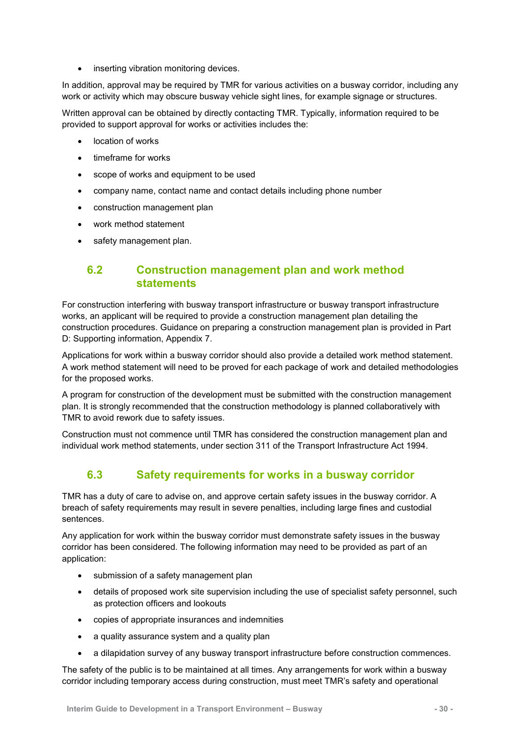- inserting vibration monitoring devices.

In addition, approval may be required by TMR for various activities on a busway corridor, including any work or activity which may obscure busway vehicle sight lines, for example signage or structures.

Written approval can be obtained by directly contacting TMR. Typically, information required to be provided to support approval for works or activities includes the:

- location of works
- timeframe for works
- scope of works and equipment to be used
- company name, contact name and contact details including phone number
- construction management plan
- work method statement
- safety management plan.

## 6.2 Construction management plan and work method statements

For construction interfering with busway transport infrastructure or busway transport infrastructure works, an applicant will be required to provide a construction management plan detailing the construction procedures. Guidance on preparing a construction management plan is provided in Part D: Supporting information, Appendix 7.

Applications for work within a busway corridor should also provide a detailed work method statement. A work method statement will need to be proved for each package of work and detailed methodologies for the proposed works.

A program for construction of the development must be submitted with the construction management plan. It is strongly recommended that the construction methodology is planned collaboratively with TMR to avoid rework due to safety issues.

Construction must not commence until TMR has considered the construction management plan and individual work method statements, under section 311 of the Transport Infrastructure Act 1994.

## 6.3 Safety requirements for works in a busway corridor

TMR has a duty of care to advise on, and approve certain safety issues in the busway corridor. A breach of safety requirements may result in severe penalties, including large fines and custodial sentences.

Any application for work within the busway corridor must demonstrate safety issues in the busway corridor has been considered. The following information may need to be provided as part of an application:

- submission of a safety management plan
- details of proposed work site supervision including the use of specialist safety personnel, such as protection officers and lookouts
- copies of appropriate insurances and indemnities
- a quality assurance system and a quality plan
- a dilapidation survey of any busway transport infrastructure before construction commences.

The safety of the public is to be maintained at all times. Any arrangements for work within a busway corridor including temporary access during construction, must meet TMR's safety and operational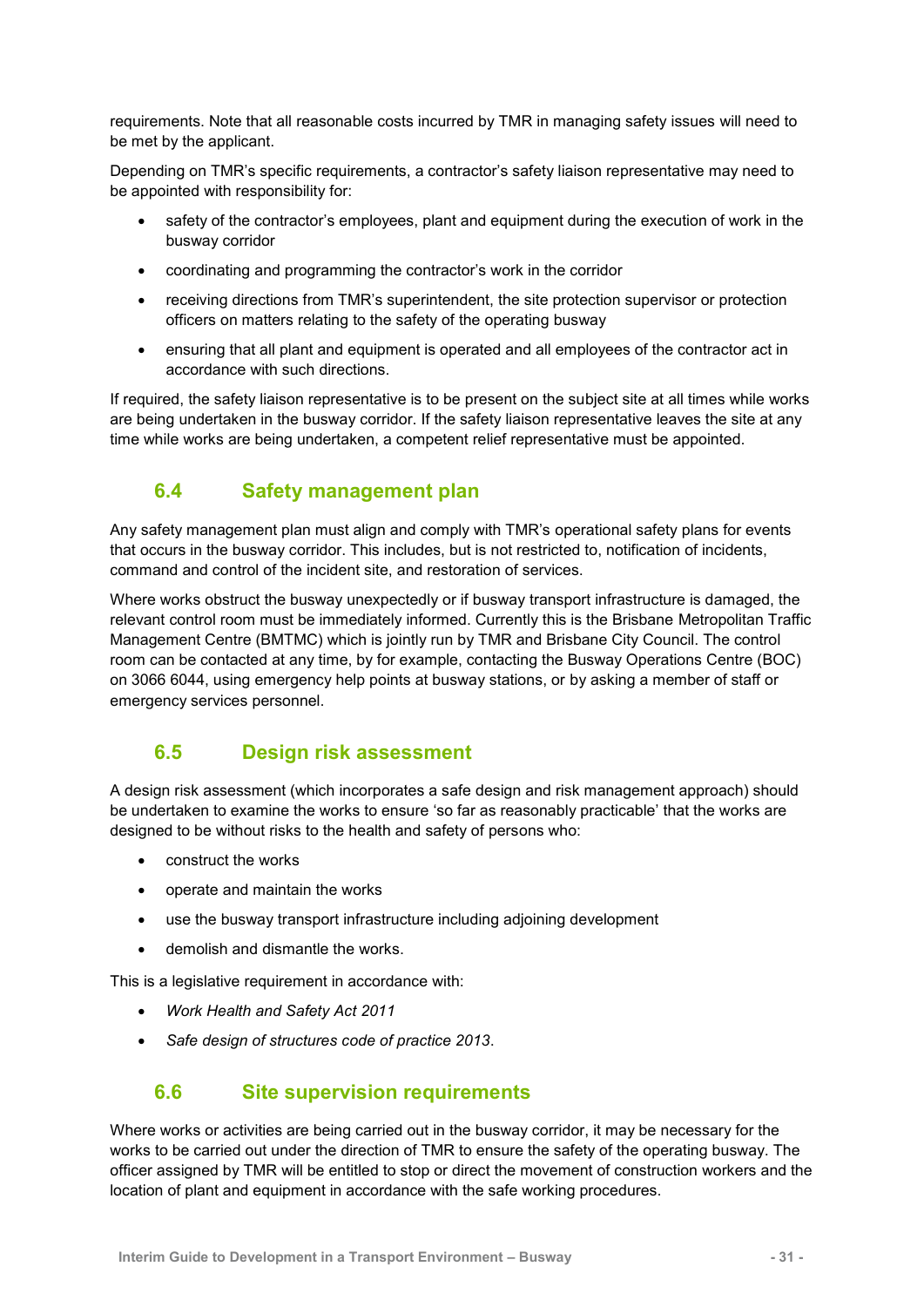requirements. Note that all reasonable costs incurred by TMR in managing safety issues will need to be met by the applicant.

Depending on TMR's specific requirements, a contractor's safety liaison representative may need to be appointed with responsibility for:

- safety of the contractor's employees, plant and equipment during the execution of work in the busway corridor
- coordinating and programming the contractor's work in the corridor
- receiving directions from TMR's superintendent, the site protection supervisor or protection officers on matters relating to the safety of the operating busway
- ensuring that all plant and equipment is operated and all employees of the contractor act in accordance with such directions.

If required, the safety liaison representative is to be present on the subject site at all times while works are being undertaken in the busway corridor. If the safety liaison representative leaves the site at any time while works are being undertaken, a competent relief representative must be appointed.

## 6.4 Safety management plan

Any safety management plan must align and comply with TMR's operational safety plans for events that occurs in the busway corridor. This includes, but is not restricted to, notification of incidents, command and control of the incident site, and restoration of services.

Where works obstruct the busway unexpectedly or if busway transport infrastructure is damaged, the relevant control room must be immediately informed. Currently this is the Brisbane Metropolitan Traffic Management Centre (BMTMC) which is jointly run by TMR and Brisbane City Council. The control room can be contacted at any time, by for example, contacting the Busway Operations Centre (BOC) on 3066 6044, using emergency help points at busway stations, or by asking a member of staff or emergency services personnel.

## 6.5 Design risk assessment

A design risk assessment (which incorporates a safe design and risk management approach) should be undertaken to examine the works to ensure 'so far as reasonably practicable' that the works are designed to be without risks to the health and safety of persons who:

- construct the works
- operate and maintain the works
- use the busway transport infrastructure including adjoining development
- demolish and dismantle the works.

This is a legislative requirement in accordance with:

- *Work Health and Safety Act 2011*
- *Safe design of structures code of practice 2013*.

## 6.6 Site supervision requirements

Where works or activities are being carried out in the busway corridor, it may be necessary for the works to be carried out under the direction of TMR to ensure the safety of the operating busway. The officer assigned by TMR will be entitled to stop or direct the movement of construction workers and the location of plant and equipment in accordance with the safe working procedures.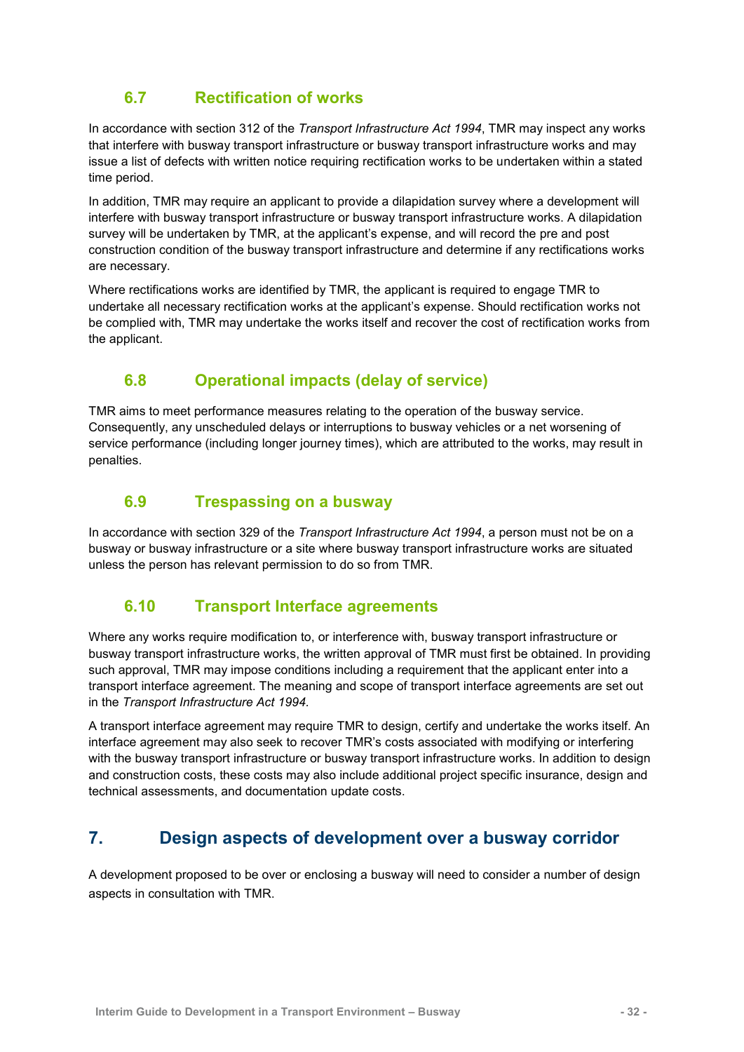### 6.7 Rectification of works

In accordance with section 312 of the *Transport Infrastructure Act 1994*, TMR may inspect any works that interfere with busway transport infrastructure or busway transport infrastructure works and may issue a list of defects with written notice requiring rectification works to be undertaken within a stated time period.

In addition, TMR may require an applicant to provide a dilapidation survey where a development will interfere with busway transport infrastructure or busway transport infrastructure works. A dilapidation survey will be undertaken by TMR, at the applicant's expense, and will record the pre and post construction condition of the busway transport infrastructure and determine if any rectifications works are necessary.

Where rectifications works are identified by TMR, the applicant is required to engage TMR to undertake all necessary rectification works at the applicant's expense. Should rectification works not be complied with, TMR may undertake the works itself and recover the cost of rectification works from the applicant.

### 6.8 Operational impacts (delay of service)

TMR aims to meet performance measures relating to the operation of the busway service. Consequently, any unscheduled delays or interruptions to busway vehicles or a net worsening of service performance (including longer journey times), which are attributed to the works, may result in penalties.

### 6.9 Trespassing on a busway

In accordance with section 329 of the *Transport Infrastructure Act 1994*, a person must not be on a busway or busway infrastructure or a site where busway transport infrastructure works are situated unless the person has relevant permission to do so from TMR.

### 6.10 Transport Interface agreements

Where any works require modification to, or interference with, busway transport infrastructure or busway transport infrastructure works, the written approval of TMR must first be obtained. In providing such approval, TMR may impose conditions including a requirement that the applicant enter into a transport interface agreement. The meaning and scope of transport interface agreements are set out in the *Transport Infrastructure Act 1994.*

A transport interface agreement may require TMR to design, certify and undertake the works itself. An interface agreement may also seek to recover TMR's costs associated with modifying or interfering with the busway transport infrastructure or busway transport infrastructure works. In addition to design and construction costs, these costs may also include additional project specific insurance, design and technical assessments, and documentation update costs.

## 7. Design aspects of development over a busway corridor

A development proposed to be over or enclosing a busway will need to consider a number of design aspects in consultation with TMR.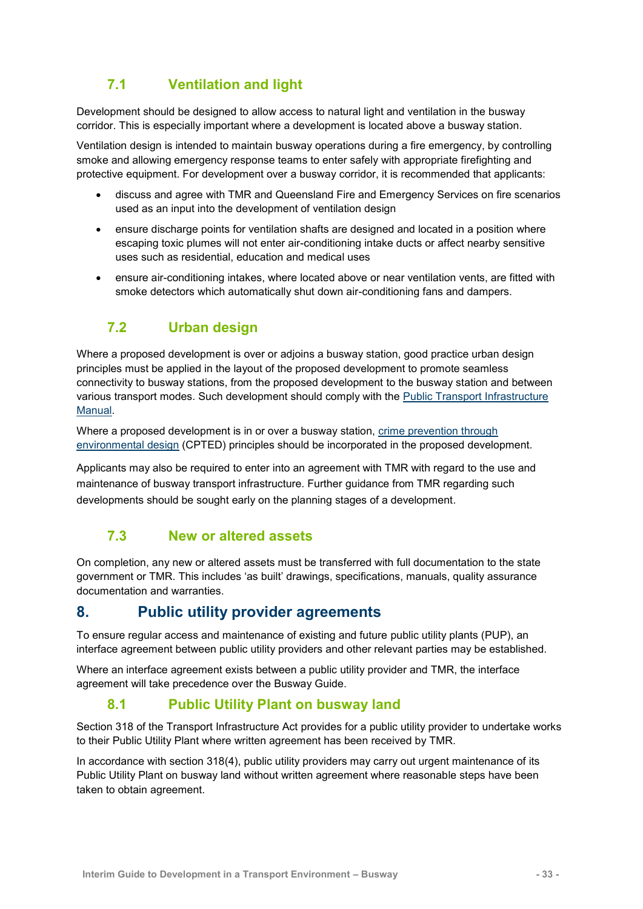### 7.1 Ventilation and light

Development should be designed to allow access to natural light and ventilation in the busway corridor. This is especially important where a development is located above a busway station.

Ventilation design is intended to maintain busway operations during a fire emergency, by controlling smoke and allowing emergency response teams to enter safely with appropriate firefighting and protective equipment. For development over a busway corridor, it is recommended that applicants:

- discuss and agree with TMR and Queensland Fire and Emergency Services on fire scenarios used as an input into the development of ventilation design
- ensure discharge points for ventilation shafts are designed and located in a position where escaping toxic plumes will not enter air-conditioning intake ducts or affect nearby sensitive uses such as residential, education and medical uses
- ensure air-conditioning intakes, where located above or near ventilation vents, are fitted with smoke detectors which automatically shut down air-conditioning fans and dampers.

### 7.2 Urban design

Where a proposed development is over or adjoins a busway station, good practice urban design principles must be applied in the layout of the proposed development to promote seamless connectivity to busway stations, from the proposed development to the busway station and between various transport modes. Such development should comply with the Public Transport Infrastructure Manual.

Where a proposed development is in or over a busway station, crime prevention through environmental design (CPTED) principles should be incorporated in the proposed development.

Applicants may also be required to enter into an agreement with TMR with regard to the use and maintenance of busway transport infrastructure. Further guidance from TMR regarding such developments should be sought early on the planning stages of a development.

### 7.3 New or altered assets

On completion, any new or altered assets must be transferred with full documentation to the state government or TMR. This includes 'as built' drawings, specifications, manuals, quality assurance documentation and warranties.

## 8. Public utility provider agreements

To ensure regular access and maintenance of existing and future public utility plants (PUP), an interface agreement between public utility providers and other relevant parties may be established.

Where an interface agreement exists between a public utility provider and TMR, the interface agreement will take precedence over the Busway Guide.

### 8.1 Public Utility Plant on busway land

Section 318 of the Transport Infrastructure Act provides for a public utility provider to undertake works to their Public Utility Plant where written agreement has been received by TMR.

In accordance with section 318(4), public utility providers may carry out urgent maintenance of its Public Utility Plant on busway land without written agreement where reasonable steps have been taken to obtain agreement.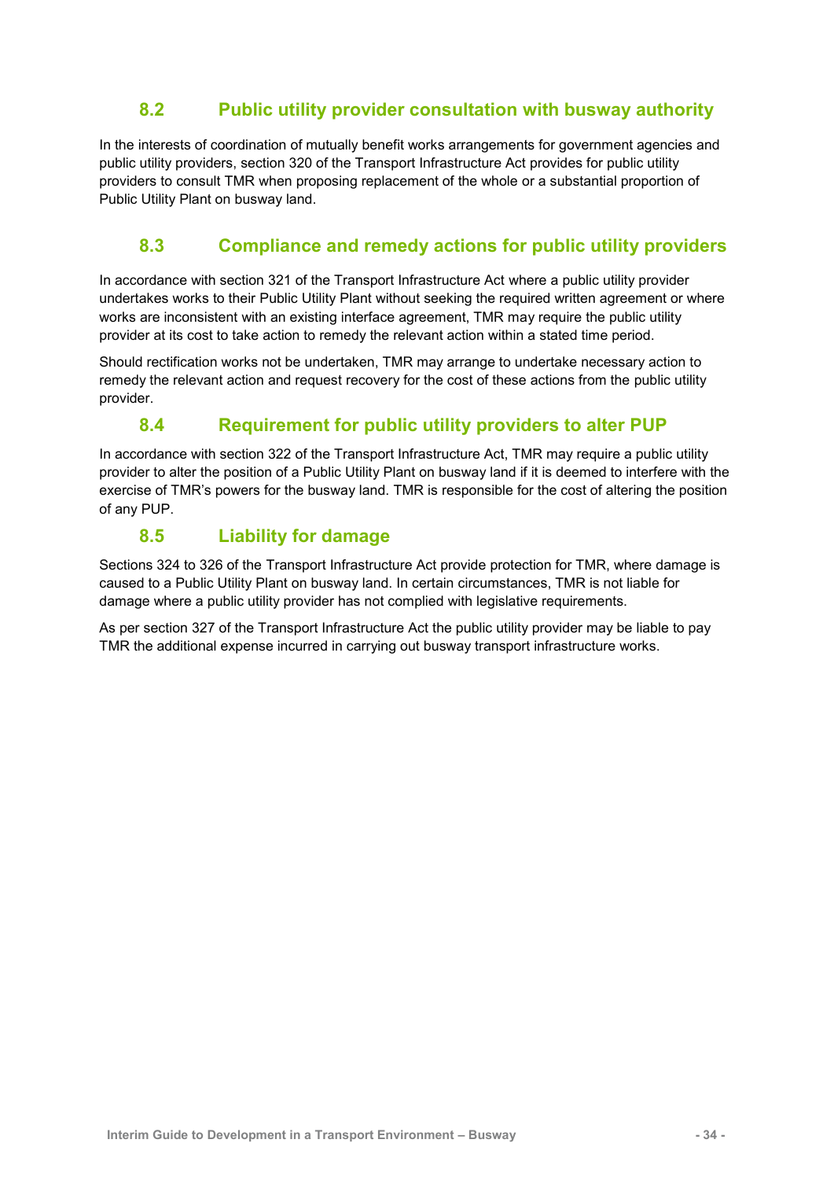## 8.2 Public utility provider consultation with busway authority

In the interests of coordination of mutually benefit works arrangements for government agencies and public utility providers, section 320 of the Transport Infrastructure Act provides for public utility providers to consult TMR when proposing replacement of the whole or a substantial proportion of Public Utility Plant on busway land.

## 8.3 Compliance and remedy actions for public utility providers

In accordance with section 321 of the Transport Infrastructure Act where a public utility provider undertakes works to their Public Utility Plant without seeking the required written agreement or where works are inconsistent with an existing interface agreement, TMR may require the public utility provider at its cost to take action to remedy the relevant action within a stated time period.

Should rectification works not be undertaken, TMR may arrange to undertake necessary action to remedy the relevant action and request recovery for the cost of these actions from the public utility provider.

## 8.4 Requirement for public utility providers to alter PUP

In accordance with section 322 of the Transport Infrastructure Act, TMR may require a public utility provider to alter the position of a Public Utility Plant on busway land if it is deemed to interfere with the exercise of TMR's powers for the busway land. TMR is responsible for the cost of altering the position of any PUP.

## 8.5 Liability for damage

Sections 324 to 326 of the Transport Infrastructure Act provide protection for TMR, where damage is caused to a Public Utility Plant on busway land. In certain circumstances, TMR is not liable for damage where a public utility provider has not complied with legislative requirements.

As per section 327 of the Transport Infrastructure Act the public utility provider may be liable to pay TMR the additional expense incurred in carrying out busway transport infrastructure works.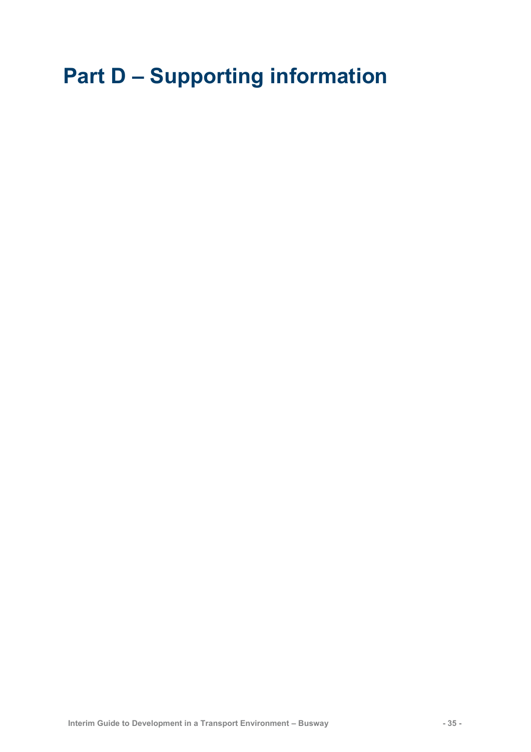# Part D – Supporting information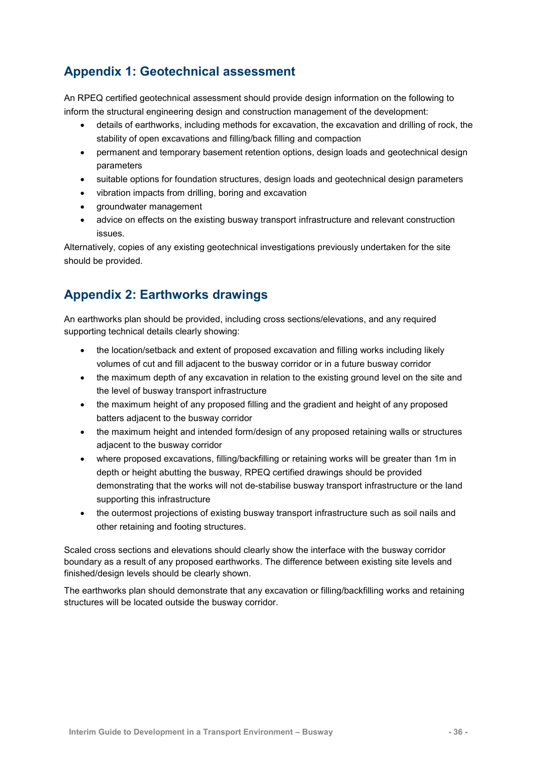## Appendix 1: Geotechnical assessment

An RPEQ certified geotechnical assessment should provide design information on the following to inform the structural engineering design and construction management of the development:

- details of earthworks, including methods for excavation, the excavation and drilling of rock, the stability of open excavations and filling/back filling and compaction
- permanent and temporary basement retention options, design loads and geotechnical design parameters
- suitable options for foundation structures, design loads and geotechnical design parameters
- vibration impacts from drilling, boring and excavation
- groundwater management
- advice on effects on the existing busway transport infrastructure and relevant construction issues.

Alternatively, copies of any existing geotechnical investigations previously undertaken for the site should be provided.

## Appendix 2: Earthworks drawings

An earthworks plan should be provided, including cross sections/elevations, and any required supporting technical details clearly showing:

- the location/setback and extent of proposed excavation and filling works including likely volumes of cut and fill adjacent to the busway corridor or in a future busway corridor
- the maximum depth of any excavation in relation to the existing ground level on the site and the level of busway transport infrastructure
- the maximum height of any proposed filling and the gradient and height of any proposed batters adjacent to the busway corridor
- the maximum height and intended form/design of any proposed retaining walls or structures adjacent to the busway corridor
- where proposed excavations, filling/backfilling or retaining works will be greater than 1m in depth or height abutting the busway, RPEQ certified drawings should be provided demonstrating that the works will not de-stabilise busway transport infrastructure or the land supporting this infrastructure
- the outermost projections of existing busway transport infrastructure such as soil nails and other retaining and footing structures.

Scaled cross sections and elevations should clearly show the interface with the busway corridor boundary as a result of any proposed earthworks. The difference between existing site levels and finished/design levels should be clearly shown.

The earthworks plan should demonstrate that any excavation or filling/backfilling works and retaining structures will be located outside the busway corridor.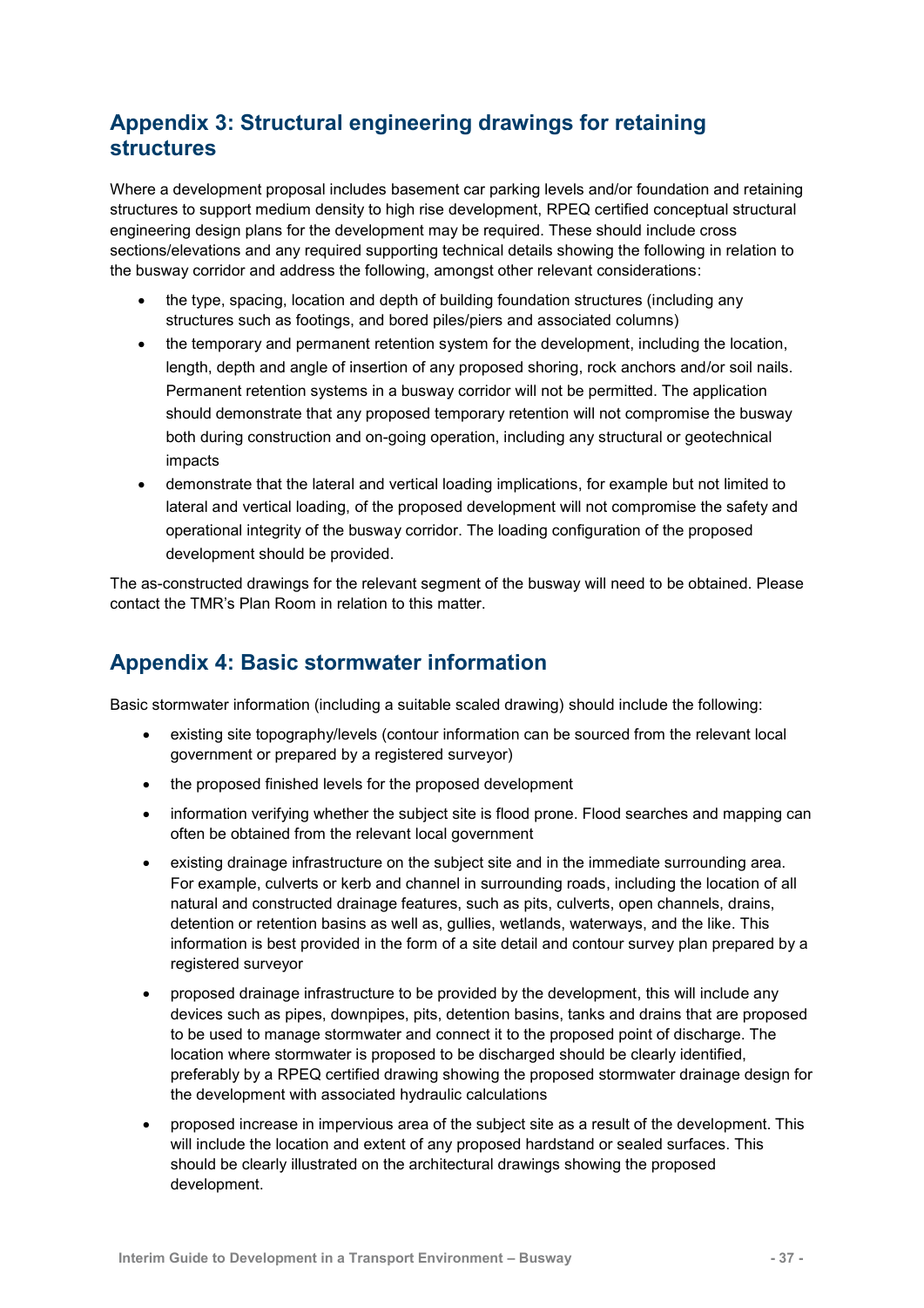## Appendix 3: Structural engineering drawings for retaining structures

Where a development proposal includes basement car parking levels and/or foundation and retaining structures to support medium density to high rise development, RPEQ certified conceptual structural engineering design plans for the development may be required. These should include cross sections/elevations and any required supporting technical details showing the following in relation to the busway corridor and address the following, amongst other relevant considerations:

- the type, spacing, location and depth of building foundation structures (including any structures such as footings, and bored piles/piers and associated columns)
- the temporary and permanent retention system for the development, including the location, length, depth and angle of insertion of any proposed shoring, rock anchors and/or soil nails. Permanent retention systems in a busway corridor will not be permitted. The application should demonstrate that any proposed temporary retention will not compromise the busway both during construction and on-going operation, including any structural or geotechnical impacts
- demonstrate that the lateral and vertical loading implications, for example but not limited to lateral and vertical loading, of the proposed development will not compromise the safety and operational integrity of the busway corridor. The loading configuration of the proposed development should be provided.

The as-constructed drawings for the relevant segment of the busway will need to be obtained. Please contact the TMR's Plan Room in relation to this matter.

## Appendix 4: Basic stormwater information

Basic stormwater information (including a suitable scaled drawing) should include the following:

- existing site topography/levels (contour information can be sourced from the relevant local government or prepared by a registered surveyor)
- the proposed finished levels for the proposed development
- information verifying whether the subject site is flood prone. Flood searches and mapping can often be obtained from the relevant local government
- existing drainage infrastructure on the subject site and in the immediate surrounding area. For example, culverts or kerb and channel in surrounding roads, including the location of all natural and constructed drainage features, such as pits, culverts, open channels, drains, detention or retention basins as well as, gullies, wetlands, waterways, and the like. This information is best provided in the form of a site detail and contour survey plan prepared by a registered surveyor
- proposed drainage infrastructure to be provided by the development, this will include any devices such as pipes, downpipes, pits, detention basins, tanks and drains that are proposed to be used to manage stormwater and connect it to the proposed point of discharge. The location where stormwater is proposed to be discharged should be clearly identified, preferably by a RPEQ certified drawing showing the proposed stormwater drainage design for the development with associated hydraulic calculations
- proposed increase in impervious area of the subject site as a result of the development. This will include the location and extent of any proposed hardstand or sealed surfaces. This should be clearly illustrated on the architectural drawings showing the proposed development.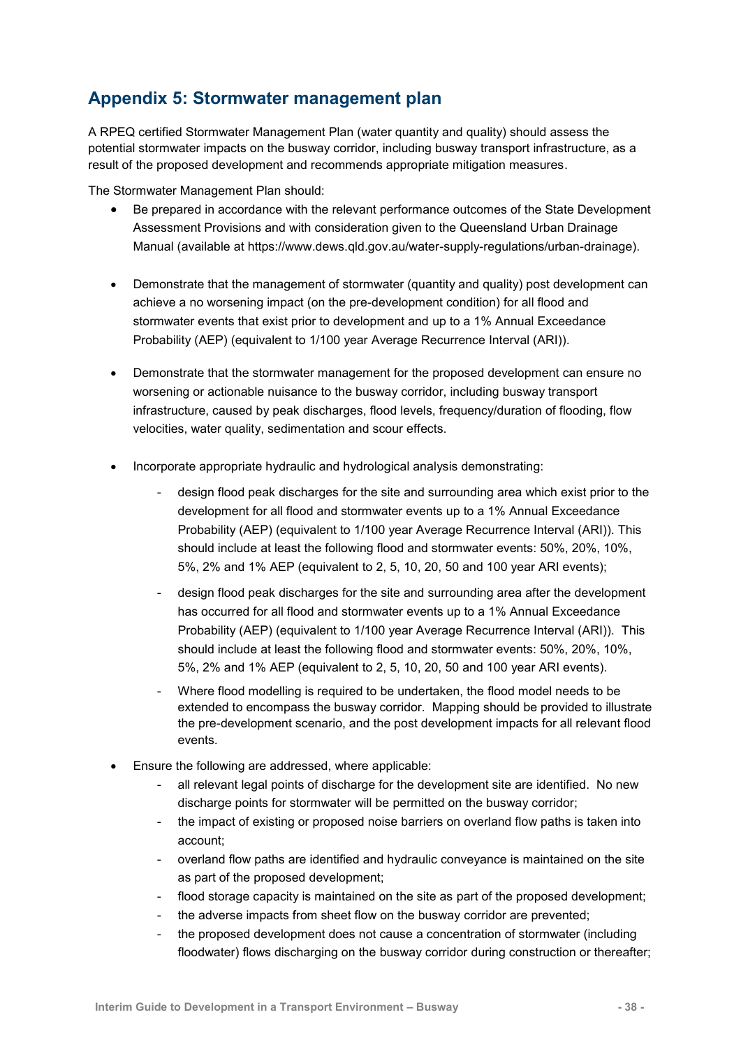## Appendix 5: Stormwater management plan

A RPEQ certified Stormwater Management Plan (water quantity and quality) should assess the potential stormwater impacts on the busway corridor, including busway transport infrastructure, as a result of the proposed development and recommends appropriate mitigation measures.

The Stormwater Management Plan should:

- Be prepared in accordance with the relevant performance outcomes of the State Development Assessment Provisions and with consideration given to the Queensland Urban Drainage Manual (available at https://www.dews.qld.gov.au/water-supply-regulations/urban-drainage).

- Demonstrate that the management of stormwater (quantity and quality) post development can achieve a no worsening impact (on the pre-development condition) for all flood and stormwater events that exist prior to development and up to a 1% Annual Exceedance Probability (AEP) (equivalent to 1/100 year Average Recurrence Interval (ARI)).

- Demonstrate that the stormwater management for the proposed development can ensure no worsening or actionable nuisance to the busway corridor, including busway transport infrastructure, caused by peak discharges, flood levels, frequency/duration of flooding, flow velocities, water quality, sedimentation and scour effects.

- Incorporate appropriate hydraulic and hydrological analysis demonstrating:
  - design flood peak discharges for the site and surrounding area which exist prior to the development for all flood and stormwater events up to a 1% Annual Exceedance Probability (AEP) (equivalent to 1/100 year Average Recurrence Interval (ARI)). This should include at least the following flood and stormwater events: 50%, 20%, 10%, 5%, 2% and 1% AEP (equivalent to 2, 5, 10, 20, 50 and 100 year ARI events);
  - design flood peak discharges for the site and surrounding area after the development has occurred for all flood and stormwater events up to a 1% Annual Exceedance Probability (AEP) (equivalent to 1/100 year Average Recurrence Interval (ARI)). This should include at least the following flood and stormwater events: 50%, 20%, 10%, 5%, 2% and 1% AEP (equivalent to 2, 5, 10, 20, 50 and 100 year ARI events).
  - Where flood modelling is required to be undertaken, the flood model needs to be extended to encompass the busway corridor. Mapping should be provided to illustrate the pre-development scenario, and the post development impacts for all relevant flood events.

- Ensure the following are addressed, where applicable:
  - all relevant legal points of discharge for the development site are identified. No new discharge points for stormwater will be permitted on the busway corridor;
  - the impact of existing or proposed noise barriers on overland flow paths is taken into account;
  - overland flow paths are identified and hydraulic conveyance is maintained on the site as part of the proposed development;
  - flood storage capacity is maintained on the site as part of the proposed development;
  - the adverse impacts from sheet flow on the busway corridor are prevented;
  - the proposed development does not cause a concentration of stormwater (including floodwater) flows discharging on the busway corridor during construction or thereafter;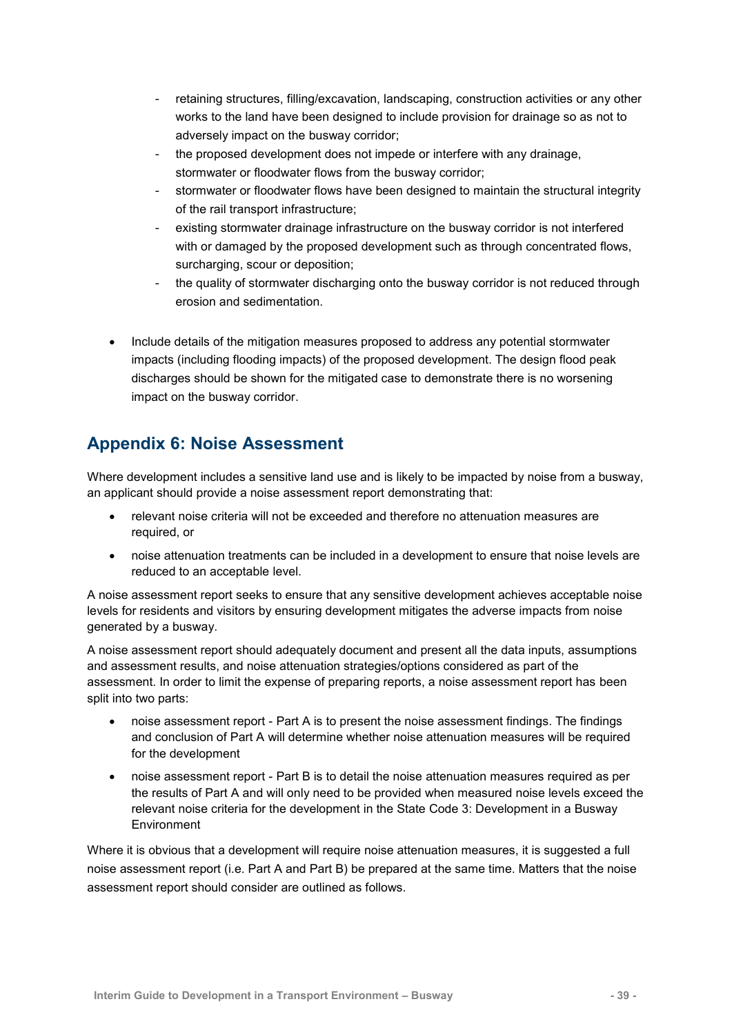- retaining structures, filling/excavation, landscaping, construction activities or any other works to the land have been designed to include provision for drainage so as not to adversely impact on the busway corridor;
- the proposed development does not impede or interfere with any drainage, stormwater or floodwater flows from the busway corridor;
- stormwater or floodwater flows have been designed to maintain the structural integrity of the rail transport infrastructure;
- existing stormwater drainage infrastructure on the busway corridor is not interfered with or damaged by the proposed development such as through concentrated flows, surcharging, scour or deposition;
- the quality of stormwater discharging onto the busway corridor is not reduced through erosion and sedimentation.

- Include details of the mitigation measures proposed to address any potential stormwater impacts (including flooding impacts) of the proposed development. The design flood peak discharges should be shown for the mitigated case to demonstrate there is no worsening impact on the busway corridor.

## Appendix 6: Noise Assessment

Where development includes a sensitive land use and is likely to be impacted by noise from a busway, an applicant should provide a noise assessment report demonstrating that:

- relevant noise criteria will not be exceeded and therefore no attenuation measures are required, or
- noise attenuation treatments can be included in a development to ensure that noise levels are reduced to an acceptable level.

A noise assessment report seeks to ensure that any sensitive development achieves acceptable noise levels for residents and visitors by ensuring development mitigates the adverse impacts from noise generated by a busway.

A noise assessment report should adequately document and present all the data inputs, assumptions and assessment results, and noise attenuation strategies/options considered as part of the assessment. In order to limit the expense of preparing reports, a noise assessment report has been split into two parts:

- noise assessment report - Part A is to present the noise assessment findings. The findings and conclusion of Part A will determine whether noise attenuation measures will be required for the development
- noise assessment report - Part B is to detail the noise attenuation measures required as per the results of Part A and will only need to be provided when measured noise levels exceed the relevant noise criteria for the development in the State Code 3: Development in a Busway Environment

Where it is obvious that a development will require noise attenuation measures, it is suggested a full noise assessment report (i.e. Part A and Part B) be prepared at the same time. Matters that the noise assessment report should consider are outlined as follows.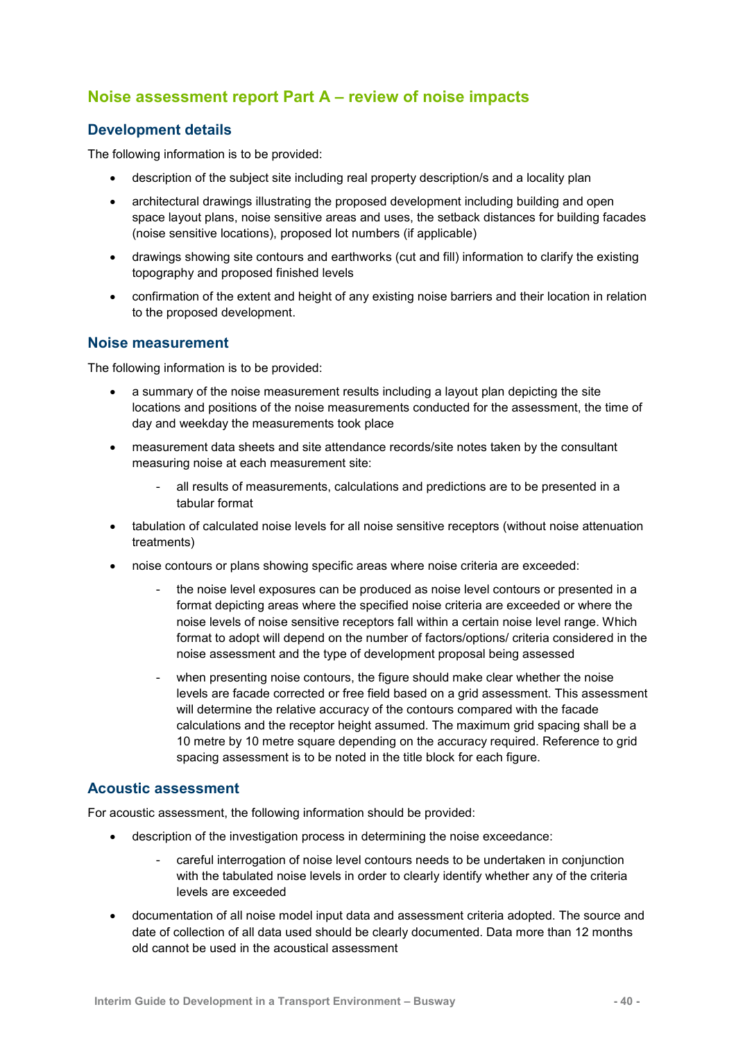## Noise assessment report Part A – review of noise impacts

### Development details

The following information is to be provided:

- description of the subject site including real property description/s and a locality plan
- architectural drawings illustrating the proposed development including building and open space layout plans, noise sensitive areas and uses, the setback distances for building facades (noise sensitive locations), proposed lot numbers (if applicable)
- drawings showing site contours and earthworks (cut and fill) information to clarify the existing topography and proposed finished levels
- confirmation of the extent and height of any existing noise barriers and their location in relation to the proposed development.

### Noise measurement

The following information is to be provided:

- a summary of the noise measurement results including a layout plan depicting the site locations and positions of the noise measurements conducted for the assessment, the time of day and weekday the measurements took place
- measurement data sheets and site attendance records/site notes taken by the consultant measuring noise at each measurement site:
    - all results of measurements, calculations and predictions are to be presented in a tabular format
- tabulation of calculated noise levels for all noise sensitive receptors (without noise attenuation treatments)
- noise contours or plans showing specific areas where noise criteria are exceeded:
    - the noise level exposures can be produced as noise level contours or presented in a format depicting areas where the specified noise criteria are exceeded or where the noise levels of noise sensitive receptors fall within a certain noise level range. Which format to adopt will depend on the number of factors/options/ criteria considered in the noise assessment and the type of development proposal being assessed
    - when presenting noise contours, the figure should make clear whether the noise levels are facade corrected or free field based on a grid assessment. This assessment will determine the relative accuracy of the contours compared with the facade calculations and the receptor height assumed. The maximum grid spacing shall be a 10 metre by 10 metre square depending on the accuracy required. Reference to grid spacing assessment is to be noted in the title block for each figure.

### Acoustic assessment

For acoustic assessment, the following information should be provided:

- description of the investigation process in determining the noise exceedance:
    - careful interrogation of noise level contours needs to be undertaken in conjunction with the tabulated noise levels in order to clearly identify whether any of the criteria levels are exceeded
- documentation of all noise model input data and assessment criteria adopted. The source and date of collection of all data used should be clearly documented. Data more than 12 months old cannot be used in the acoustical assessment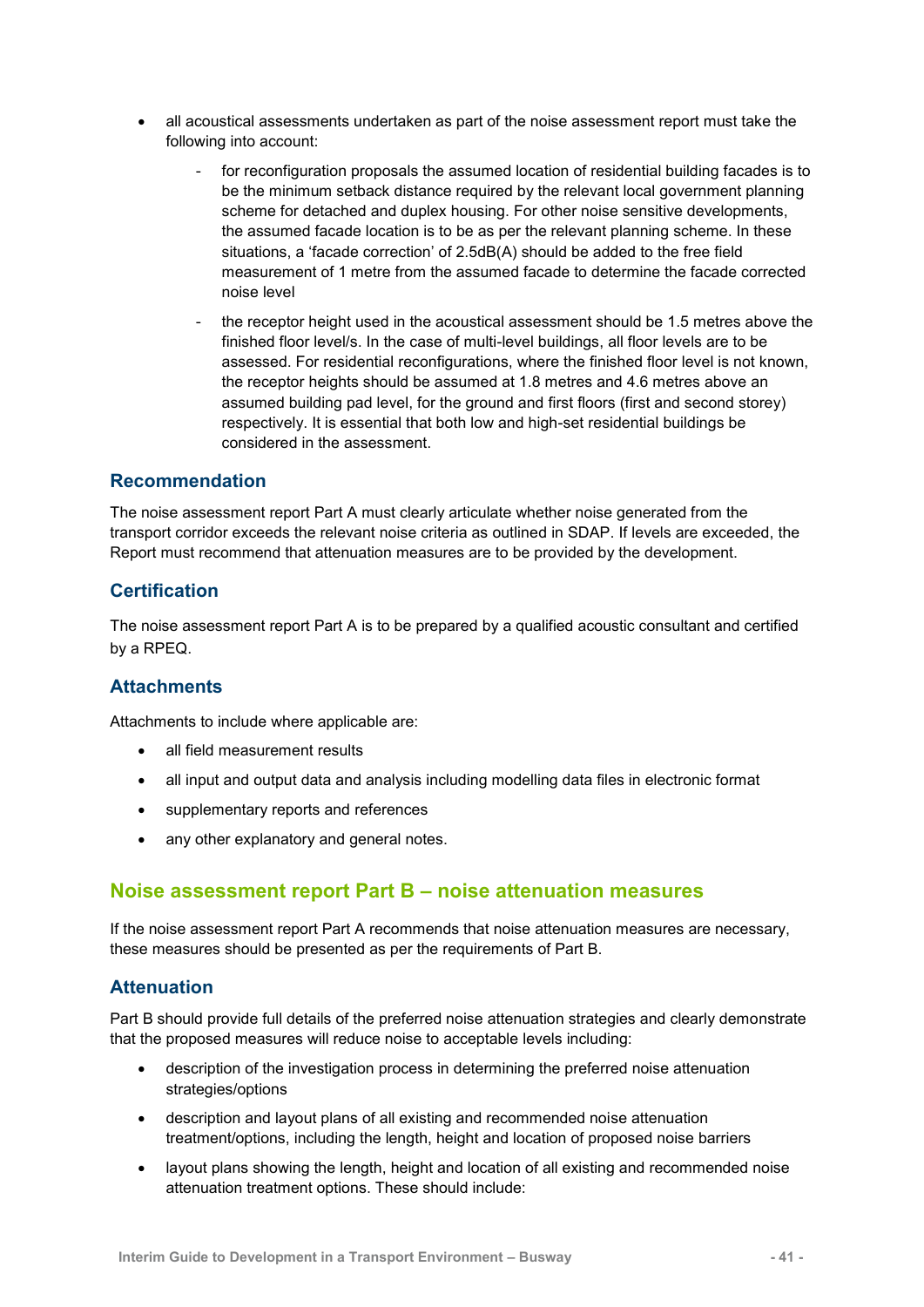- all acoustical assessments undertaken as part of the noise assessment report must take the following into account:
  - for reconfiguration proposals the assumed location of residential building facades is to be the minimum setback distance required by the relevant local government planning scheme for detached and duplex housing. For other noise sensitive developments, the assumed facade location is to be as per the relevant planning scheme. In these situations, a 'facade correction' of 2.5dB(A) should be added to the free field measurement of 1 metre from the assumed facade to determine the facade corrected noise level
  - the receptor height used in the acoustical assessment should be 1.5 metres above the finished floor level/s. In the case of multi-level buildings, all floor levels are to be assessed. For residential reconfigurations, where the finished floor level is not known, the receptor heights should be assumed at 1.8 metres and 4.6 metres above an assumed building pad level, for the ground and first floors (first and second storey) respectively. It is essential that both low and high-set residential buildings be considered in the assessment.

### Recommendation

The noise assessment report Part A must clearly articulate whether noise generated from the transport corridor exceeds the relevant noise criteria as outlined in SDAP. If levels are exceeded, the Report must recommend that attenuation measures are to be provided by the development.

### Certification

The noise assessment report Part A is to be prepared by a qualified acoustic consultant and certified by a RPEQ.

### Attachments

Attachments to include where applicable are:

- all field measurement results
- all input and output data and analysis including modelling data files in electronic format
- supplementary reports and references
- any other explanatory and general notes.

## Noise assessment report Part B – noise attenuation measures

If the noise assessment report Part A recommends that noise attenuation measures are necessary, these measures should be presented as per the requirements of Part B.

### Attenuation

Part B should provide full details of the preferred noise attenuation strategies and clearly demonstrate that the proposed measures will reduce noise to acceptable levels including:

- description of the investigation process in determining the preferred noise attenuation strategies/options
- description and layout plans of all existing and recommended noise attenuation treatment/options, including the length, height and location of proposed noise barriers
- layout plans showing the length, height and location of all existing and recommended noise attenuation treatment options. These should include: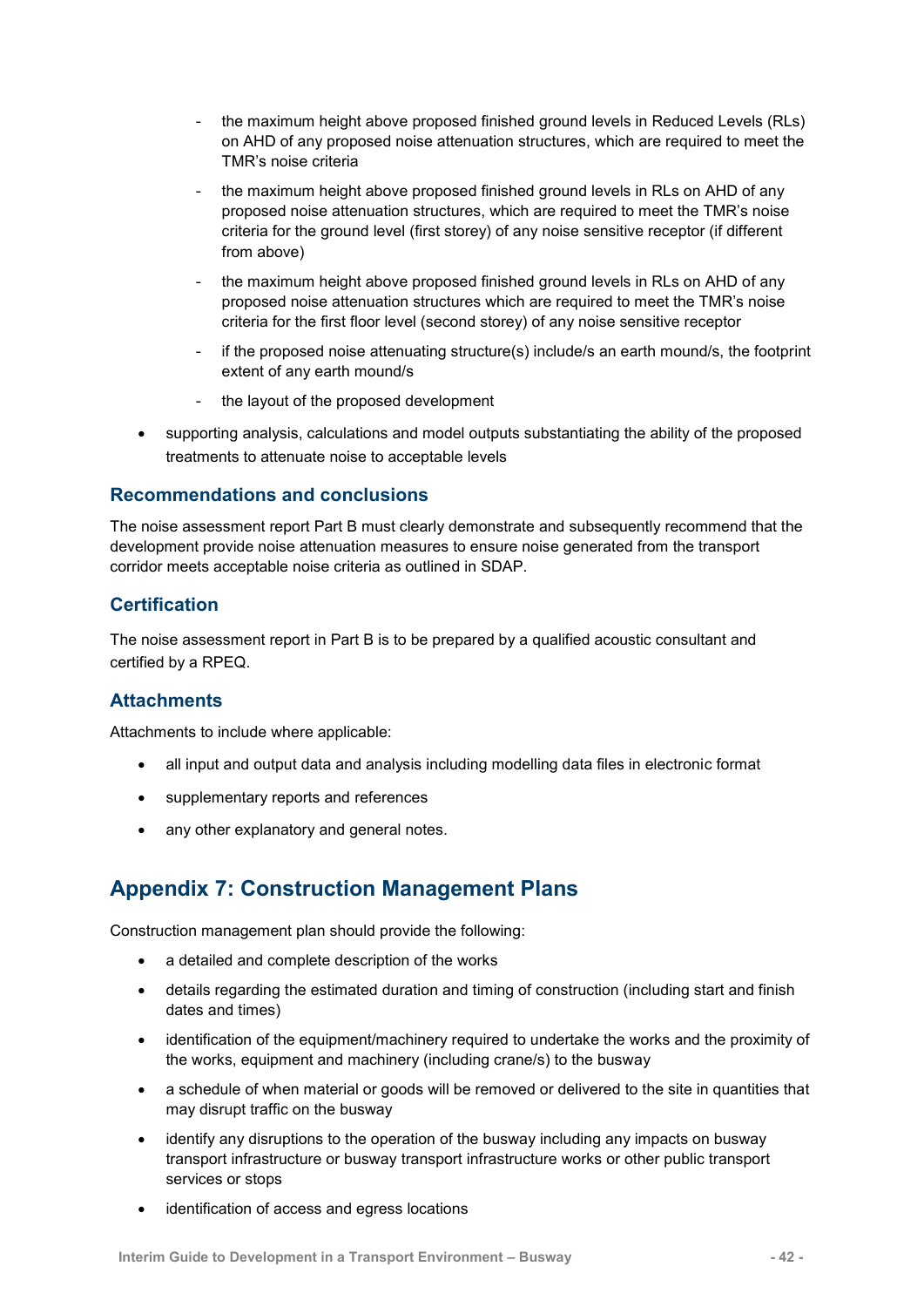- the maximum height above proposed finished ground levels in Reduced Levels (RLs) on AHD of any proposed noise attenuation structures, which are required to meet the TMR's noise criteria
    - the maximum height above proposed finished ground levels in RLs on AHD of any proposed noise attenuation structures, which are required to meet the TMR's noise criteria for the ground level (first storey) of any noise sensitive receptor (if different from above)
    - the maximum height above proposed finished ground levels in RLs on AHD of any proposed noise attenuation structures which are required to meet the TMR's noise criteria for the first floor level (second storey) of any noise sensitive receptor
    - if the proposed noise attenuating structure(s) include/s an earth mound/s, the footprint extent of any earth mound/s
    - the layout of the proposed development
- supporting analysis, calculations and model outputs substantiating the ability of the proposed treatments to attenuate noise to acceptable levels

### Recommendations and conclusions

The noise assessment report Part B must clearly demonstrate and subsequently recommend that the development provide noise attenuation measures to ensure noise generated from the transport corridor meets acceptable noise criteria as outlined in SDAP.

### Certification

The noise assessment report in Part B is to be prepared by a qualified acoustic consultant and certified by a RPEQ.

### Attachments

Attachments to include where applicable:

- all input and output data and analysis including modelling data files in electronic format
- supplementary reports and references
- any other explanatory and general notes.

## Appendix 7: Construction Management Plans

Construction management plan should provide the following:

- a detailed and complete description of the works
- details regarding the estimated duration and timing of construction (including start and finish dates and times)
- identification of the equipment/machinery required to undertake the works and the proximity of the works, equipment and machinery (including crane/s) to the busway
- a schedule of when material or goods will be removed or delivered to the site in quantities that may disrupt traffic on the busway
- identify any disruptions to the operation of the busway including any impacts on busway transport infrastructure or busway transport infrastructure works or other public transport services or stops
- identification of access and egress locations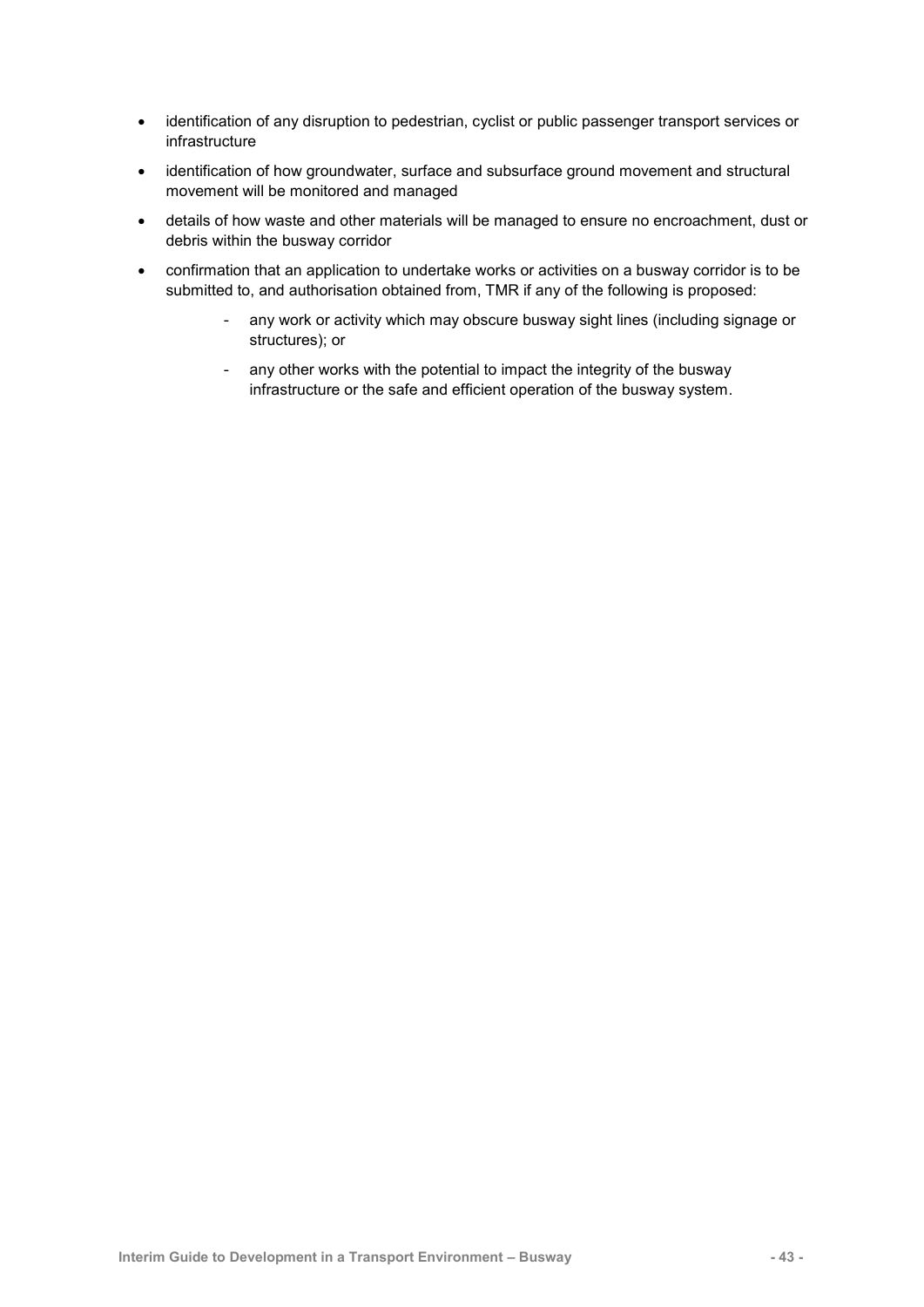- identification of any disruption to pedestrian, cyclist or public passenger transport services or infrastructure
- identification of how groundwater, surface and subsurface ground movement and structural movement will be monitored and managed
- details of how waste and other materials will be managed to ensure no encroachment, dust or debris within the busway corridor
- confirmation that an application to undertake works or activities on a busway corridor is to be submitted to, and authorisation obtained from, TMR if any of the following is proposed:
    - any work or activity which may obscure busway sight lines (including signage or structures); or
    - any other works with the potential to impact the integrity of the busway infrastructure or the safe and efficient operation of the busway system.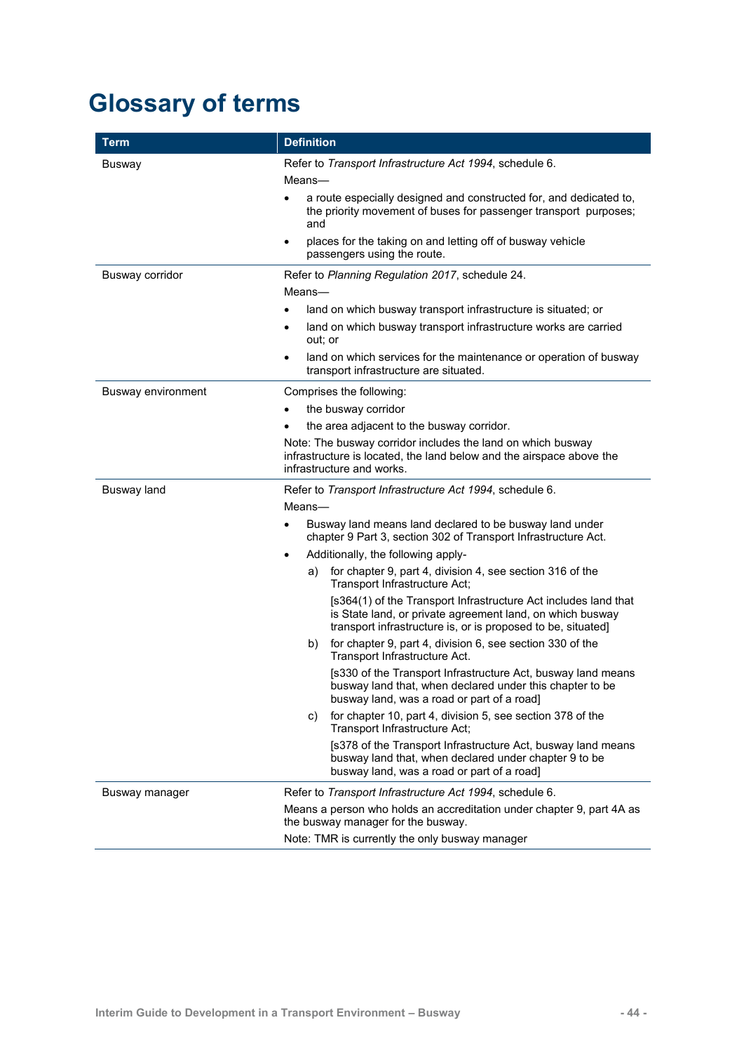# Glossary of terms

| Term | Definition |
|---|---|
| Busway | Refer to *Transport Infrastructure Act 1994*, schedule 6.<br>Means—<br>• a route especially designed and constructed for, and dedicated to, the priority movement of buses for passenger transport purposes; and<br>• places for the taking on and letting off of busway vehicle passengers using the route. |
| Busway corridor | Refer to *Planning Regulation 2017*, schedule 24.<br>Means—<br>• land on which busway transport infrastructure is situated; or<br>• land on which busway transport infrastructure works are carried out; or<br>• land on which services for the maintenance or operation of busway transport infrastructure are situated. |
| Busway environment | Comprises the following:<br>• the busway corridor<br>• the area adjacent to the busway corridor.<br>Note: The busway corridor includes the land on which busway infrastructure is located, the land below and the airspace above the infrastructure and works. |
| Busway land | Refer to *Transport Infrastructure Act 1994*, schedule 6.<br>Means—<br>• Busway land means land declared to be busway land under chapter 9 Part 3, section 302 of Transport Infrastructure Act.<br>• Additionally, the following apply-<br>a) for chapter 9, part 4, division 4, see section 316 of the Transport Infrastructure Act;<br>[s364(1) of the Transport Infrastructure Act includes land that is State land, or private agreement land, on which busway transport infrastructure is, or is proposed to be, situated]<br>b) for chapter 9, part 4, division 6, see section 330 of the Transport Infrastructure Act.<br>[s330 of the Transport Infrastructure Act, busway land means busway land that, when declared under this chapter to be busway land, was a road or part of a road]<br>c) for chapter 10, part 4, division 5, see section 378 of the Transport Infrastructure Act;<br>[s378 of the Transport Infrastructure Act, busway land means busway land that, when declared under chapter 9 to be busway land, was a road or part of a road] |
| Busway manager | Refer to *Transport Infrastructure Act 1994*, schedule 6.<br>Means a person who holds an accreditation under chapter 9, part 4A as the busway manager for the busway.<br>Note: TMR is currently the only busway manager |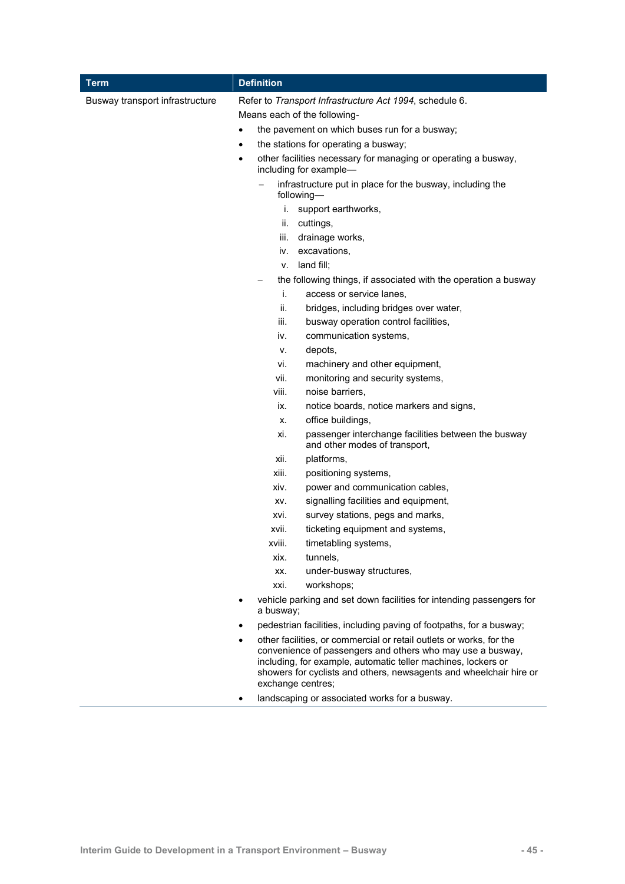| Term | Definition |
| --- | --- |
| Busway transport infrastructure | Refer to *Transport Infrastructure Act 1994*, schedule 6.<br>Means each of the following-<br>• the pavement on which buses run for a busway;<br>• the stations for operating a busway;<br>• other facilities necessary for managing or operating a busway, including for example—<br>&nbsp;&nbsp;– infrastructure put in place for the busway, including the following—<br>&nbsp;&nbsp;&nbsp;&nbsp;i. support earthworks,<br>&nbsp;&nbsp;&nbsp;&nbsp;ii. cuttings,<br>&nbsp;&nbsp;&nbsp;&nbsp;iii. drainage works,<br>&nbsp;&nbsp;&nbsp;&nbsp;iv. excavations,<br>&nbsp;&nbsp;&nbsp;&nbsp;v. land fill;<br>&nbsp;&nbsp;– the following things, if associated with the operation a busway<br>&nbsp;&nbsp;&nbsp;&nbsp;i. access or service lanes,<br>&nbsp;&nbsp;&nbsp;&nbsp;ii. bridges, including bridges over water,<br>&nbsp;&nbsp;&nbsp;&nbsp;iii. busway operation control facilities,<br>&nbsp;&nbsp;&nbsp;&nbsp;iv. communication systems,<br>&nbsp;&nbsp;&nbsp;&nbsp;v. depots,<br>&nbsp;&nbsp;&nbsp;&nbsp;vi. machinery and other equipment,<br>&nbsp;&nbsp;&nbsp;&nbsp;vii. monitoring and security systems,<br>&nbsp;&nbsp;&nbsp;&nbsp;viii. noise barriers,<br>&nbsp;&nbsp;&nbsp;&nbsp;ix. notice boards, notice markers and signs,<br>&nbsp;&nbsp;&nbsp;&nbsp;x. office buildings,<br>&nbsp;&nbsp;&nbsp;&nbsp;xi. passenger interchange facilities between the busway and other modes of transport,<br>&nbsp;&nbsp;&nbsp;&nbsp;xii. platforms,<br>&nbsp;&nbsp;&nbsp;&nbsp;xiii. positioning systems,<br>&nbsp;&nbsp;&nbsp;&nbsp;xiv. power and communication cables,<br>&nbsp;&nbsp;&nbsp;&nbsp;xv. signalling facilities and equipment,<br>&nbsp;&nbsp;&nbsp;&nbsp;xvi. survey stations, pegs and marks,<br>&nbsp;&nbsp;&nbsp;&nbsp;xvii. ticketing equipment and systems,<br>&nbsp;&nbsp;&nbsp;&nbsp;xviii. timetabling systems,<br>&nbsp;&nbsp;&nbsp;&nbsp;xix. tunnels,<br>&nbsp;&nbsp;&nbsp;&nbsp;xx. under-busway structures,<br>&nbsp;&nbsp;&nbsp;&nbsp;xxi. workshops;<br>• vehicle parking and set down facilities for intending passengers for a busway;<br>• pedestrian facilities, including paving of footpaths, for a busway;<br>• other facilities, or commercial or retail outlets or works, for the convenience of passengers and others who may use a busway, including, for example, automatic teller machines, lockers or showers for cyclists and others, newsagents and wheelchair hire or exchange centres;<br>• landscaping or associated works for a busway. |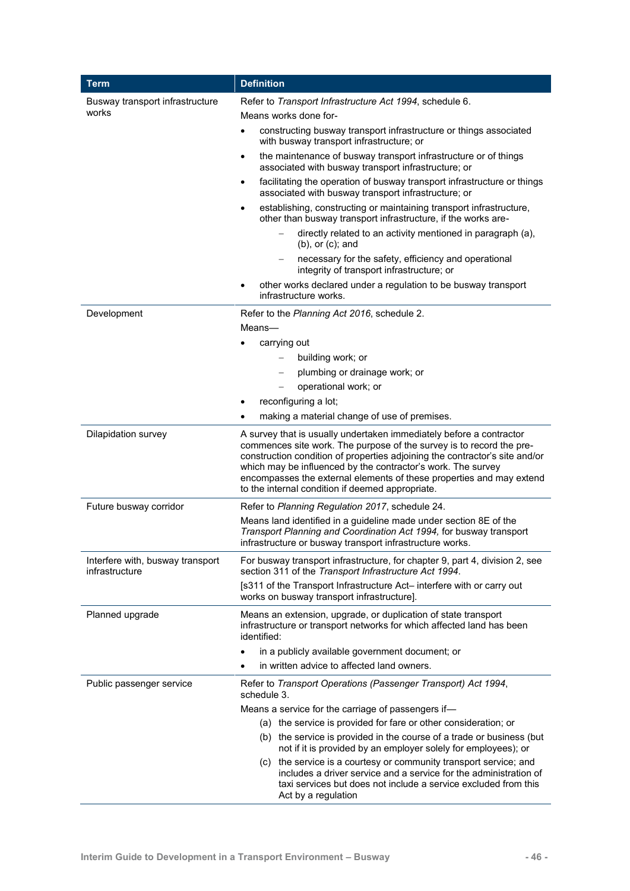| Term | Definition |
| --- | --- |
| Busway transport infrastructure works | Refer to *Transport Infrastructure Act 1994*, schedule 6.<br>Means works done for-<br>• constructing busway transport infrastructure or things associated with busway transport infrastructure; or<br>• the maintenance of busway transport infrastructure or of things associated with busway transport infrastructure; or<br>• facilitating the operation of busway transport infrastructure or things associated with busway transport infrastructure; or<br>• establishing, constructing or maintaining transport infrastructure, other than busway transport infrastructure, if the works are-<br>  – directly related to an activity mentioned in paragraph (a), (b), or (c); and<br>  – necessary for the safety, efficiency and operational integrity of transport infrastructure; or<br>• other works declared under a regulation to be busway transport infrastructure works. |
| Development | Refer to the *Planning Act 2016*, schedule 2.<br>Means—<br>• carrying out<br>  – building work; or<br>  – plumbing or drainage work; or<br>  – operational work; or<br>• reconfiguring a lot;<br>• making a material change of use of premises. |
| Dilapidation survey | A survey that is usually undertaken immediately before a contractor commences site work. The purpose of the survey is to record the pre-construction condition of properties adjoining the contractor's site and/or which may be influenced by the contractor's work. The survey encompasses the external elements of these properties and may extend to the internal condition if deemed appropriate. |
| Future busway corridor | Refer to *Planning Regulation 2017*, schedule 24.<br>Means land identified in a guideline made under section 8E of the *Transport Planning and Coordination Act 1994,* for busway transport infrastructure or busway transport infrastructure works. |
| Interfere with, busway transport infrastructure | For busway transport infrastructure, for chapter 9, part 4, division 2, see section 311 of the *Transport Infrastructure Act 1994*.<br>[s311 of the Transport Infrastructure Act– interfere with or carry out works on busway transport infrastructure]. |
| Planned upgrade | Means an extension, upgrade, or duplication of state transport infrastructure or transport networks for which affected land has been identified:<br>• in a publicly available government document; or<br>• in written advice to affected land owners. |
| Public passenger service | Refer to *Transport Operations (Passenger Transport) Act 1994*, schedule 3.<br>Means a service for the carriage of passengers if—<br>(a) the service is provided for fare or other consideration; or<br>(b) the service is provided in the course of a trade or business (but not if it is provided by an employer solely for employees); or<br>(c) the service is a courtesy or community transport service; and includes a driver service and a service for the administration of taxi services but does not include a service excluded from this Act by a regulation |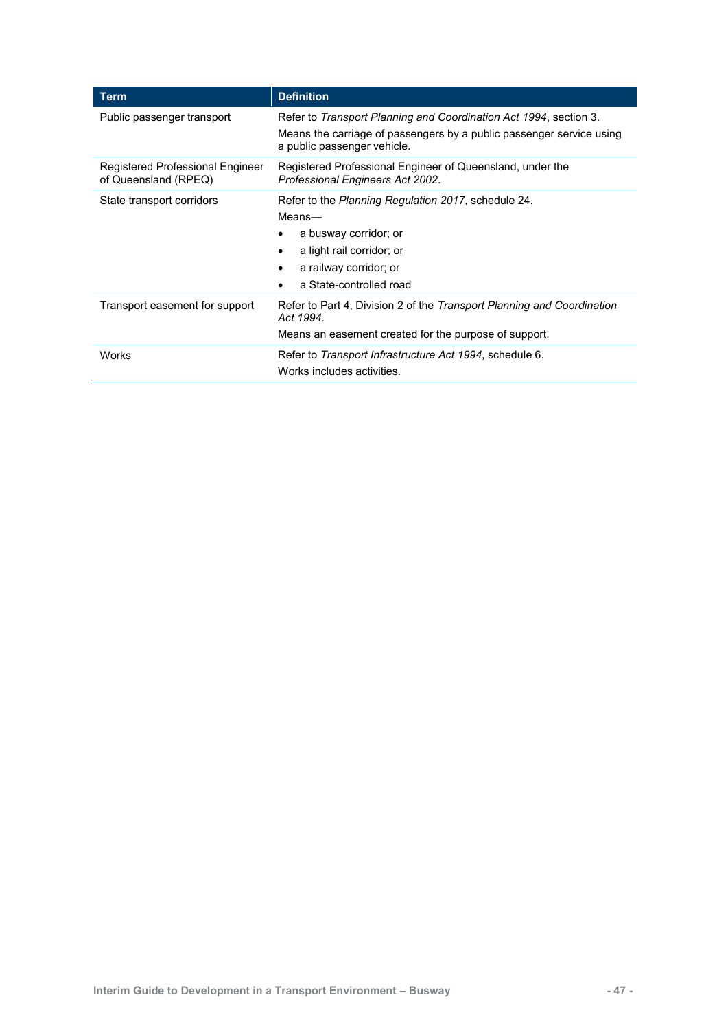| Term | Definition |
|---|---|
| Public passenger transport | Refer to *Transport Planning and Coordination Act 1994*, section 3.<br>Means the carriage of passengers by a public passenger service using a public passenger vehicle. |
| Registered Professional Engineer of Queensland (RPEQ) | Registered Professional Engineer of Queensland, under the *Professional Engineers Act 2002*. |
| State transport corridors | Refer to the *Planning Regulation 2017*, schedule 24.<br>Means—<br>• a busway corridor; or<br>• a light rail corridor; or<br>• a railway corridor; or<br>• a State-controlled road |
| Transport easement for support | Refer to Part 4, Division 2 of the *Transport Planning and Coordination Act 1994*.<br>Means an easement created for the purpose of support. |
| Works | Refer to *Transport Infrastructure Act 1994*, schedule 6.<br>Works includes activities. |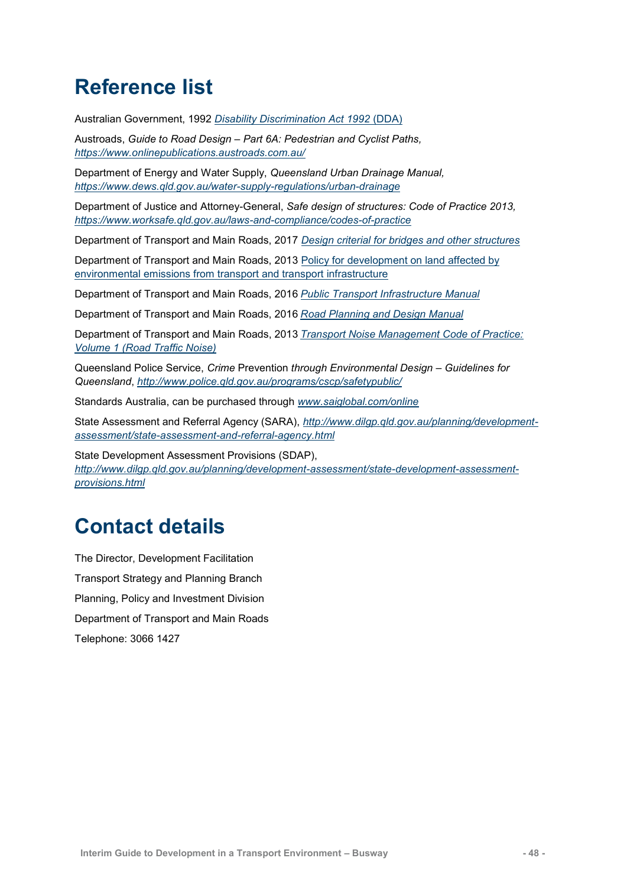# Reference list

Australian Government, 1992 *Disability Discrimination Act 1992* (DDA)

Austroads, *Guide to Road Design – Part 6A: Pedestrian and Cyclist Paths,* *https://www.onlinepublications.austroads.com.au/*

Department of Energy and Water Supply, *Queensland Urban Drainage Manual,* *https://www.dews.qld.gov.au/water-supply-regulations/urban-drainage*

Department of Justice and Attorney-General, *Safe design of structures: Code of Practice 2013,* *https://www.worksafe.qld.gov.au/laws-and-compliance/codes-of-practice*

Department of Transport and Main Roads, 2017 *Design criterial for bridges and other structures*

Department of Transport and Main Roads, 2013 Policy for development on land affected by environmental emissions from transport and transport infrastructure

Department of Transport and Main Roads, 2016 *Public Transport Infrastructure Manual*

Department of Transport and Main Roads, 2016 *Road Planning and Design Manual*

Department of Transport and Main Roads, 2013 *Transport Noise Management Code of Practice: Volume 1 (Road Traffic Noise)*

Queensland Police Service, *Crime* Prevention *through Environmental Design – Guidelines for Queensland*, *http://www.police.qld.gov.au/programs/cscp/safetypublic/*

Standards Australia, can be purchased through *www.saiglobal.com/online*

State Assessment and Referral Agency (SARA), *http://www.dilgp.qld.gov.au/planning/development-assessment/state-assessment-and-referral-agency.html*

State Development Assessment Provisions (SDAP), *http://www.dilgp.qld.gov.au/planning/development-assessment/state-development-assessment-provisions.html*

# Contact details

The Director, Development Facilitation

Transport Strategy and Planning Branch

Planning, Policy and Investment Division

Department of Transport and Main Roads

Telephone: 3066 1427